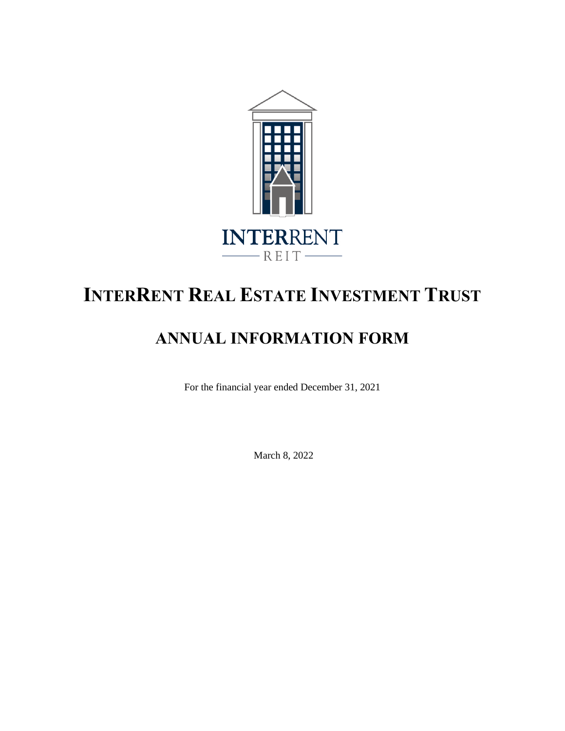INTERRENT

REIT

# INTERRENT REAL ESTATE INVESTMENT TRUST

## ANNUAL INFORMATION FORM

For the financial year ended December 31, 2021

March 8, 2022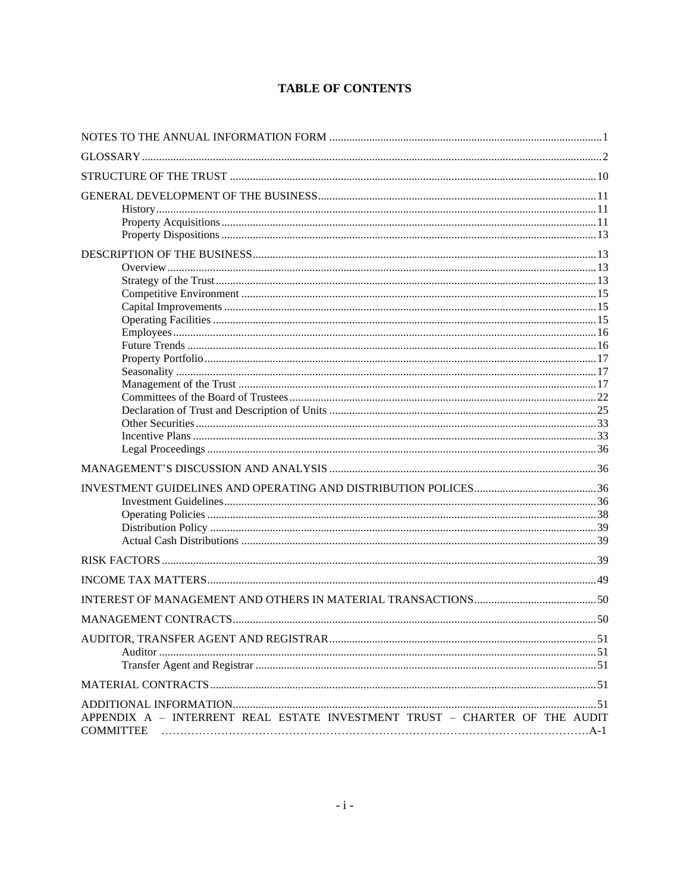# TABLE OF CONTENTS

NOTES TO THE ANNUAL INFORMATION FORM ............................................................................................... 1

GLOSSARY ................................................................................................................................................. 2

STRUCTURE OF THE TRUST ................................................................................................................ 10

GENERAL DEVELOPMENT OF THE BUSINESS .................................................................................. 11
- History ................................................................................................................................ 11
- Property Acquisitions ......................................................................................................... 11
- Property Dispositions ......................................................................................................... 13

DESCRIPTION OF THE BUSINESS ........................................................................................................ 13
- Overview ............................................................................................................................ 13
- Strategy of the Trust ........................................................................................................... 13
- Competitive Environment ................................................................................................... 15
- Capital Improvements ......................................................................................................... 15
- Operating Facilities ............................................................................................................ 15
- Employees .......................................................................................................................... 16
- Future Trends ..................................................................................................................... 16
- Property Portfolio ............................................................................................................... 17
- Seasonality ......................................................................................................................... 17
- Management of the Trust ................................................................................................... 17
- Committees of the Board of Trustees ................................................................................. 22
- Declaration of Trust and Description of Units .................................................................... 25
- Other Securities .................................................................................................................. 33
- Incentive Plans ................................................................................................................... 33
- Legal Proceedings .............................................................................................................. 36

MANAGEMENT'S DISCUSSION AND ANALYSIS ............................................................................. 36

INVESTMENT GUIDELINES AND OPERATING AND DISTRIBUTION POLICES ........................... 36
- Investment Guidelines ........................................................................................................ 36
- Operating Policies ............................................................................................................... 38
- Distribution Policy .............................................................................................................. 39
- Actual Cash Distributions ................................................................................................... 39

RISK FACTORS ........................................................................................................................................ 39

INCOME TAX MATTERS ........................................................................................................................ 49

INTEREST OF MANAGEMENT AND OTHERS IN MATERIAL TRANSACTIONS ........................... 50

MANAGEMENT CONTRACTS ............................................................................................................... 50

AUDITOR, TRANSFER AGENT AND REGISTRAR ............................................................................. 51
- Auditor ............................................................................................................................... 51
- Transfer Agent and Registrar .............................................................................................. 51

MATERIAL CONTRACTS ....................................................................................................................... 51

ADDITIONAL INFORMATION ............................................................................................................... 51

APPENDIX A – INTERRENT REAL ESTATE INVESTMENT TRUST – CHARTER OF THE AUDIT COMMITTEE ............................................................................................................................. A-1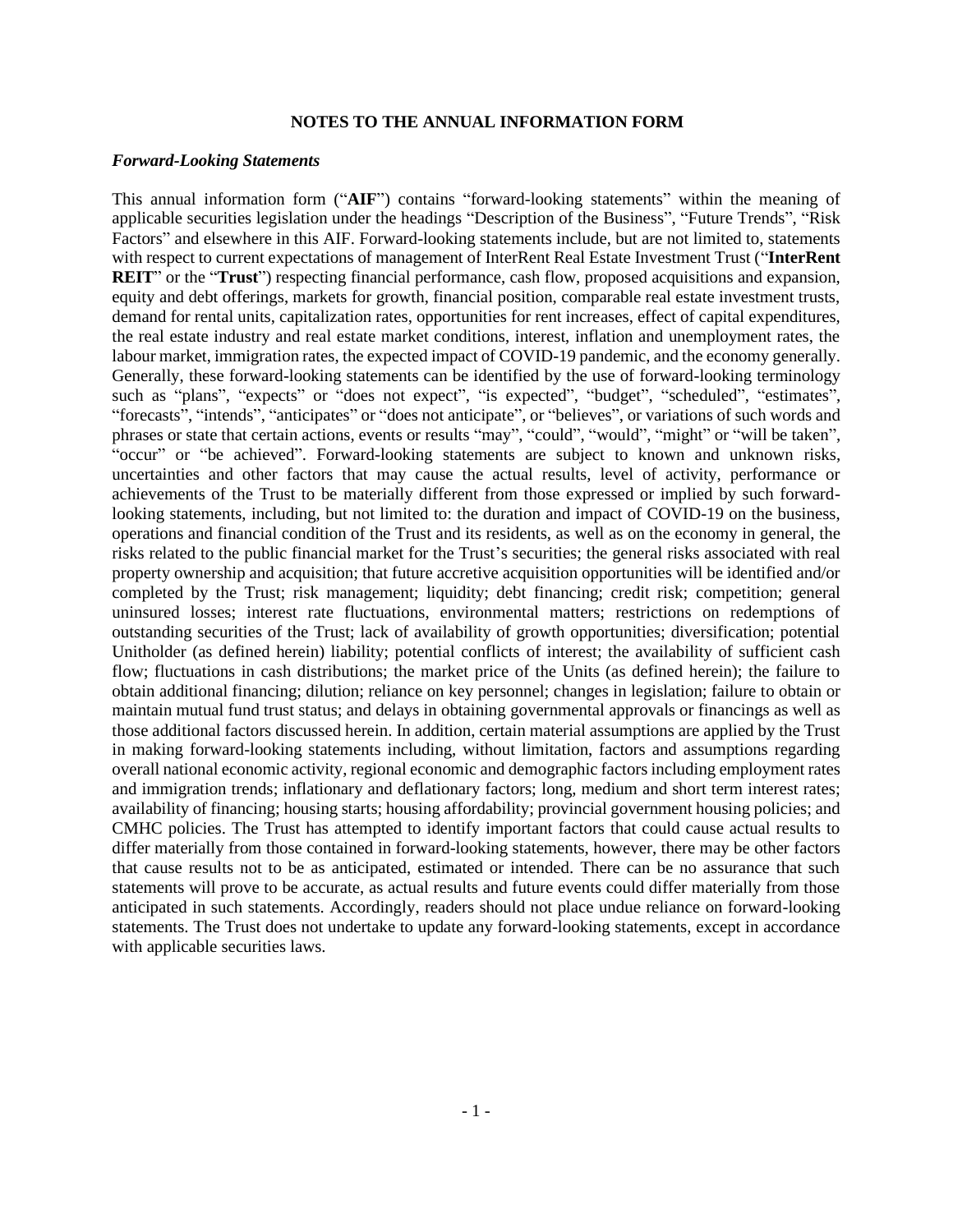## NOTES TO THE ANNUAL INFORMATION FORM

### *Forward-Looking Statements*

This annual information form ("**AIF**") contains "forward-looking statements" within the meaning of applicable securities legislation under the headings "Description of the Business", "Future Trends", "Risk Factors" and elsewhere in this AIF. Forward-looking statements include, but are not limited to, statements with respect to current expectations of management of InterRent Real Estate Investment Trust ("**InterRent REIT**" or the "**Trust**") respecting financial performance, cash flow, proposed acquisitions and expansion, equity and debt offerings, markets for growth, financial position, comparable real estate investment trusts, demand for rental units, capitalization rates, opportunities for rent increases, effect of capital expenditures, the real estate industry and real estate market conditions, interest, inflation and unemployment rates, the labour market, immigration rates, the expected impact of COVID-19 pandemic, and the economy generally. Generally, these forward-looking statements can be identified by the use of forward-looking terminology such as "plans", "expects" or "does not expect", "is expected", "budget", "scheduled", "estimates", "forecasts", "intends", "anticipates" or "does not anticipate", or "believes", or variations of such words and phrases or state that certain actions, events or results "may", "could", "would", "might" or "will be taken", "occur" or "be achieved". Forward-looking statements are subject to known and unknown risks, uncertainties and other factors that may cause the actual results, level of activity, performance or achievements of the Trust to be materially different from those expressed or implied by such forward-looking statements, including, but not limited to: the duration and impact of COVID-19 on the business, operations and financial condition of the Trust and its residents, as well as on the economy in general, the risks related to the public financial market for the Trust's securities; the general risks associated with real property ownership and acquisition; that future accretive acquisition opportunities will be identified and/or completed by the Trust; risk management; liquidity; debt financing; credit risk; competition; general uninsured losses; interest rate fluctuations, environmental matters; restrictions on redemptions of outstanding securities of the Trust; lack of availability of growth opportunities; diversification; potential Unitholder (as defined herein) liability; potential conflicts of interest; the availability of sufficient cash flow; fluctuations in cash distributions; the market price of the Units (as defined herein); the failure to obtain additional financing; dilution; reliance on key personnel; changes in legislation; failure to obtain or maintain mutual fund trust status; and delays in obtaining governmental approvals or financings as well as those additional factors discussed herein. In addition, certain material assumptions are applied by the Trust in making forward-looking statements including, without limitation, factors and assumptions regarding overall national economic activity, regional economic and demographic factors including employment rates and immigration trends; inflationary and deflationary factors; long, medium and short term interest rates; availability of financing; housing starts; housing affordability; provincial government housing policies; and CMHC policies. The Trust has attempted to identify important factors that could cause actual results to differ materially from those contained in forward-looking statements, however, there may be other factors that cause results not to be as anticipated, estimated or intended. There can be no assurance that such statements will prove to be accurate, as actual results and future events could differ materially from those anticipated in such statements. Accordingly, readers should not place undue reliance on forward-looking statements. The Trust does not undertake to update any forward-looking statements, except in accordance with applicable securities laws.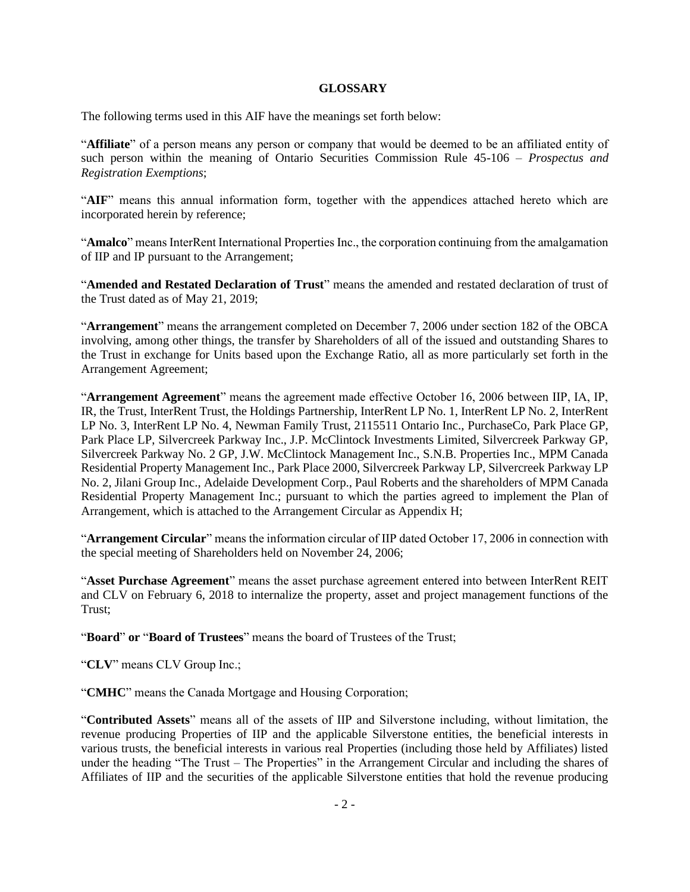## GLOSSARY

The following terms used in this AIF have the meanings set forth below:

"**Affiliate**" of a person means any person or company that would be deemed to be an affiliated entity of such person within the meaning of Ontario Securities Commission Rule 45-106 – *Prospectus and Registration Exemptions*;

"**AIF**" means this annual information form, together with the appendices attached hereto which are incorporated herein by reference;

"**Amalco**" means InterRent International Properties Inc., the corporation continuing from the amalgamation of IIP and IP pursuant to the Arrangement;

"**Amended and Restated Declaration of Trust**" means the amended and restated declaration of trust of the Trust dated as of May 21, 2019;

"**Arrangement**" means the arrangement completed on December 7, 2006 under section 182 of the OBCA involving, among other things, the transfer by Shareholders of all of the issued and outstanding Shares to the Trust in exchange for Units based upon the Exchange Ratio, all as more particularly set forth in the Arrangement Agreement;

"**Arrangement Agreement**" means the agreement made effective October 16, 2006 between IIP, IA, IP, IR, the Trust, InterRent Trust, the Holdings Partnership, InterRent LP No. 1, InterRent LP No. 2, InterRent LP No. 3, InterRent LP No. 4, Newman Family Trust, 2115511 Ontario Inc., PurchaseCo, Park Place GP, Park Place LP, Silvercreek Parkway Inc., J.P. McClintock Investments Limited, Silvercreek Parkway GP, Silvercreek Parkway No. 2 GP, J.W. McClintock Management Inc., S.N.B. Properties Inc., MPM Canada Residential Property Management Inc., Park Place 2000, Silvercreek Parkway LP, Silvercreek Parkway LP No. 2, Jilani Group Inc., Adelaide Development Corp., Paul Roberts and the shareholders of MPM Canada Residential Property Management Inc.; pursuant to which the parties agreed to implement the Plan of Arrangement, which is attached to the Arrangement Circular as Appendix H;

"**Arrangement Circular**" means the information circular of IIP dated October 17, 2006 in connection with the special meeting of Shareholders held on November 24, 2006;

"**Asset Purchase Agreement**" means the asset purchase agreement entered into between InterRent REIT and CLV on February 6, 2018 to internalize the property, asset and project management functions of the Trust;

"**Board**" **or** "**Board of Trustees**" means the board of Trustees of the Trust;

"**CLV**" means CLV Group Inc.;

"**CMHC**" means the Canada Mortgage and Housing Corporation;

"**Contributed Assets**" means all of the assets of IIP and Silverstone including, without limitation, the revenue producing Properties of IIP and the applicable Silverstone entities, the beneficial interests in various trusts, the beneficial interests in various real Properties (including those held by Affiliates) listed under the heading "The Trust – The Properties" in the Arrangement Circular and including the shares of Affiliates of IIP and the securities of the applicable Silverstone entities that hold the revenue producing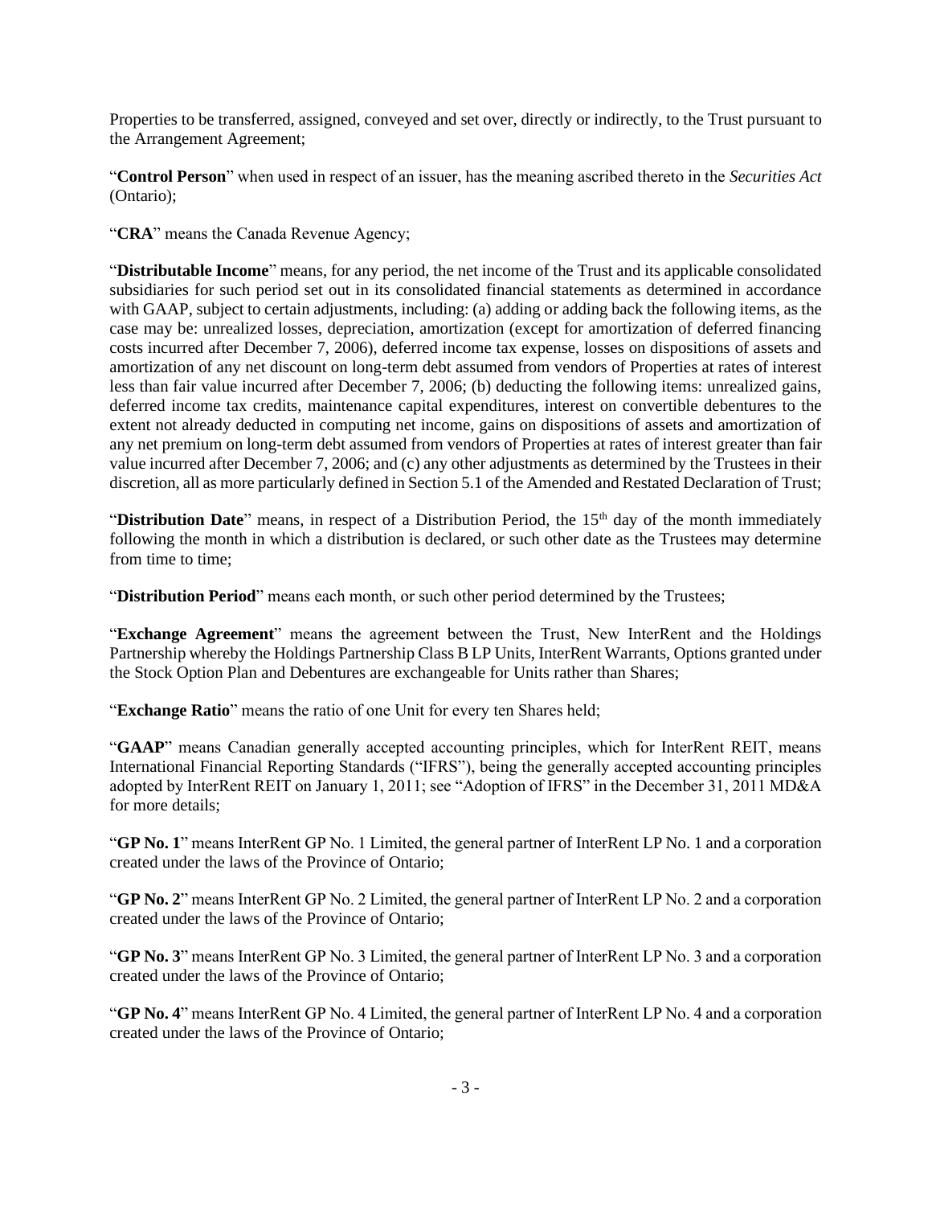Properties to be transferred, assigned, conveyed and set over, directly or indirectly, to the Trust pursuant to the Arrangement Agreement;

"**Control Person**" when used in respect of an issuer, has the meaning ascribed thereto in the *Securities Act* (Ontario);

"**CRA**" means the Canada Revenue Agency;

"**Distributable Income**" means, for any period, the net income of the Trust and its applicable consolidated subsidiaries for such period set out in its consolidated financial statements as determined in accordance with GAAP, subject to certain adjustments, including: (a) adding or adding back the following items, as the case may be: unrealized losses, depreciation, amortization (except for amortization of deferred financing costs incurred after December 7, 2006), deferred income tax expense, losses on dispositions of assets and amortization of any net discount on long-term debt assumed from vendors of Properties at rates of interest less than fair value incurred after December 7, 2006; (b) deducting the following items: unrealized gains, deferred income tax credits, maintenance capital expenditures, interest on convertible debentures to the extent not already deducted in computing net income, gains on dispositions of assets and amortization of any net premium on long-term debt assumed from vendors of Properties at rates of interest greater than fair value incurred after December 7, 2006; and (c) any other adjustments as determined by the Trustees in their discretion, all as more particularly defined in Section 5.1 of the Amended and Restated Declaration of Trust;

"**Distribution Date**" means, in respect of a Distribution Period, the 15th day of the month immediately following the month in which a distribution is declared, or such other date as the Trustees may determine from time to time;

"**Distribution Period**" means each month, or such other period determined by the Trustees;

"**Exchange Agreement**" means the agreement between the Trust, New InterRent and the Holdings Partnership whereby the Holdings Partnership Class B LP Units, InterRent Warrants, Options granted under the Stock Option Plan and Debentures are exchangeable for Units rather than Shares;

"**Exchange Ratio**" means the ratio of one Unit for every ten Shares held;

"**GAAP**" means Canadian generally accepted accounting principles, which for InterRent REIT, means International Financial Reporting Standards ("IFRS"), being the generally accepted accounting principles adopted by InterRent REIT on January 1, 2011; see "Adoption of IFRS" in the December 31, 2011 MD&A for more details;

"**GP No. 1**" means InterRent GP No. 1 Limited, the general partner of InterRent LP No. 1 and a corporation created under the laws of the Province of Ontario;

"**GP No. 2**" means InterRent GP No. 2 Limited, the general partner of InterRent LP No. 2 and a corporation created under the laws of the Province of Ontario;

"**GP No. 3**" means InterRent GP No. 3 Limited, the general partner of InterRent LP No. 3 and a corporation created under the laws of the Province of Ontario;

"**GP No. 4**" means InterRent GP No. 4 Limited, the general partner of InterRent LP No. 4 and a corporation created under the laws of the Province of Ontario;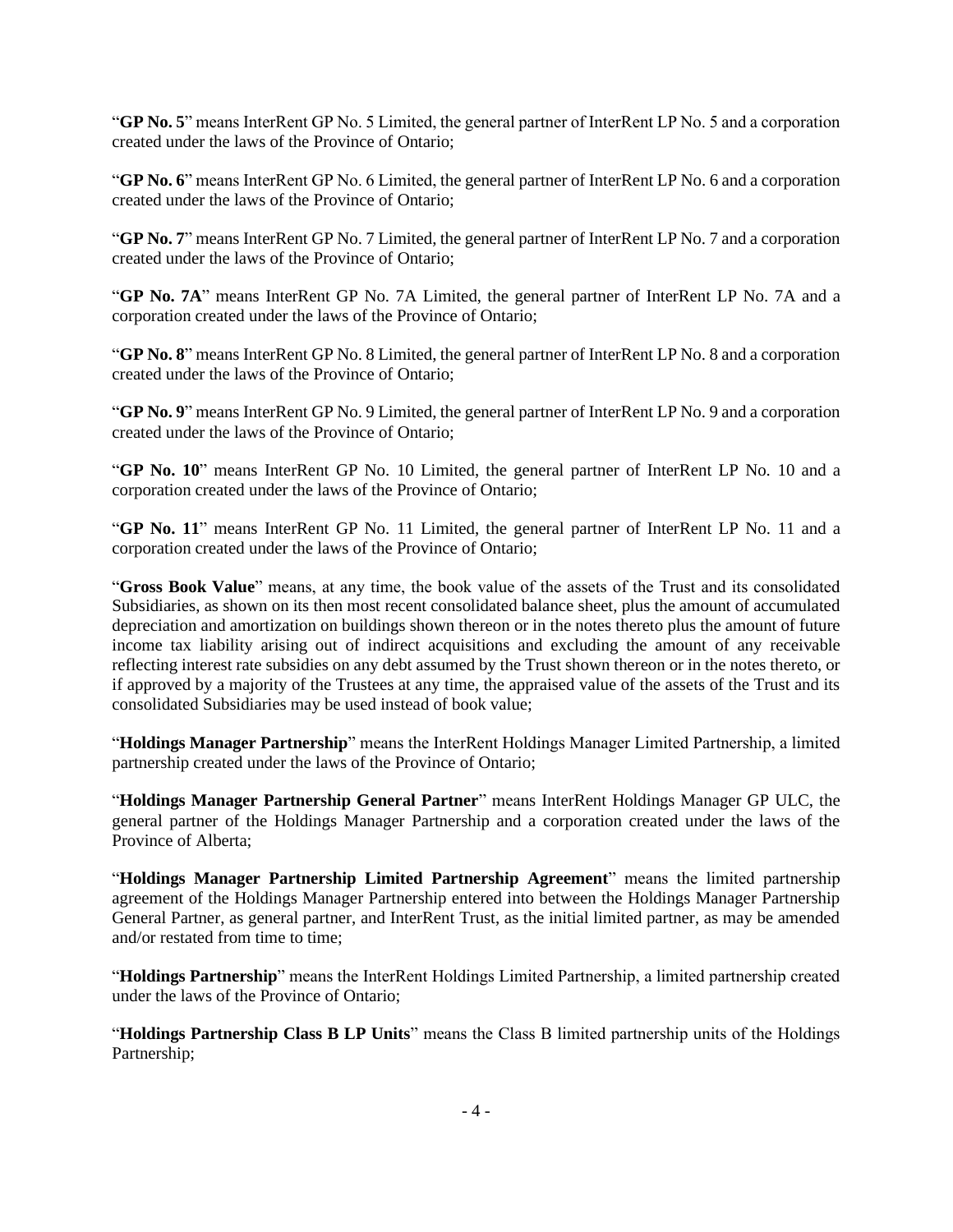"**GP No. 5**" means InterRent GP No. 5 Limited, the general partner of InterRent LP No. 5 and a corporation created under the laws of the Province of Ontario;

"**GP No. 6**" means InterRent GP No. 6 Limited, the general partner of InterRent LP No. 6 and a corporation created under the laws of the Province of Ontario;

"**GP No. 7**" means InterRent GP No. 7 Limited, the general partner of InterRent LP No. 7 and a corporation created under the laws of the Province of Ontario;

"**GP No. 7A**" means InterRent GP No. 7A Limited, the general partner of InterRent LP No. 7A and a corporation created under the laws of the Province of Ontario;

"**GP No. 8**" means InterRent GP No. 8 Limited, the general partner of InterRent LP No. 8 and a corporation created under the laws of the Province of Ontario;

"**GP No. 9**" means InterRent GP No. 9 Limited, the general partner of InterRent LP No. 9 and a corporation created under the laws of the Province of Ontario;

"**GP No. 10**" means InterRent GP No. 10 Limited, the general partner of InterRent LP No. 10 and a corporation created under the laws of the Province of Ontario;

"**GP No. 11**" means InterRent GP No. 11 Limited, the general partner of InterRent LP No. 11 and a corporation created under the laws of the Province of Ontario;

"**Gross Book Value**" means, at any time, the book value of the assets of the Trust and its consolidated Subsidiaries, as shown on its then most recent consolidated balance sheet, plus the amount of accumulated depreciation and amortization on buildings shown thereon or in the notes thereto plus the amount of future income tax liability arising out of indirect acquisitions and excluding the amount of any receivable reflecting interest rate subsidies on any debt assumed by the Trust shown thereon or in the notes thereto, or if approved by a majority of the Trustees at any time, the appraised value of the assets of the Trust and its consolidated Subsidiaries may be used instead of book value;

"**Holdings Manager Partnership**" means the InterRent Holdings Manager Limited Partnership, a limited partnership created under the laws of the Province of Ontario;

"**Holdings Manager Partnership General Partner**" means InterRent Holdings Manager GP ULC, the general partner of the Holdings Manager Partnership and a corporation created under the laws of the Province of Alberta;

"**Holdings Manager Partnership Limited Partnership Agreement**" means the limited partnership agreement of the Holdings Manager Partnership entered into between the Holdings Manager Partnership General Partner, as general partner, and InterRent Trust, as the initial limited partner, as may be amended and/or restated from time to time;

"**Holdings Partnership**" means the InterRent Holdings Limited Partnership, a limited partnership created under the laws of the Province of Ontario;

"**Holdings Partnership Class B LP Units**" means the Class B limited partnership units of the Holdings Partnership;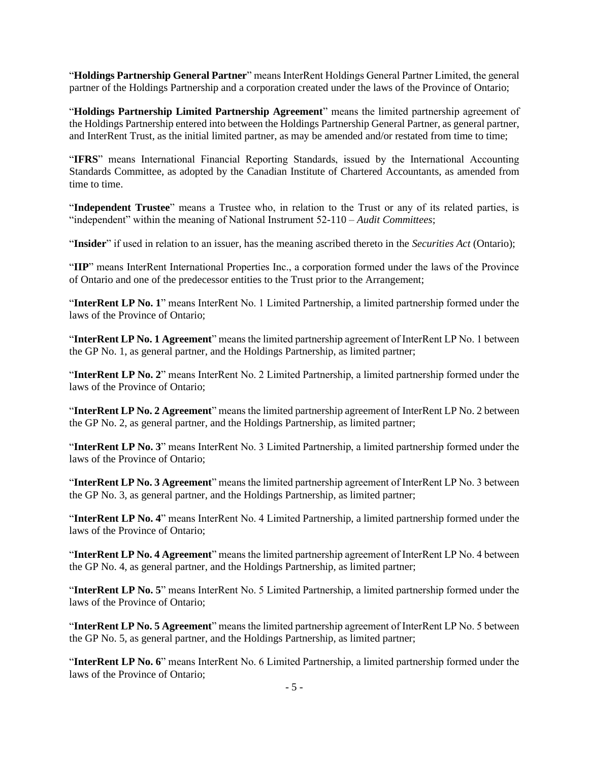"**Holdings Partnership General Partner**" means InterRent Holdings General Partner Limited, the general partner of the Holdings Partnership and a corporation created under the laws of the Province of Ontario;

"**Holdings Partnership Limited Partnership Agreement**" means the limited partnership agreement of the Holdings Partnership entered into between the Holdings Partnership General Partner, as general partner, and InterRent Trust, as the initial limited partner, as may be amended and/or restated from time to time;

"**IFRS**" means International Financial Reporting Standards, issued by the International Accounting Standards Committee, as adopted by the Canadian Institute of Chartered Accountants, as amended from time to time.

"**Independent Trustee**" means a Trustee who, in relation to the Trust or any of its related parties, is "independent" within the meaning of National Instrument 52-110 – *Audit Committees*;

"**Insider**" if used in relation to an issuer, has the meaning ascribed thereto in the *Securities Act* (Ontario);

"**IIP**" means InterRent International Properties Inc., a corporation formed under the laws of the Province of Ontario and one of the predecessor entities to the Trust prior to the Arrangement;

"**InterRent LP No. 1**" means InterRent No. 1 Limited Partnership, a limited partnership formed under the laws of the Province of Ontario;

"**InterRent LP No. 1 Agreement**" means the limited partnership agreement of InterRent LP No. 1 between the GP No. 1, as general partner, and the Holdings Partnership, as limited partner;

"**InterRent LP No. 2**" means InterRent No. 2 Limited Partnership, a limited partnership formed under the laws of the Province of Ontario;

"**InterRent LP No. 2 Agreement**" means the limited partnership agreement of InterRent LP No. 2 between the GP No. 2, as general partner, and the Holdings Partnership, as limited partner;

"**InterRent LP No. 3**" means InterRent No. 3 Limited Partnership, a limited partnership formed under the laws of the Province of Ontario;

"**InterRent LP No. 3 Agreement**" means the limited partnership agreement of InterRent LP No. 3 between the GP No. 3, as general partner, and the Holdings Partnership, as limited partner;

"**InterRent LP No. 4**" means InterRent No. 4 Limited Partnership, a limited partnership formed under the laws of the Province of Ontario;

"**InterRent LP No. 4 Agreement**" means the limited partnership agreement of InterRent LP No. 4 between the GP No. 4, as general partner, and the Holdings Partnership, as limited partner;

"**InterRent LP No. 5**" means InterRent No. 5 Limited Partnership, a limited partnership formed under the laws of the Province of Ontario;

"**InterRent LP No. 5 Agreement**" means the limited partnership agreement of InterRent LP No. 5 between the GP No. 5, as general partner, and the Holdings Partnership, as limited partner;

"**InterRent LP No. 6**" means InterRent No. 6 Limited Partnership, a limited partnership formed under the laws of the Province of Ontario;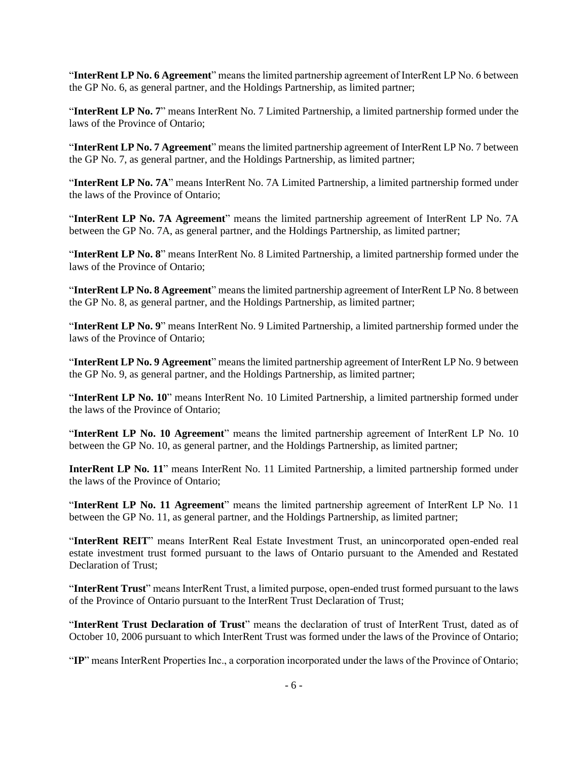"**InterRent LP No. 6 Agreement**" means the limited partnership agreement of InterRent LP No. 6 between the GP No. 6, as general partner, and the Holdings Partnership, as limited partner;

"**InterRent LP No. 7**" means InterRent No. 7 Limited Partnership, a limited partnership formed under the laws of the Province of Ontario;

"**InterRent LP No. 7 Agreement**" means the limited partnership agreement of InterRent LP No. 7 between the GP No. 7, as general partner, and the Holdings Partnership, as limited partner;

"**InterRent LP No. 7A**" means InterRent No. 7A Limited Partnership, a limited partnership formed under the laws of the Province of Ontario;

"**InterRent LP No. 7A Agreement**" means the limited partnership agreement of InterRent LP No. 7A between the GP No. 7A, as general partner, and the Holdings Partnership, as limited partner;

"**InterRent LP No. 8**" means InterRent No. 8 Limited Partnership, a limited partnership formed under the laws of the Province of Ontario;

"**InterRent LP No. 8 Agreement**" means the limited partnership agreement of InterRent LP No. 8 between the GP No. 8, as general partner, and the Holdings Partnership, as limited partner;

"**InterRent LP No. 9**" means InterRent No. 9 Limited Partnership, a limited partnership formed under the laws of the Province of Ontario;

"**InterRent LP No. 9 Agreement**" means the limited partnership agreement of InterRent LP No. 9 between the GP No. 9, as general partner, and the Holdings Partnership, as limited partner;

"**InterRent LP No. 10**" means InterRent No. 10 Limited Partnership, a limited partnership formed under the laws of the Province of Ontario;

"**InterRent LP No. 10 Agreement**" means the limited partnership agreement of InterRent LP No. 10 between the GP No. 10, as general partner, and the Holdings Partnership, as limited partner;

**InterRent LP No. 11**" means InterRent No. 11 Limited Partnership, a limited partnership formed under the laws of the Province of Ontario;

"**InterRent LP No. 11 Agreement**" means the limited partnership agreement of InterRent LP No. 11 between the GP No. 11, as general partner, and the Holdings Partnership, as limited partner;

"**InterRent REIT**" means InterRent Real Estate Investment Trust, an unincorporated open-ended real estate investment trust formed pursuant to the laws of Ontario pursuant to the Amended and Restated Declaration of Trust;

"**InterRent Trust**" means InterRent Trust, a limited purpose, open-ended trust formed pursuant to the laws of the Province of Ontario pursuant to the InterRent Trust Declaration of Trust;

"**InterRent Trust Declaration of Trust**" means the declaration of trust of InterRent Trust, dated as of October 10, 2006 pursuant to which InterRent Trust was formed under the laws of the Province of Ontario;

"**IP**" means InterRent Properties Inc., a corporation incorporated under the laws of the Province of Ontario;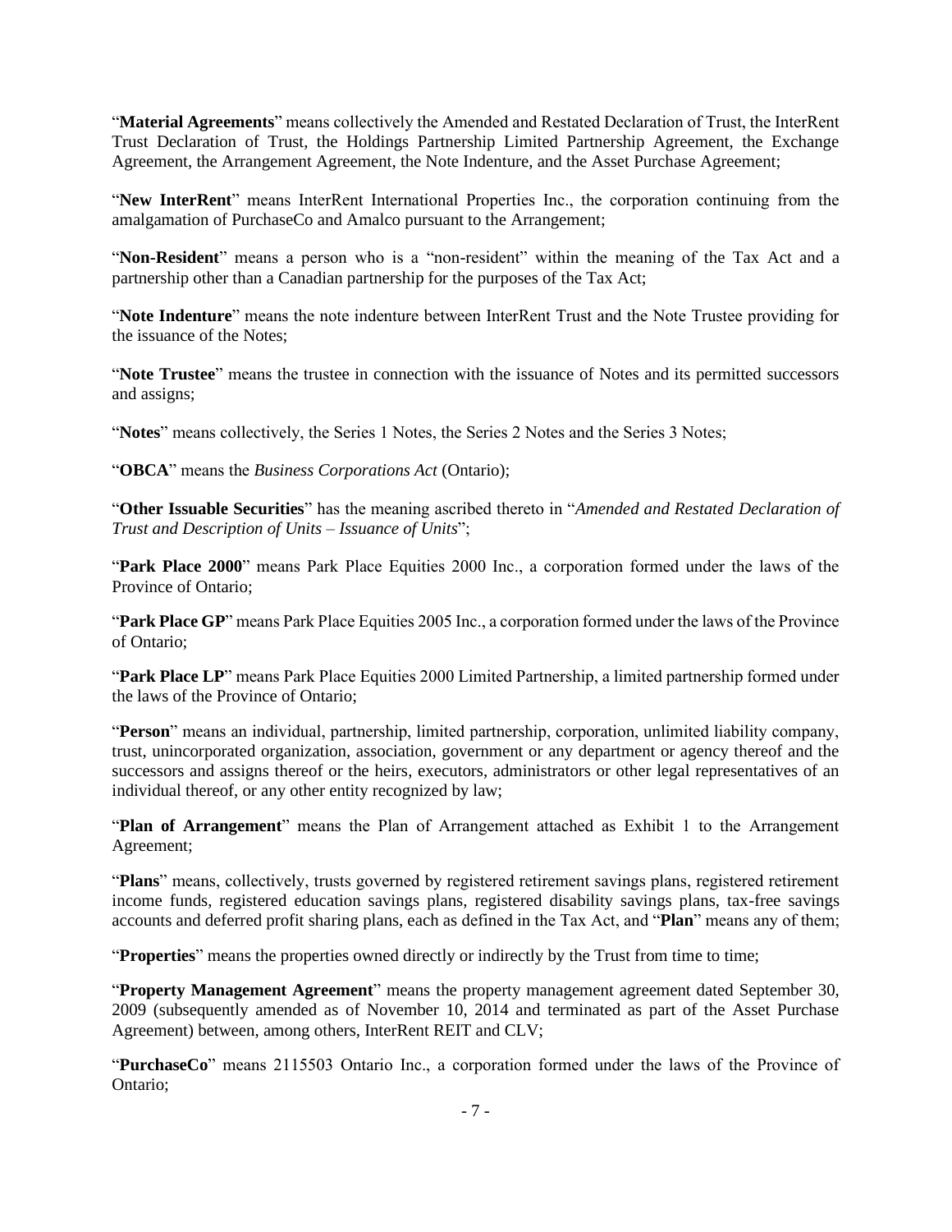"**Material Agreements**" means collectively the Amended and Restated Declaration of Trust, the InterRent Trust Declaration of Trust, the Holdings Partnership Limited Partnership Agreement, the Exchange Agreement, the Arrangement Agreement, the Note Indenture, and the Asset Purchase Agreement;

"**New InterRent**" means InterRent International Properties Inc., the corporation continuing from the amalgamation of PurchaseCo and Amalco pursuant to the Arrangement;

"**Non-Resident**" means a person who is a "non-resident" within the meaning of the Tax Act and a partnership other than a Canadian partnership for the purposes of the Tax Act;

"**Note Indenture**" means the note indenture between InterRent Trust and the Note Trustee providing for the issuance of the Notes;

"**Note Trustee**" means the trustee in connection with the issuance of Notes and its permitted successors and assigns;

"**Notes**" means collectively, the Series 1 Notes, the Series 2 Notes and the Series 3 Notes;

"**OBCA**" means the *Business Corporations Act* (Ontario);

"**Other Issuable Securities**" has the meaning ascribed thereto in "*Amended and Restated Declaration of Trust and Description of Units – Issuance of Units*";

"**Park Place 2000**" means Park Place Equities 2000 Inc., a corporation formed under the laws of the Province of Ontario;

"**Park Place GP**" means Park Place Equities 2005 Inc., a corporation formed under the laws of the Province of Ontario;

"**Park Place LP**" means Park Place Equities 2000 Limited Partnership, a limited partnership formed under the laws of the Province of Ontario;

"**Person**" means an individual, partnership, limited partnership, corporation, unlimited liability company, trust, unincorporated organization, association, government or any department or agency thereof and the successors and assigns thereof or the heirs, executors, administrators or other legal representatives of an individual thereof, or any other entity recognized by law;

"**Plan of Arrangement**" means the Plan of Arrangement attached as Exhibit 1 to the Arrangement Agreement;

"**Plans**" means, collectively, trusts governed by registered retirement savings plans, registered retirement income funds, registered education savings plans, registered disability savings plans, tax-free savings accounts and deferred profit sharing plans, each as defined in the Tax Act, and "**Plan**" means any of them;

"**Properties**" means the properties owned directly or indirectly by the Trust from time to time;

"**Property Management Agreement**" means the property management agreement dated September 30, 2009 (subsequently amended as of November 10, 2014 and terminated as part of the Asset Purchase Agreement) between, among others, InterRent REIT and CLV;

"**PurchaseCo**" means 2115503 Ontario Inc., a corporation formed under the laws of the Province of Ontario;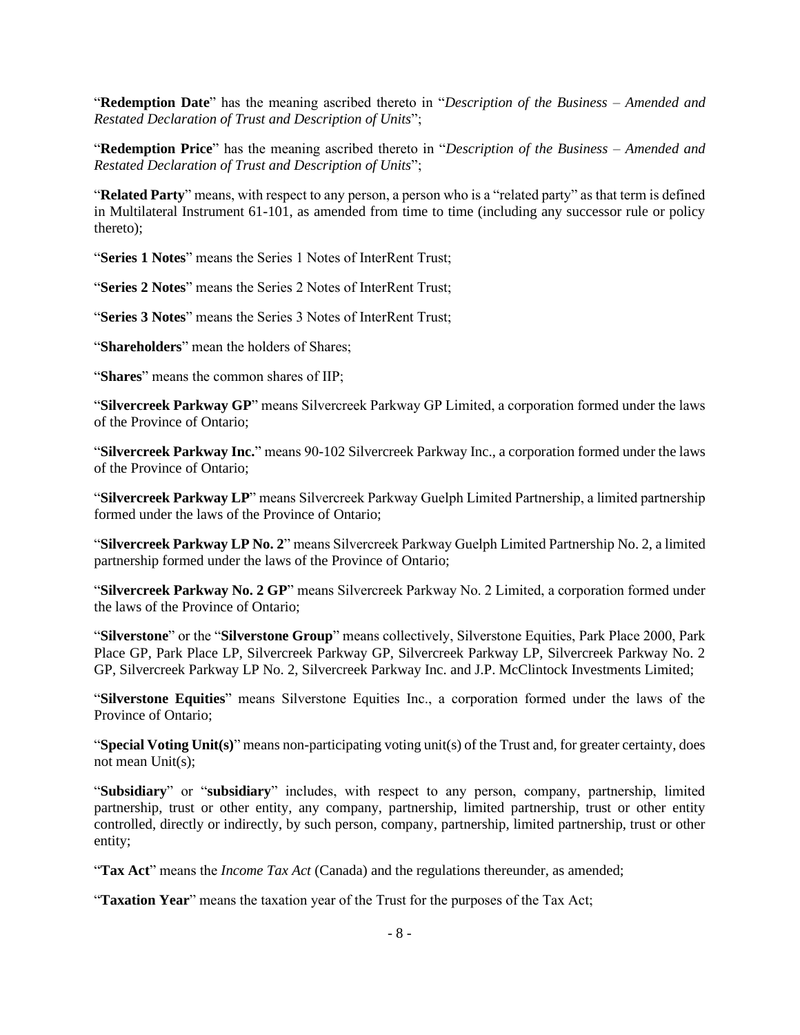"**Redemption Date**" has the meaning ascribed thereto in "*Description of the Business – Amended and Restated Declaration of Trust and Description of Units*";

"**Redemption Price**" has the meaning ascribed thereto in "*Description of the Business – Amended and Restated Declaration of Trust and Description of Units*";

"**Related Party**" means, with respect to any person, a person who is a "related party" as that term is defined in Multilateral Instrument 61-101, as amended from time to time (including any successor rule or policy thereto);

"**Series 1 Notes**" means the Series 1 Notes of InterRent Trust;

"**Series 2 Notes**" means the Series 2 Notes of InterRent Trust;

"**Series 3 Notes**" means the Series 3 Notes of InterRent Trust;

"**Shareholders**" mean the holders of Shares;

"**Shares**" means the common shares of IIP;

"**Silvercreek Parkway GP**" means Silvercreek Parkway GP Limited, a corporation formed under the laws of the Province of Ontario;

"**Silvercreek Parkway Inc.**" means 90-102 Silvercreek Parkway Inc., a corporation formed under the laws of the Province of Ontario;

"**Silvercreek Parkway LP**" means Silvercreek Parkway Guelph Limited Partnership, a limited partnership formed under the laws of the Province of Ontario;

"**Silvercreek Parkway LP No. 2**" means Silvercreek Parkway Guelph Limited Partnership No. 2, a limited partnership formed under the laws of the Province of Ontario;

"**Silvercreek Parkway No. 2 GP**" means Silvercreek Parkway No. 2 Limited, a corporation formed under the laws of the Province of Ontario;

"**Silverstone**" or the "**Silverstone Group**" means collectively, Silverstone Equities, Park Place 2000, Park Place GP, Park Place LP, Silvercreek Parkway GP, Silvercreek Parkway LP, Silvercreek Parkway No. 2 GP, Silvercreek Parkway LP No. 2, Silvercreek Parkway Inc. and J.P. McClintock Investments Limited;

"**Silverstone Equities**" means Silverstone Equities Inc., a corporation formed under the laws of the Province of Ontario;

"**Special Voting Unit(s)**" means non-participating voting unit(s) of the Trust and, for greater certainty, does not mean Unit(s);

"**Subsidiary**" or "**subsidiary**" includes, with respect to any person, company, partnership, limited partnership, trust or other entity, any company, partnership, limited partnership, trust or other entity controlled, directly or indirectly, by such person, company, partnership, limited partnership, trust or other entity;

"**Tax Act**" means the *Income Tax Act* (Canada) and the regulations thereunder, as amended;

"**Taxation Year**" means the taxation year of the Trust for the purposes of the Tax Act;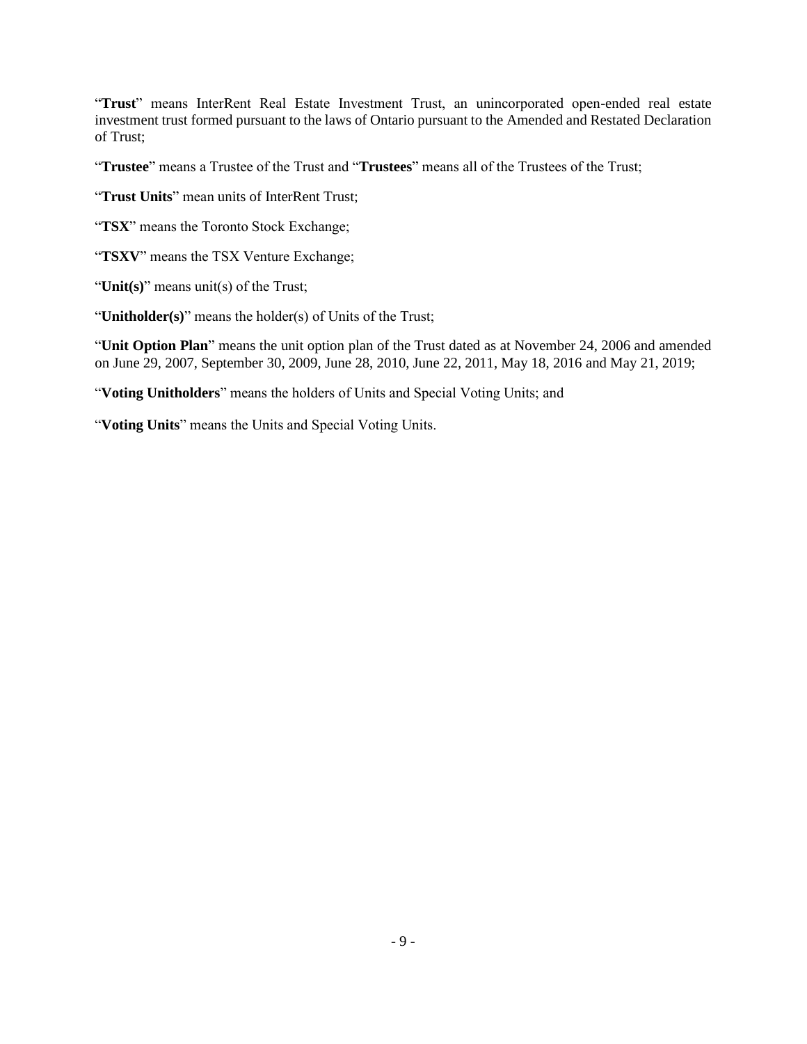"**Trust**" means InterRent Real Estate Investment Trust, an unincorporated open-ended real estate investment trust formed pursuant to the laws of Ontario pursuant to the Amended and Restated Declaration of Trust;

"**Trustee**" means a Trustee of the Trust and "**Trustees**" means all of the Trustees of the Trust;

"**Trust Units**" mean units of InterRent Trust;

"**TSX**" means the Toronto Stock Exchange;

"**TSXV**" means the TSX Venture Exchange;

"**Unit(s)**" means unit(s) of the Trust;

"**Unitholder(s)**" means the holder(s) of Units of the Trust;

"**Unit Option Plan**" means the unit option plan of the Trust dated as at November 24, 2006 and amended on June 29, 2007, September 30, 2009, June 28, 2010, June 22, 2011, May 18, 2016 and May 21, 2019;

"**Voting Unitholders**" means the holders of Units and Special Voting Units; and

"**Voting Units**" means the Units and Special Voting Units.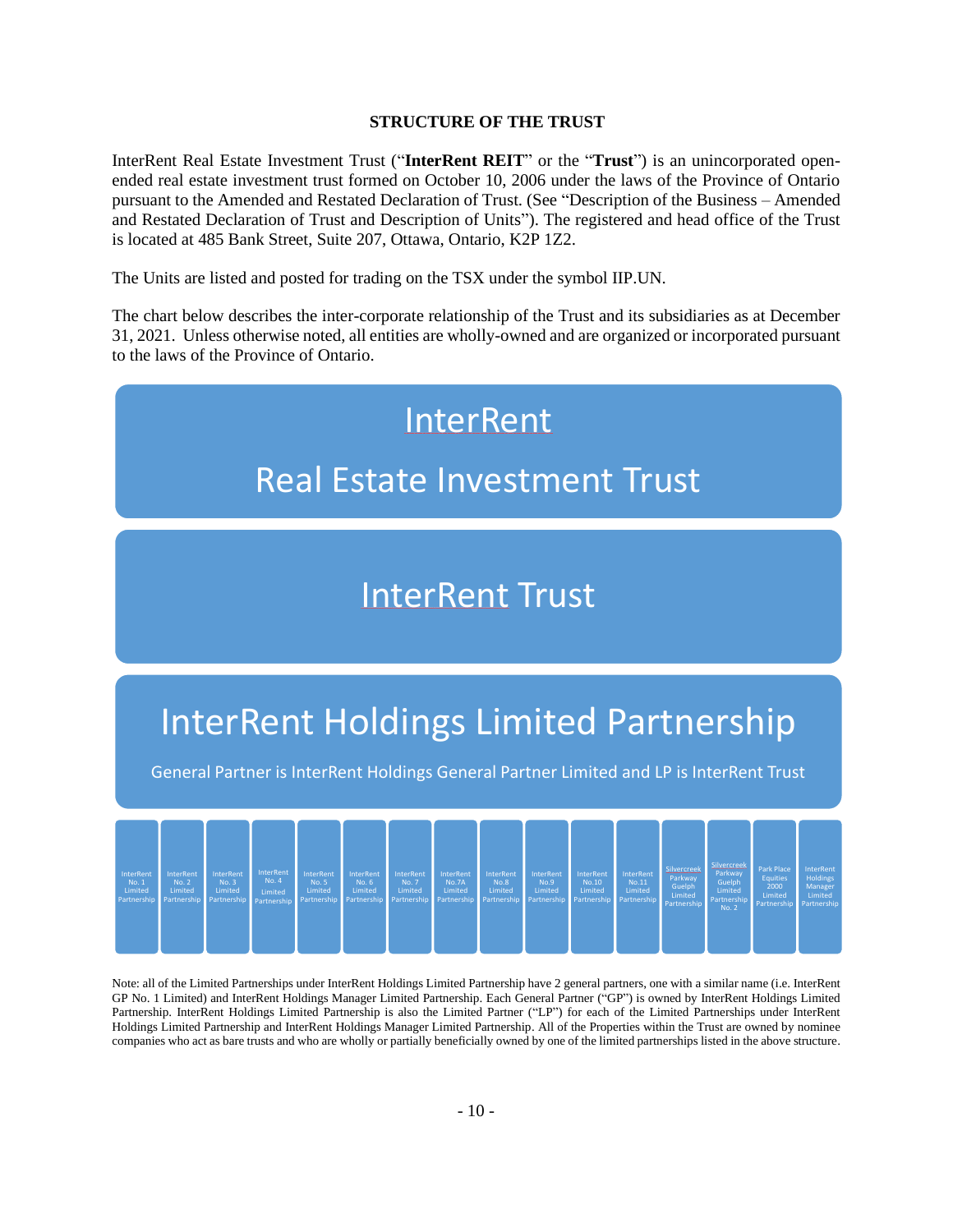## STRUCTURE OF THE TRUST

InterRent Real Estate Investment Trust ("**InterRent REIT**" or the "**Trust**") is an unincorporated open-ended real estate investment trust formed on October 10, 2006 under the laws of the Province of Ontario pursuant to the Amended and Restated Declaration of Trust. (See "Description of the Business – Amended and Restated Declaration of Trust and Description of Units"). The registered and head office of the Trust is located at 485 Bank Street, Suite 207, Ottawa, Ontario, K2P 1Z2.

The Units are listed and posted for trading on the TSX under the symbol IIP.UN.

The chart below describes the inter-corporate relationship of the Trust and its subsidiaries as at December 31, 2021. Unless otherwise noted, all entities are wholly-owned and are organized or incorporated pursuant to the laws of the Province of Ontario.

**InterRent Real Estate Investment Trust**

**InterRent Trust**

**InterRent Holdings Limited Partnership**

General Partner is InterRent Holdings General Partner Limited and LP is InterRent Trust

- InterRent No. 1 Limited Partnership
- InterRent No. 2 Limited Partnership
- InterRent No. 3 Limited Partnership
- InterRent No. 4 Limited Partnership
- InterRent No. 5 Limited Partnership
- InterRent No. 6 Limited Partnership
- InterRent No. 7 Limited Partnership
- InterRent No.7A Limited Partnership
- InterRent No.8 Limited Partnership
- InterRent No.9 Limited Partnership
- InterRent No.10 Limited Partnership
- InterRent No.11 Limited Partnership
- Silvercreek Parkway Guelph Limited Partnership
- Silvercreek Parkway Guelph Limited Partnership No. 2
- Park Place Equities 2000 Limited Partnership
- InterRent Holdings Manager Limited Partnership

Note: all of the Limited Partnerships under InterRent Holdings Limited Partnership have 2 general partners, one with a similar name (i.e. InterRent GP No. 1 Limited) and InterRent Holdings Manager Limited Partnership. Each General Partner ("GP") is owned by InterRent Holdings Limited Partnership. InterRent Holdings Limited Partnership is also the Limited Partner ("LP") for each of the Limited Partnerships under InterRent Holdings Limited Partnership and InterRent Holdings Manager Limited Partnership. All of the Properties within the Trust are owned by nominee companies who act as bare trusts and who are wholly or partially beneficially owned by one of the limited partnerships listed in the above structure.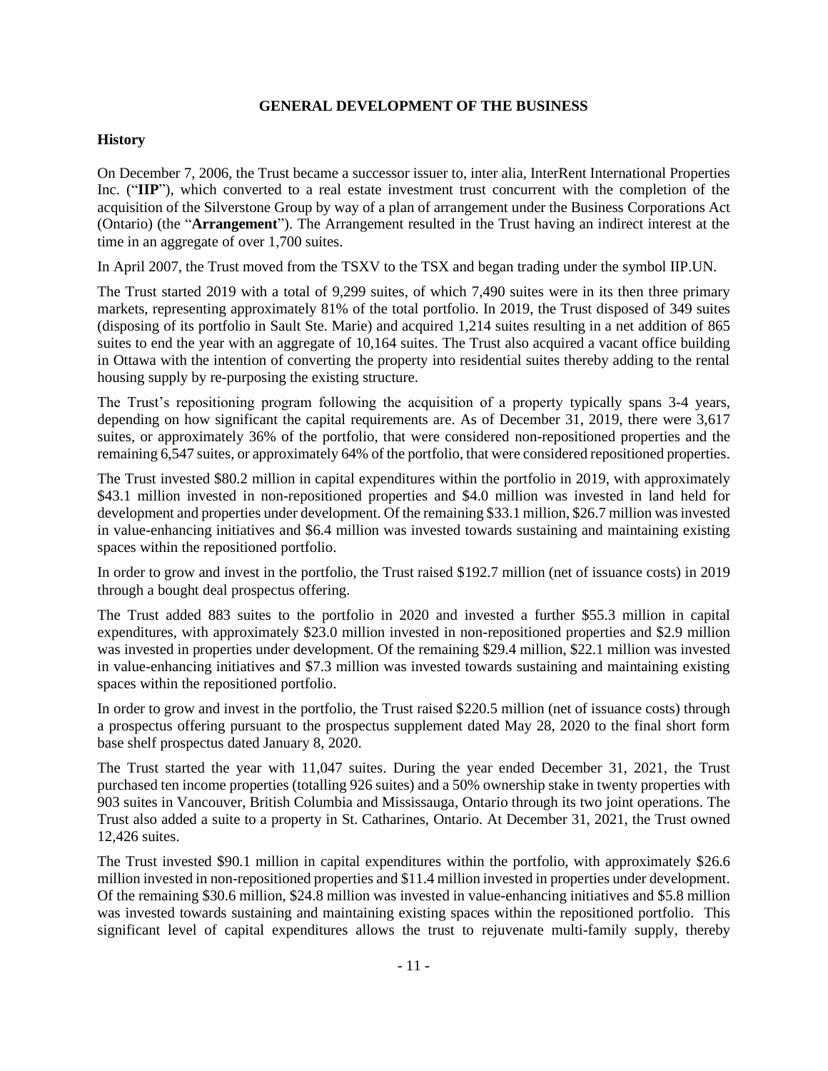## GENERAL DEVELOPMENT OF THE BUSINESS

### History

On December 7, 2006, the Trust became a successor issuer to, inter alia, InterRent International Properties Inc. ("**IIP**"), which converted to a real estate investment trust concurrent with the completion of the acquisition of the Silverstone Group by way of a plan of arrangement under the Business Corporations Act (Ontario) (the "**Arrangement**"). The Arrangement resulted in the Trust having an indirect interest at the time in an aggregate of over 1,700 suites.

In April 2007, the Trust moved from the TSXV to the TSX and began trading under the symbol IIP.UN.

The Trust started 2019 with a total of 9,299 suites, of which 7,490 suites were in its then three primary markets, representing approximately 81% of the total portfolio. In 2019, the Trust disposed of 349 suites (disposing of its portfolio in Sault Ste. Marie) and acquired 1,214 suites resulting in a net addition of 865 suites to end the year with an aggregate of 10,164 suites. The Trust also acquired a vacant office building in Ottawa with the intention of converting the property into residential suites thereby adding to the rental housing supply by re-purposing the existing structure.

The Trust's repositioning program following the acquisition of a property typically spans 3-4 years, depending on how significant the capital requirements are. As of December 31, 2019, there were 3,617 suites, or approximately 36% of the portfolio, that were considered non-repositioned properties and the remaining 6,547 suites, or approximately 64% of the portfolio, that were considered repositioned properties.

The Trust invested $80.2 million in capital expenditures within the portfolio in 2019, with approximately $43.1 million invested in non-repositioned properties and $4.0 million was invested in land held for development and properties under development. Of the remaining $33.1 million, $26.7 million was invested in value-enhancing initiatives and $6.4 million was invested towards sustaining and maintaining existing spaces within the repositioned portfolio.

In order to grow and invest in the portfolio, the Trust raised $192.7 million (net of issuance costs) in 2019 through a bought deal prospectus offering.

The Trust added 883 suites to the portfolio in 2020 and invested a further $55.3 million in capital expenditures, with approximately $23.0 million invested in non-repositioned properties and $2.9 million was invested in properties under development. Of the remaining $29.4 million, $22.1 million was invested in value-enhancing initiatives and $7.3 million was invested towards sustaining and maintaining existing spaces within the repositioned portfolio.

In order to grow and invest in the portfolio, the Trust raised $220.5 million (net of issuance costs) through a prospectus offering pursuant to the prospectus supplement dated May 28, 2020 to the final short form base shelf prospectus dated January 8, 2020.

The Trust started the year with 11,047 suites. During the year ended December 31, 2021, the Trust purchased ten income properties (totalling 926 suites) and a 50% ownership stake in twenty properties with 903 suites in Vancouver, British Columbia and Mississauga, Ontario through its two joint operations. The Trust also added a suite to a property in St. Catharines, Ontario. At December 31, 2021, the Trust owned 12,426 suites.

The Trust invested $90.1 million in capital expenditures within the portfolio, with approximately $26.6 million invested in non-repositioned properties and $11.4 million invested in properties under development. Of the remaining $30.6 million, $24.8 million was invested in value-enhancing initiatives and $5.8 million was invested towards sustaining and maintaining existing spaces within the repositioned portfolio. This significant level of capital expenditures allows the trust to rejuvenate multi-family supply, thereby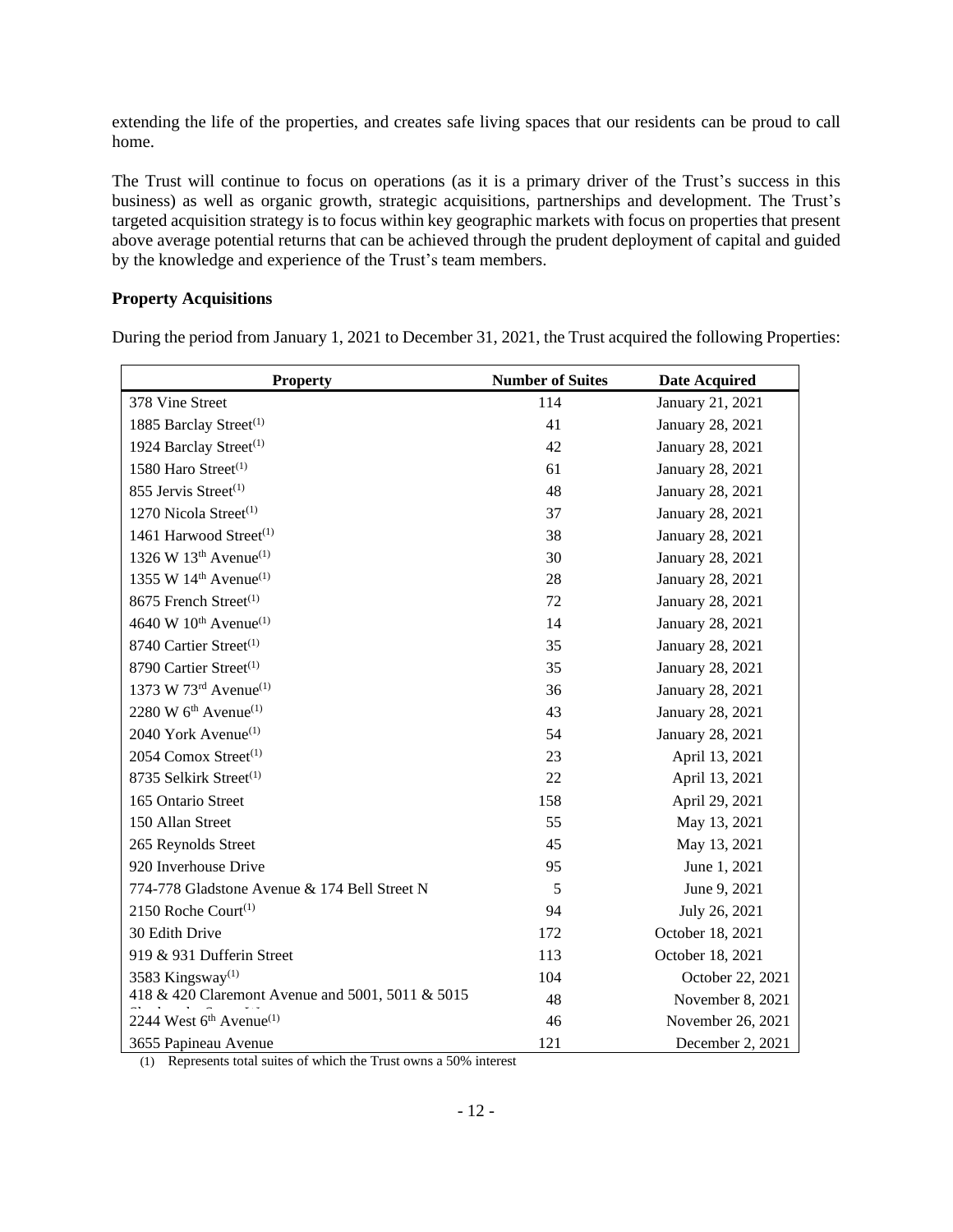extending the life of the properties, and creates safe living spaces that our residents can be proud to call home.

The Trust will continue to focus on operations (as it is a primary driver of the Trust's success in this business) as well as organic growth, strategic acquisitions, partnerships and development. The Trust's targeted acquisition strategy is to focus within key geographic markets with focus on properties that present above average potential returns that can be achieved through the prudent deployment of capital and guided by the knowledge and experience of the Trust's team members.

**Property Acquisitions**

During the period from January 1, 2021 to December 31, 2021, the Trust acquired the following Properties:

| Property | Number of Suites | Date Acquired |
|---|---|---|
| 378 Vine Street | 114 | January 21, 2021 |
| 1885 Barclay Street(1) | 41 | January 28, 2021 |
| 1924 Barclay Street(1) | 42 | January 28, 2021 |
| 1580 Haro Street(1) | 61 | January 28, 2021 |
| 855 Jervis Street(1) | 48 | January 28, 2021 |
| 1270 Nicola Street(1) | 37 | January 28, 2021 |
| 1461 Harwood Street(1) | 38 | January 28, 2021 |
| 1326 W 13th Avenue(1) | 30 | January 28, 2021 |
| 1355 W 14th Avenue(1) | 28 | January 28, 2021 |
| 8675 French Street(1) | 72 | January 28, 2021 |
| 4640 W 10th Avenue(1) | 14 | January 28, 2021 |
| 8740 Cartier Street(1) | 35 | January 28, 2021 |
| 8790 Cartier Street(1) | 35 | January 28, 2021 |
| 1373 W 73rd Avenue(1) | 36 | January 28, 2021 |
| 2280 W 6th Avenue(1) | 43 | January 28, 2021 |
| 2040 York Avenue(1) | 54 | January 28, 2021 |
| 2054 Comox Street(1) | 23 | April 13, 2021 |
| 8735 Selkirk Street(1) | 22 | April 13, 2021 |
| 165 Ontario Street | 158 | April 29, 2021 |
| 150 Allan Street | 55 | May 13, 2021 |
| 265 Reynolds Street | 45 | May 13, 2021 |
| 920 Inverhouse Drive | 95 | June 1, 2021 |
| 774-778 Gladstone Avenue & 174 Bell Street N | 5 | June 9, 2021 |
| 2150 Roche Court(1) | 94 | July 26, 2021 |
| 30 Edith Drive | 172 | October 18, 2021 |
| 919 & 931 Dufferin Street | 113 | October 18, 2021 |
| 3583 Kingsway(1) | 104 | October 22, 2021 |
| 418 & 420 Claremont Avenue and 5001, 5011 & 5015 | 48 | November 8, 2021 |
| 2244 West 6th Avenue(1) | 46 | November 26, 2021 |
| 3655 Papineau Avenue | 121 | December 2, 2021 |

(1) Represents total suites of which the Trust owns a 50% interest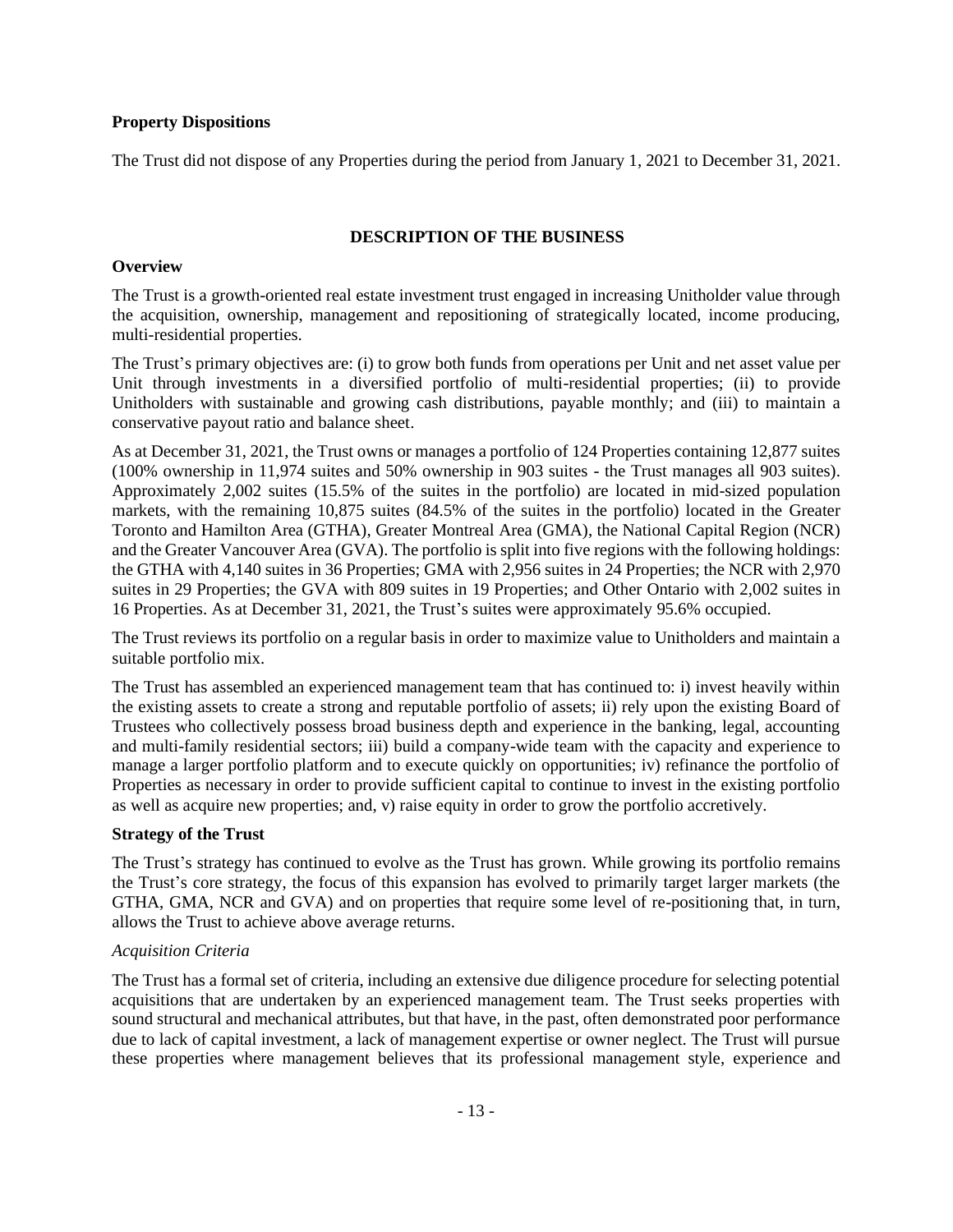**Property Dispositions**

The Trust did not dispose of any Properties during the period from January 1, 2021 to December 31, 2021.

## DESCRIPTION OF THE BUSINESS

**Overview**

The Trust is a growth-oriented real estate investment trust engaged in increasing Unitholder value through the acquisition, ownership, management and repositioning of strategically located, income producing, multi-residential properties.

The Trust's primary objectives are: (i) to grow both funds from operations per Unit and net asset value per Unit through investments in a diversified portfolio of multi-residential properties; (ii) to provide Unitholders with sustainable and growing cash distributions, payable monthly; and (iii) to maintain a conservative payout ratio and balance sheet.

As at December 31, 2021, the Trust owns or manages a portfolio of 124 Properties containing 12,877 suites (100% ownership in 11,974 suites and 50% ownership in 903 suites - the Trust manages all 903 suites). Approximately 2,002 suites (15.5% of the suites in the portfolio) are located in mid-sized population markets, with the remaining 10,875 suites (84.5% of the suites in the portfolio) located in the Greater Toronto and Hamilton Area (GTHA), Greater Montreal Area (GMA), the National Capital Region (NCR) and the Greater Vancouver Area (GVA). The portfolio is split into five regions with the following holdings: the GTHA with 4,140 suites in 36 Properties; GMA with 2,956 suites in 24 Properties; the NCR with 2,970 suites in 29 Properties; the GVA with 809 suites in 19 Properties; and Other Ontario with 2,002 suites in 16 Properties. As at December 31, 2021, the Trust's suites were approximately 95.6% occupied.

The Trust reviews its portfolio on a regular basis in order to maximize value to Unitholders and maintain a suitable portfolio mix.

The Trust has assembled an experienced management team that has continued to: i) invest heavily within the existing assets to create a strong and reputable portfolio of assets; ii) rely upon the existing Board of Trustees who collectively possess broad business depth and experience in the banking, legal, accounting and multi-family residential sectors; iii) build a company-wide team with the capacity and experience to manage a larger portfolio platform and to execute quickly on opportunities; iv) refinance the portfolio of Properties as necessary in order to provide sufficient capital to continue to invest in the existing portfolio as well as acquire new properties; and, v) raise equity in order to grow the portfolio accretively.

**Strategy of the Trust**

The Trust's strategy has continued to evolve as the Trust has grown. While growing its portfolio remains the Trust's core strategy, the focus of this expansion has evolved to primarily target larger markets (the GTHA, GMA, NCR and GVA) and on properties that require some level of re-positioning that, in turn, allows the Trust to achieve above average returns.

*Acquisition Criteria*

The Trust has a formal set of criteria, including an extensive due diligence procedure for selecting potential acquisitions that are undertaken by an experienced management team. The Trust seeks properties with sound structural and mechanical attributes, but that have, in the past, often demonstrated poor performance due to lack of capital investment, a lack of management expertise or owner neglect. The Trust will pursue these properties where management believes that its professional management style, experience and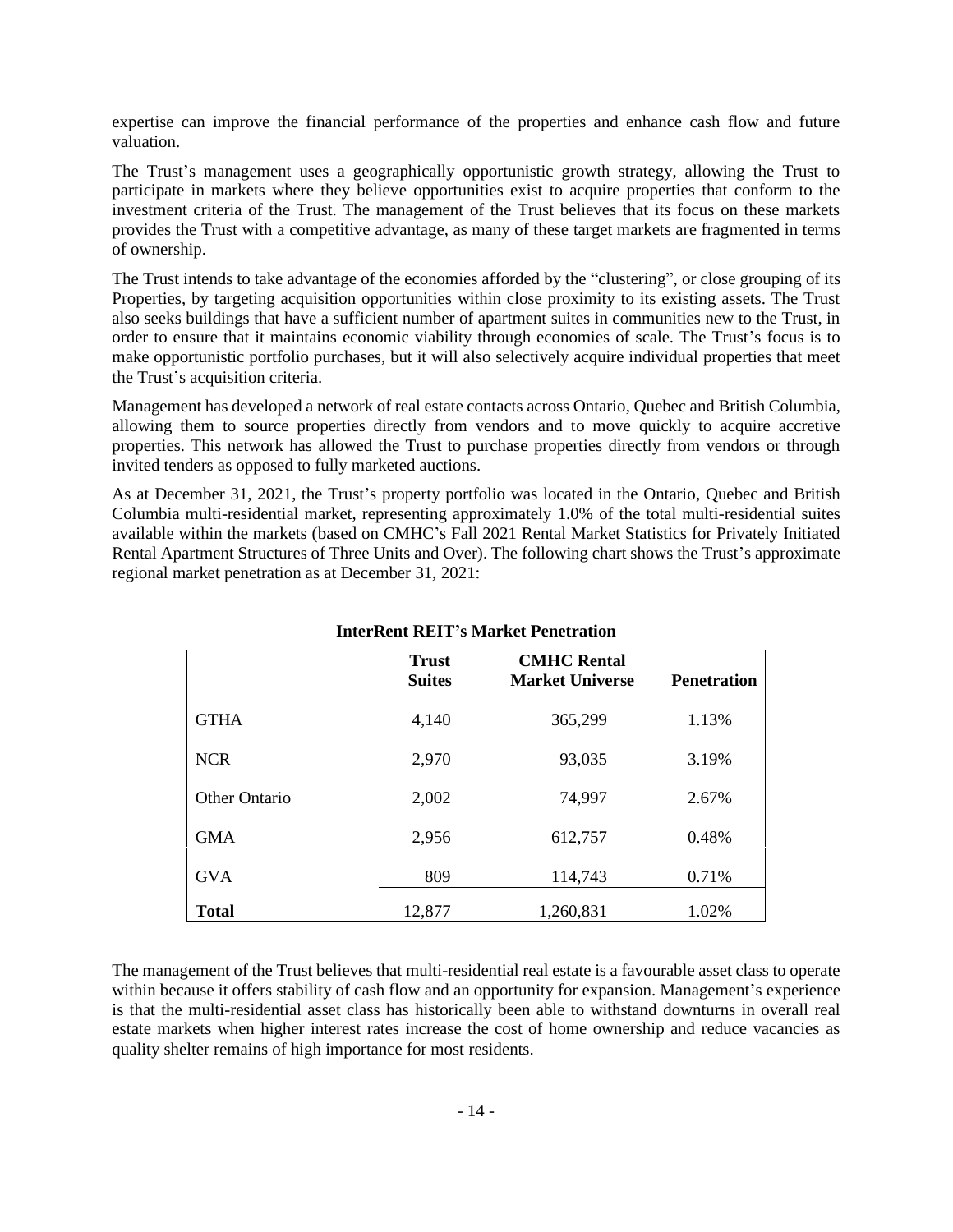expertise can improve the financial performance of the properties and enhance cash flow and future valuation.

The Trust's management uses a geographically opportunistic growth strategy, allowing the Trust to participate in markets where they believe opportunities exist to acquire properties that conform to the investment criteria of the Trust. The management of the Trust believes that its focus on these markets provides the Trust with a competitive advantage, as many of these target markets are fragmented in terms of ownership.

The Trust intends to take advantage of the economies afforded by the "clustering", or close grouping of its Properties, by targeting acquisition opportunities within close proximity to its existing assets. The Trust also seeks buildings that have a sufficient number of apartment suites in communities new to the Trust, in order to ensure that it maintains economic viability through economies of scale. The Trust's focus is to make opportunistic portfolio purchases, but it will also selectively acquire individual properties that meet the Trust's acquisition criteria.

Management has developed a network of real estate contacts across Ontario, Quebec and British Columbia, allowing them to source properties directly from vendors and to move quickly to acquire accretive properties. This network has allowed the Trust to purchase properties directly from vendors or through invited tenders as opposed to fully marketed auctions.

As at December 31, 2021, the Trust's property portfolio was located in the Ontario, Quebec and British Columbia multi-residential market, representing approximately 1.0% of the total multi-residential suites available within the markets (based on CMHC's Fall 2021 Rental Market Statistics for Privately Initiated Rental Apartment Structures of Three Units and Over). The following chart shows the Trust's approximate regional market penetration as at December 31, 2021:

**InterRent REIT's Market Penetration**

| | Trust Suites | CMHC Rental Market Universe | Penetration |
|---|---|---|---|
| GTHA | 4,140 | 365,299 | 1.13% |
| NCR | 2,970 | 93,035 | 3.19% |
| Other Ontario | 2,002 | 74,997 | 2.67% |
| GMA | 2,956 | 612,757 | 0.48% |
| GVA | 809 | 114,743 | 0.71% |
| **Total** | 12,877 | 1,260,831 | 1.02% |

The management of the Trust believes that multi-residential real estate is a favourable asset class to operate within because it offers stability of cash flow and an opportunity for expansion. Management's experience is that the multi-residential asset class has historically been able to withstand downturns in overall real estate markets when higher interest rates increase the cost of home ownership and reduce vacancies as quality shelter remains of high importance for most residents.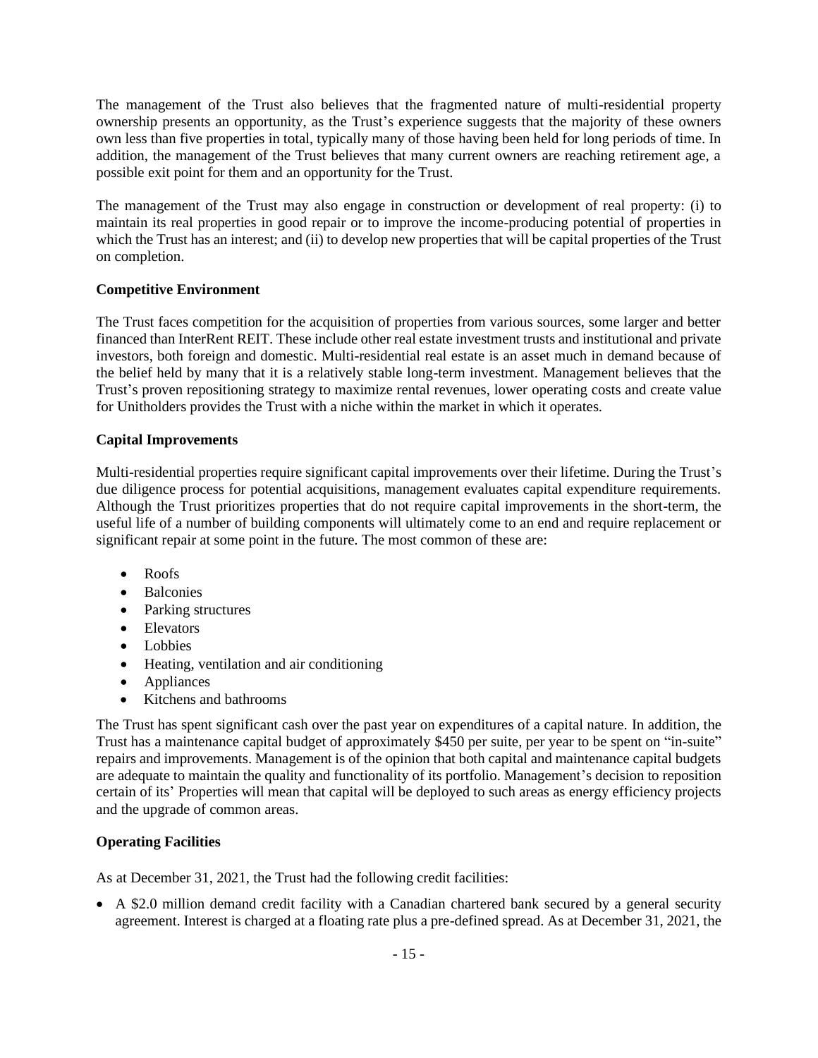The management of the Trust also believes that the fragmented nature of multi-residential property ownership presents an opportunity, as the Trust's experience suggests that the majority of these owners own less than five properties in total, typically many of those having been held for long periods of time. In addition, the management of the Trust believes that many current owners are reaching retirement age, a possible exit point for them and an opportunity for the Trust.

The management of the Trust may also engage in construction or development of real property: (i) to maintain its real properties in good repair or to improve the income-producing potential of properties in which the Trust has an interest; and (ii) to develop new properties that will be capital properties of the Trust on completion.

**Competitive Environment**

The Trust faces competition for the acquisition of properties from various sources, some larger and better financed than InterRent REIT. These include other real estate investment trusts and institutional and private investors, both foreign and domestic. Multi-residential real estate is an asset much in demand because of the belief held by many that it is a relatively stable long-term investment. Management believes that the Trust's proven repositioning strategy to maximize rental revenues, lower operating costs and create value for Unitholders provides the Trust with a niche within the market in which it operates.

**Capital Improvements**

Multi-residential properties require significant capital improvements over their lifetime. During the Trust's due diligence process for potential acquisitions, management evaluates capital expenditure requirements. Although the Trust prioritizes properties that do not require capital improvements in the short-term, the useful life of a number of building components will ultimately come to an end and require replacement or significant repair at some point in the future. The most common of these are:

- Roofs
- Balconies
- Parking structures
- Elevators
- Lobbies
- Heating, ventilation and air conditioning
- Appliances
- Kitchens and bathrooms

The Trust has spent significant cash over the past year on expenditures of a capital nature. In addition, the Trust has a maintenance capital budget of approximately $450 per suite, per year to be spent on "in-suite" repairs and improvements. Management is of the opinion that both capital and maintenance capital budgets are adequate to maintain the quality and functionality of its portfolio. Management's decision to reposition certain of its' Properties will mean that capital will be deployed to such areas as energy efficiency projects and the upgrade of common areas.

**Operating Facilities**

As at December 31, 2021, the Trust had the following credit facilities:

- A $2.0 million demand credit facility with a Canadian chartered bank secured by a general security agreement. Interest is charged at a floating rate plus a pre-defined spread. As at December 31, 2021, the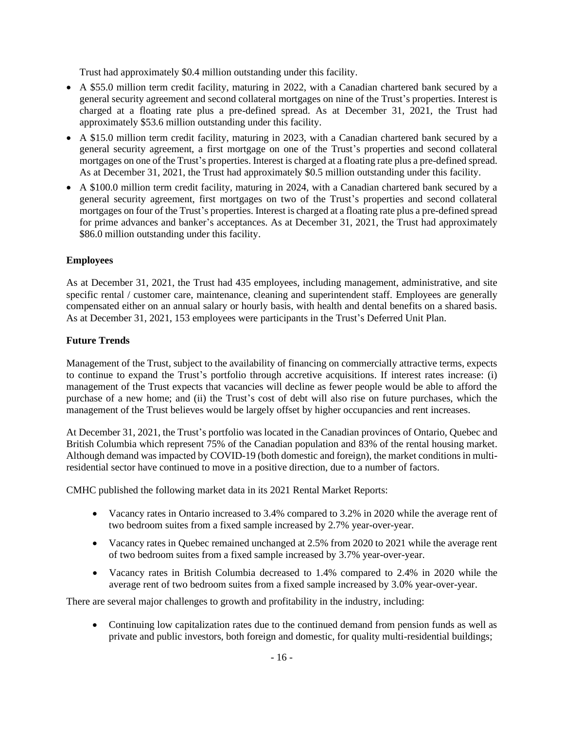Trust had approximately $0.4 million outstanding under this facility.

- A $55.0 million term credit facility, maturing in 2022, with a Canadian chartered bank secured by a general security agreement and second collateral mortgages on nine of the Trust's properties. Interest is charged at a floating rate plus a pre-defined spread. As at December 31, 2021, the Trust had approximately $53.6 million outstanding under this facility.
- A $15.0 million term credit facility, maturing in 2023, with a Canadian chartered bank secured by a general security agreement, a first mortgage on one of the Trust's properties and second collateral mortgages on one of the Trust's properties. Interest is charged at a floating rate plus a pre-defined spread. As at December 31, 2021, the Trust had approximately $0.5 million outstanding under this facility.
- A $100.0 million term credit facility, maturing in 2024, with a Canadian chartered bank secured by a general security agreement, first mortgages on two of the Trust's properties and second collateral mortgages on four of the Trust's properties. Interest is charged at a floating rate plus a pre-defined spread for prime advances and banker's acceptances. As at December 31, 2021, the Trust had approximately $86.0 million outstanding under this facility.

**Employees**

As at December 31, 2021, the Trust had 435 employees, including management, administrative, and site specific rental / customer care, maintenance, cleaning and superintendent staff. Employees are generally compensated either on an annual salary or hourly basis, with health and dental benefits on a shared basis. As at December 31, 2021, 153 employees were participants in the Trust's Deferred Unit Plan.

**Future Trends**

Management of the Trust, subject to the availability of financing on commercially attractive terms, expects to continue to expand the Trust's portfolio through accretive acquisitions. If interest rates increase: (i) management of the Trust expects that vacancies will decline as fewer people would be able to afford the purchase of a new home; and (ii) the Trust's cost of debt will also rise on future purchases, which the management of the Trust believes would be largely offset by higher occupancies and rent increases.

At December 31, 2021, the Trust's portfolio was located in the Canadian provinces of Ontario, Quebec and British Columbia which represent 75% of the Canadian population and 83% of the rental housing market. Although demand was impacted by COVID-19 (both domestic and foreign), the market conditions in multi-residential sector have continued to move in a positive direction, due to a number of factors.

CMHC published the following market data in its 2021 Rental Market Reports:

- Vacancy rates in Ontario increased to 3.4% compared to 3.2% in 2020 while the average rent of two bedroom suites from a fixed sample increased by 2.7% year-over-year.
- Vacancy rates in Quebec remained unchanged at 2.5% from 2020 to 2021 while the average rent of two bedroom suites from a fixed sample increased by 3.7% year-over-year.
- Vacancy rates in British Columbia decreased to 1.4% compared to 2.4% in 2020 while the average rent of two bedroom suites from a fixed sample increased by 3.0% year-over-year.

There are several major challenges to growth and profitability in the industry, including:

- Continuing low capitalization rates due to the continued demand from pension funds as well as private and public investors, both foreign and domestic, for quality multi-residential buildings;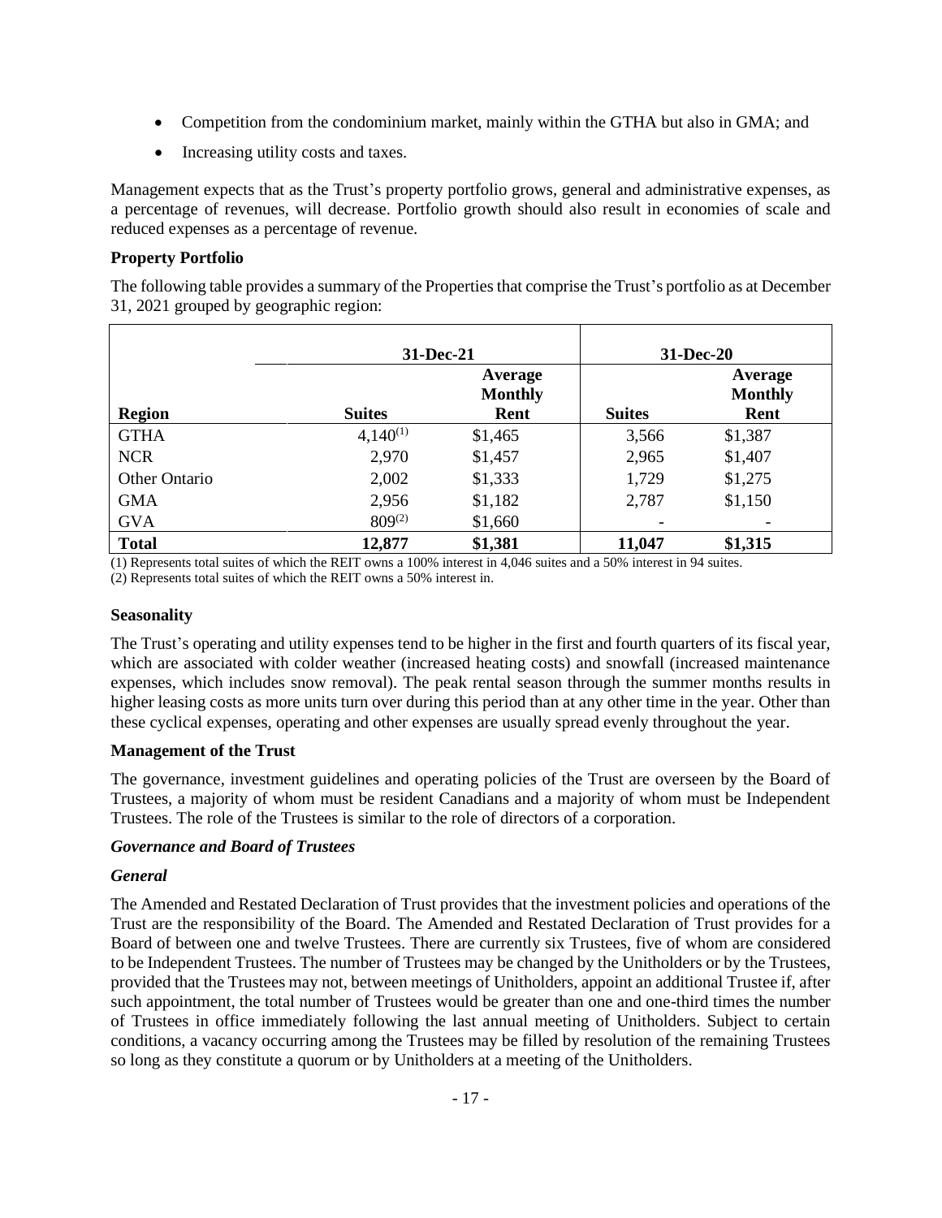- Competition from the condominium market, mainly within the GTHA but also in GMA; and
- Increasing utility costs and taxes.

Management expects that as the Trust's property portfolio grows, general and administrative expenses, as a percentage of revenues, will decrease. Portfolio growth should also result in economies of scale and reduced expenses as a percentage of revenue.

**Property Portfolio**

The following table provides a summary of the Properties that comprise the Trust's portfolio as at December 31, 2021 grouped by geographic region:

| | 31-Dec-21 | | 31-Dec-20 | |
|---|---|---|---|---|
| **Region** | **Suites** | **Average Monthly Rent** | **Suites** | **Average Monthly Rent** |
| GTHA | 4,140[(1)] | $1,465 | 3,566 | $1,387 |
| NCR | 2,970 | $1,457 | 2,965 | $1,407 |
| Other Ontario | 2,002 | $1,333 | 1,729 | $1,275 |
| GMA | 2,956 | $1,182 | 2,787 | $1,150 |
| GVA | 809[(2)] | $1,660 | - | - |
| **Total** | **12,877** | **$1,381** | **11,047** | **$1,315** |

(1) Represents total suites of which the REIT owns a 100% interest in 4,046 suites and a 50% interest in 94 suites.
(2) Represents total suites of which the REIT owns a 50% interest in.

**Seasonality**

The Trust's operating and utility expenses tend to be higher in the first and fourth quarters of its fiscal year, which are associated with colder weather (increased heating costs) and snowfall (increased maintenance expenses, which includes snow removal). The peak rental season through the summer months results in higher leasing costs as more units turn over during this period than at any other time in the year. Other than these cyclical expenses, operating and other expenses are usually spread evenly throughout the year.

**Management of the Trust**

The governance, investment guidelines and operating policies of the Trust are overseen by the Board of Trustees, a majority of whom must be resident Canadians and a majority of whom must be Independent Trustees. The role of the Trustees is similar to the role of directors of a corporation.

***Governance and Board of Trustees***

***General***

The Amended and Restated Declaration of Trust provides that the investment policies and operations of the Trust are the responsibility of the Board. The Amended and Restated Declaration of Trust provides for a Board of between one and twelve Trustees. There are currently six Trustees, five of whom are considered to be Independent Trustees. The number of Trustees may be changed by the Unitholders or by the Trustees, provided that the Trustees may not, between meetings of Unitholders, appoint an additional Trustee if, after such appointment, the total number of Trustees would be greater than one and one-third times the number of Trustees in office immediately following the last annual meeting of Unitholders. Subject to certain conditions, a vacancy occurring among the Trustees may be filled by resolution of the remaining Trustees so long as they constitute a quorum or by Unitholders at a meeting of the Unitholders.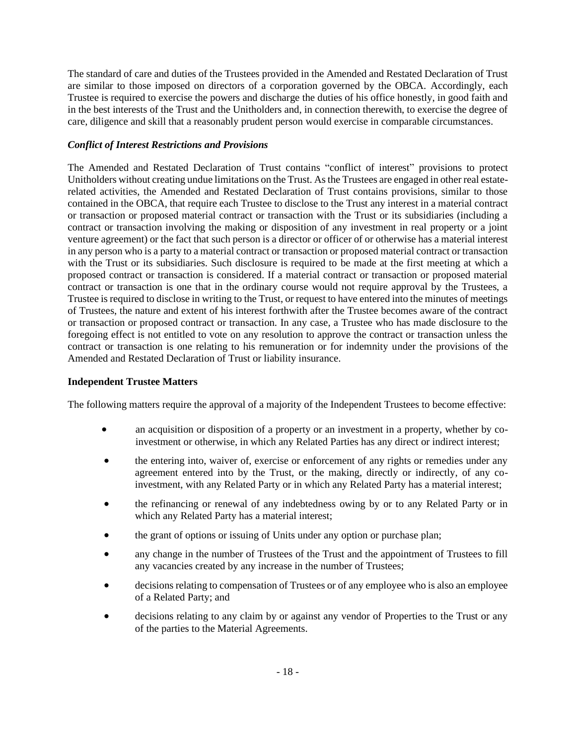The standard of care and duties of the Trustees provided in the Amended and Restated Declaration of Trust are similar to those imposed on directors of a corporation governed by the OBCA. Accordingly, each Trustee is required to exercise the powers and discharge the duties of his office honestly, in good faith and in the best interests of the Trust and the Unitholders and, in connection therewith, to exercise the degree of care, diligence and skill that a reasonably prudent person would exercise in comparable circumstances.

### *Conflict of Interest Restrictions and Provisions*

The Amended and Restated Declaration of Trust contains "conflict of interest" provisions to protect Unitholders without creating undue limitations on the Trust. As the Trustees are engaged in other real estate-related activities, the Amended and Restated Declaration of Trust contains provisions, similar to those contained in the OBCA, that require each Trustee to disclose to the Trust any interest in a material contract or transaction or proposed material contract or transaction with the Trust or its subsidiaries (including a contract or transaction involving the making or disposition of any investment in real property or a joint venture agreement) or the fact that such person is a director or officer of or otherwise has a material interest in any person who is a party to a material contract or transaction or proposed material contract or transaction with the Trust or its subsidiaries. Such disclosure is required to be made at the first meeting at which a proposed contract or transaction is considered. If a material contract or transaction or proposed material contract or transaction is one that in the ordinary course would not require approval by the Trustees, a Trustee is required to disclose in writing to the Trust, or request to have entered into the minutes of meetings of Trustees, the nature and extent of his interest forthwith after the Trustee becomes aware of the contract or transaction or proposed contract or transaction. In any case, a Trustee who has made disclosure to the foregoing effect is not entitled to vote on any resolution to approve the contract or transaction unless the contract or transaction is one relating to his remuneration or for indemnity under the provisions of the Amended and Restated Declaration of Trust or liability insurance.

### **Independent Trustee Matters**

The following matters require the approval of a majority of the Independent Trustees to become effective:

- an acquisition or disposition of a property or an investment in a property, whether by co-investment or otherwise, in which any Related Parties has any direct or indirect interest;
- the entering into, waiver of, exercise or enforcement of any rights or remedies under any agreement entered into by the Trust, or the making, directly or indirectly, of any co-investment, with any Related Party or in which any Related Party has a material interest;
- the refinancing or renewal of any indebtedness owing by or to any Related Party or in which any Related Party has a material interest;
- the grant of options or issuing of Units under any option or purchase plan;
- any change in the number of Trustees of the Trust and the appointment of Trustees to fill any vacancies created by any increase in the number of Trustees;
- decisions relating to compensation of Trustees or of any employee who is also an employee of a Related Party; and
- decisions relating to any claim by or against any vendor of Properties to the Trust or any of the parties to the Material Agreements.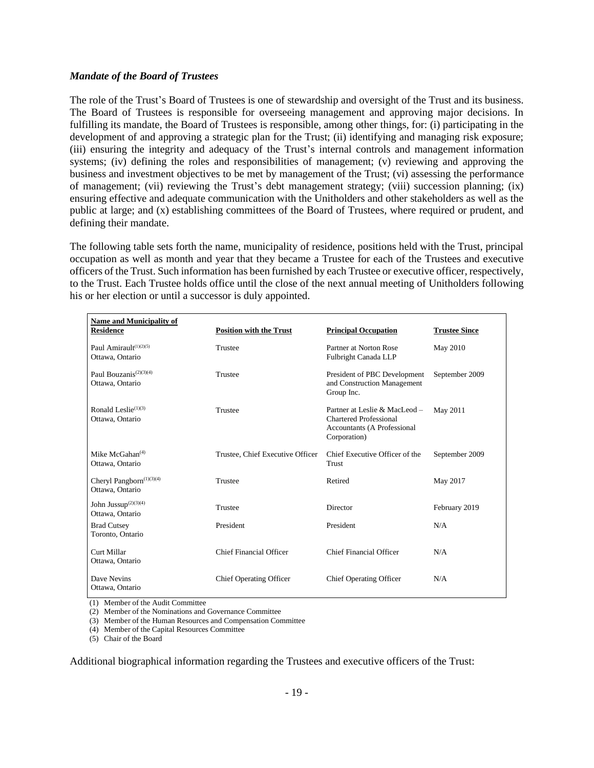### *Mandate of the Board of Trustees*

The role of the Trust's Board of Trustees is one of stewardship and oversight of the Trust and its business. The Board of Trustees is responsible for overseeing management and approving major decisions. In fulfilling its mandate, the Board of Trustees is responsible, among other things, for: (i) participating in the development of and approving a strategic plan for the Trust; (ii) identifying and managing risk exposure; (iii) ensuring the integrity and adequacy of the Trust's internal controls and management information systems; (iv) defining the roles and responsibilities of management; (v) reviewing and approving the business and investment objectives to be met by management of the Trust; (vi) assessing the performance of management; (vii) reviewing the Trust's debt management strategy; (viii) succession planning; (ix) ensuring effective and adequate communication with the Unitholders and other stakeholders as well as the public at large; and (x) establishing committees of the Board of Trustees, where required or prudent, and defining their mandate.

The following table sets forth the name, municipality of residence, positions held with the Trust, principal occupation as well as month and year that they became a Trustee for each of the Trustees and executive officers of the Trust. Such information has been furnished by each Trustee or executive officer, respectively, to the Trust. Each Trustee holds office until the close of the next annual meeting of Unitholders following his or her election or until a successor is duly appointed.

| Name and Municipality of Residence | Position with the Trust | Principal Occupation | Trustee Since |
|---|---|---|---|
| Paul Amirault[(1)(2)(5)]<br>Ottawa, Ontario | Trustee | Partner at Norton Rose Fulbright Canada LLP | May 2010 |
| Paul Bouzanis[(2)(3)(4)]<br>Ottawa, Ontario | Trustee | President of PBC Development and Construction Management Group Inc. | September 2009 |
| Ronald Leslie[(1)(3)]<br>Ottawa, Ontario | Trustee | Partner at Leslie & MacLeod – Chartered Professional Accountants (A Professional Corporation) | May 2011 |
| Mike McGahan[(4)]<br>Ottawa, Ontario | Trustee, Chief Executive Officer | Chief Executive Officer of the Trust | September 2009 |
| Cheryl Pangborn[(1)(3)(4)]<br>Ottawa, Ontario | Trustee | Retired | May 2017 |
| John Jussup[(2)(3)(4)]<br>Ottawa, Ontario | Trustee | Director | February 2019 |
| Brad Cutsey<br>Toronto, Ontario | President | President | N/A |
| Curt Millar<br>Ottawa, Ontario | Chief Financial Officer | Chief Financial Officer | N/A |
| Dave Nevins<br>Ottawa, Ontario | Chief Operating Officer | Chief Operating Officer | N/A |

(1) Member of the Audit Committee
(2) Member of the Nominations and Governance Committee
(3) Member of the Human Resources and Compensation Committee
(4) Member of the Capital Resources Committee
(5) Chair of the Board

Additional biographical information regarding the Trustees and executive officers of the Trust: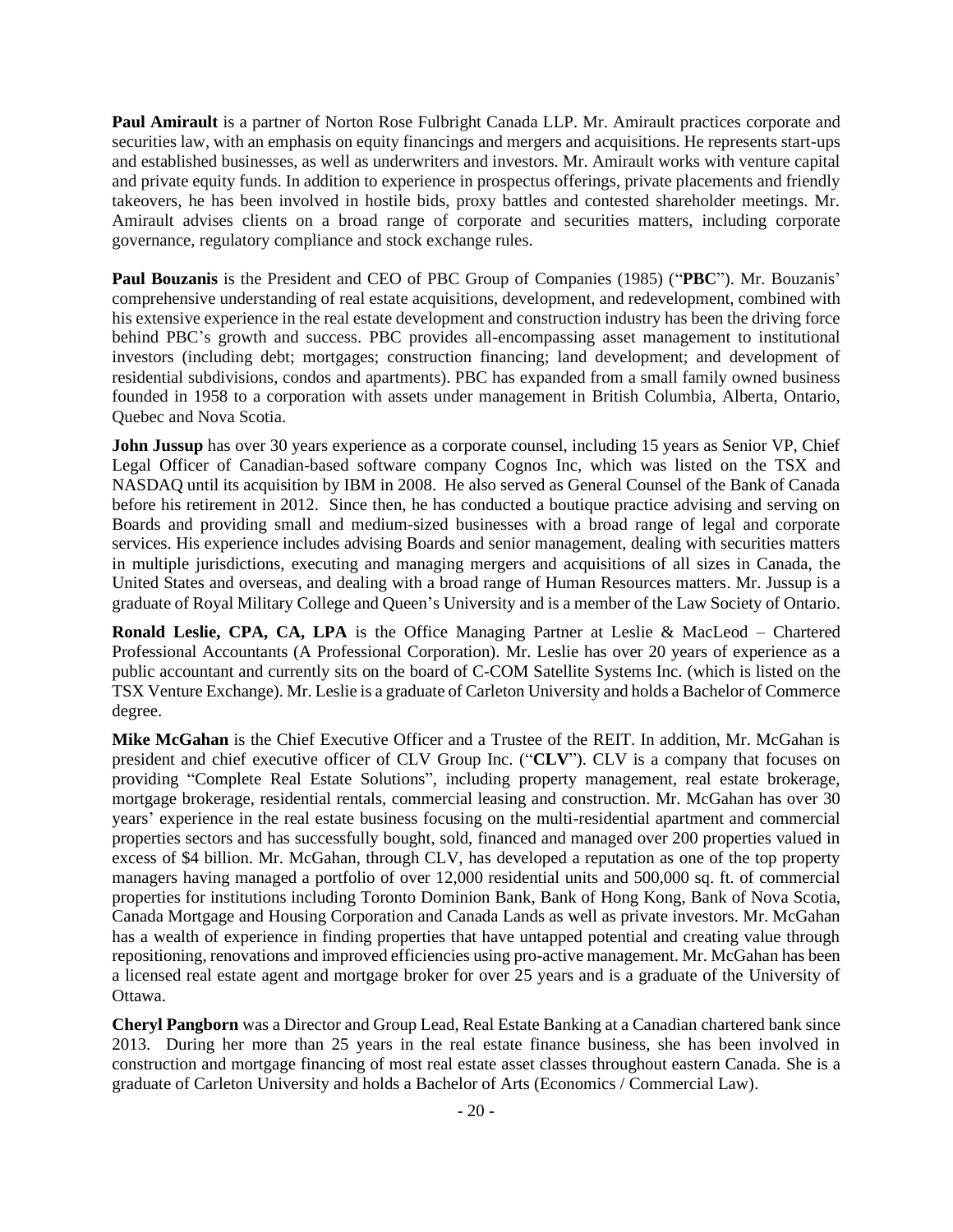**Paul Amirault** is a partner of Norton Rose Fulbright Canada LLP. Mr. Amirault practices corporate and securities law, with an emphasis on equity financings and mergers and acquisitions. He represents start-ups and established businesses, as well as underwriters and investors. Mr. Amirault works with venture capital and private equity funds. In addition to experience in prospectus offerings, private placements and friendly takeovers, he has been involved in hostile bids, proxy battles and contested shareholder meetings. Mr. Amirault advises clients on a broad range of corporate and securities matters, including corporate governance, regulatory compliance and stock exchange rules.

**Paul Bouzanis** is the President and CEO of PBC Group of Companies (1985) ("**PBC**"). Mr. Bouzanis' comprehensive understanding of real estate acquisitions, development, and redevelopment, combined with his extensive experience in the real estate development and construction industry has been the driving force behind PBC's growth and success. PBC provides all-encompassing asset management to institutional investors (including debt; mortgages; construction financing; land development; and development of residential subdivisions, condos and apartments). PBC has expanded from a small family owned business founded in 1958 to a corporation with assets under management in British Columbia, Alberta, Ontario, Quebec and Nova Scotia.

**John Jussup** has over 30 years experience as a corporate counsel, including 15 years as Senior VP, Chief Legal Officer of Canadian-based software company Cognos Inc, which was listed on the TSX and NASDAQ until its acquisition by IBM in 2008. He also served as General Counsel of the Bank of Canada before his retirement in 2012. Since then, he has conducted a boutique practice advising and serving on Boards and providing small and medium-sized businesses with a broad range of legal and corporate services. His experience includes advising Boards and senior management, dealing with securities matters in multiple jurisdictions, executing and managing mergers and acquisitions of all sizes in Canada, the United States and overseas, and dealing with a broad range of Human Resources matters. Mr. Jussup is a graduate of Royal Military College and Queen's University and is a member of the Law Society of Ontario.

**Ronald Leslie, CPA, CA, LPA** is the Office Managing Partner at Leslie & MacLeod – Chartered Professional Accountants (A Professional Corporation). Mr. Leslie has over 20 years of experience as a public accountant and currently sits on the board of C-COM Satellite Systems Inc. (which is listed on the TSX Venture Exchange). Mr. Leslie is a graduate of Carleton University and holds a Bachelor of Commerce degree.

**Mike McGahan** is the Chief Executive Officer and a Trustee of the REIT. In addition, Mr. McGahan is president and chief executive officer of CLV Group Inc. ("**CLV**"). CLV is a company that focuses on providing "Complete Real Estate Solutions", including property management, real estate brokerage, mortgage brokerage, residential rentals, commercial leasing and construction. Mr. McGahan has over 30 years' experience in the real estate business focusing on the multi-residential apartment and commercial properties sectors and has successfully bought, sold, financed and managed over 200 properties valued in excess of $4 billion. Mr. McGahan, through CLV, has developed a reputation as one of the top property managers having managed a portfolio of over 12,000 residential units and 500,000 sq. ft. of commercial properties for institutions including Toronto Dominion Bank, Bank of Hong Kong, Bank of Nova Scotia, Canada Mortgage and Housing Corporation and Canada Lands as well as private investors. Mr. McGahan has a wealth of experience in finding properties that have untapped potential and creating value through repositioning, renovations and improved efficiencies using pro-active management. Mr. McGahan has been a licensed real estate agent and mortgage broker for over 25 years and is a graduate of the University of Ottawa.

**Cheryl Pangborn** was a Director and Group Lead, Real Estate Banking at a Canadian chartered bank since 2013. During her more than 25 years in the real estate finance business, she has been involved in construction and mortgage financing of most real estate asset classes throughout eastern Canada. She is a graduate of Carleton University and holds a Bachelor of Arts (Economics / Commercial Law).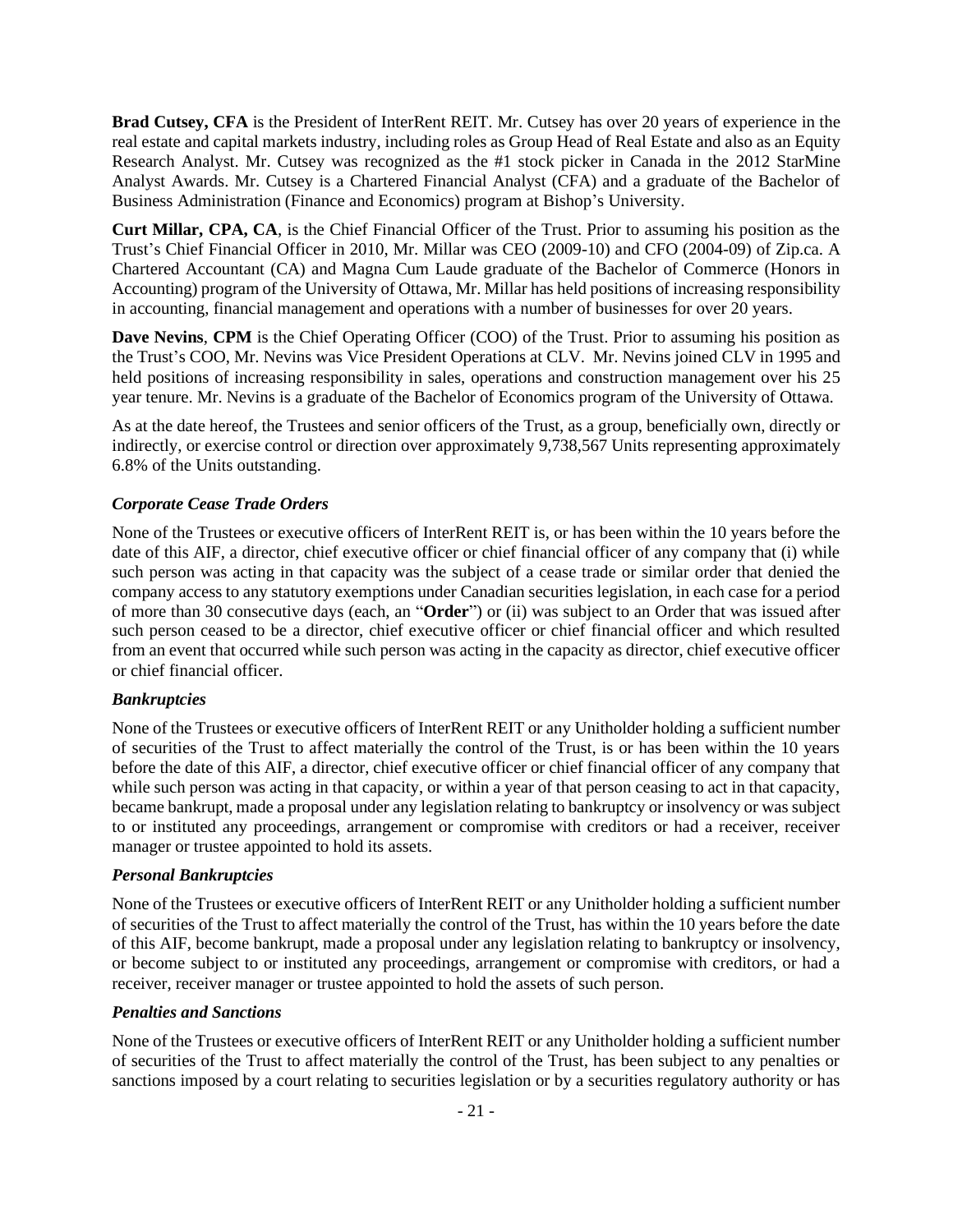**Brad Cutsey, CFA** is the President of InterRent REIT. Mr. Cutsey has over 20 years of experience in the real estate and capital markets industry, including roles as Group Head of Real Estate and also as an Equity Research Analyst. Mr. Cutsey was recognized as the #1 stock picker in Canada in the 2012 StarMine Analyst Awards. Mr. Cutsey is a Chartered Financial Analyst (CFA) and a graduate of the Bachelor of Business Administration (Finance and Economics) program at Bishop's University.

**Curt Millar, CPA, CA**, is the Chief Financial Officer of the Trust. Prior to assuming his position as the Trust's Chief Financial Officer in 2010, Mr. Millar was CEO (2009-10) and CFO (2004-09) of Zip.ca. A Chartered Accountant (CA) and Magna Cum Laude graduate of the Bachelor of Commerce (Honors in Accounting) program of the University of Ottawa, Mr. Millar has held positions of increasing responsibility in accounting, financial management and operations with a number of businesses for over 20 years.

**Dave Nevins**, **CPM** is the Chief Operating Officer (COO) of the Trust. Prior to assuming his position as the Trust's COO, Mr. Nevins was Vice President Operations at CLV. Mr. Nevins joined CLV in 1995 and held positions of increasing responsibility in sales, operations and construction management over his 25 year tenure. Mr. Nevins is a graduate of the Bachelor of Economics program of the University of Ottawa.

As at the date hereof, the Trustees and senior officers of the Trust, as a group, beneficially own, directly or indirectly, or exercise control or direction over approximately 9,738,567 Units representing approximately 6.8% of the Units outstanding.

### *Corporate Cease Trade Orders*

None of the Trustees or executive officers of InterRent REIT is, or has been within the 10 years before the date of this AIF, a director, chief executive officer or chief financial officer of any company that (i) while such person was acting in that capacity was the subject of a cease trade or similar order that denied the company access to any statutory exemptions under Canadian securities legislation, in each case for a period of more than 30 consecutive days (each, an "**Order**") or (ii) was subject to an Order that was issued after such person ceased to be a director, chief executive officer or chief financial officer and which resulted from an event that occurred while such person was acting in the capacity as director, chief executive officer or chief financial officer.

### *Bankruptcies*

None of the Trustees or executive officers of InterRent REIT or any Unitholder holding a sufficient number of securities of the Trust to affect materially the control of the Trust, is or has been within the 10 years before the date of this AIF, a director, chief executive officer or chief financial officer of any company that while such person was acting in that capacity, or within a year of that person ceasing to act in that capacity, became bankrupt, made a proposal under any legislation relating to bankruptcy or insolvency or was subject to or instituted any proceedings, arrangement or compromise with creditors or had a receiver, receiver manager or trustee appointed to hold its assets.

### *Personal Bankruptcies*

None of the Trustees or executive officers of InterRent REIT or any Unitholder holding a sufficient number of securities of the Trust to affect materially the control of the Trust, has within the 10 years before the date of this AIF, become bankrupt, made a proposal under any legislation relating to bankruptcy or insolvency, or become subject to or instituted any proceedings, arrangement or compromise with creditors, or had a receiver, receiver manager or trustee appointed to hold the assets of such person.

### *Penalties and Sanctions*

None of the Trustees or executive officers of InterRent REIT or any Unitholder holding a sufficient number of securities of the Trust to affect materially the control of the Trust, has been subject to any penalties or sanctions imposed by a court relating to securities legislation or by a securities regulatory authority or has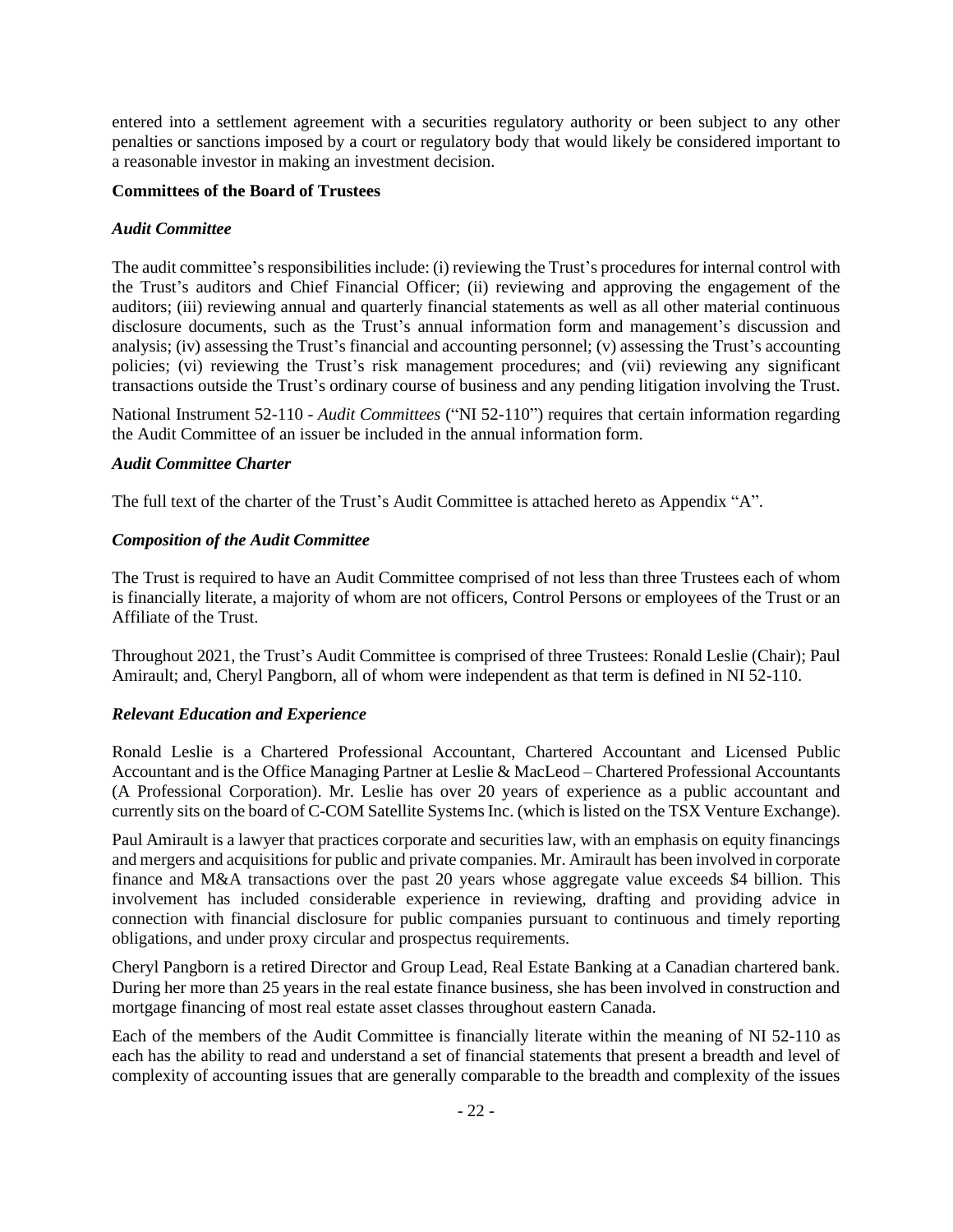entered into a settlement agreement with a securities regulatory authority or been subject to any other penalties or sanctions imposed by a court or regulatory body that would likely be considered important to a reasonable investor in making an investment decision.

**Committees of the Board of Trustees**

***Audit Committee***

The audit committee's responsibilities include: (i) reviewing the Trust's procedures for internal control with the Trust's auditors and Chief Financial Officer; (ii) reviewing and approving the engagement of the auditors; (iii) reviewing annual and quarterly financial statements as well as all other material continuous disclosure documents, such as the Trust's annual information form and management's discussion and analysis; (iv) assessing the Trust's financial and accounting personnel; (v) assessing the Trust's accounting policies; (vi) reviewing the Trust's risk management procedures; and (vii) reviewing any significant transactions outside the Trust's ordinary course of business and any pending litigation involving the Trust.

National Instrument 52-110 - *Audit Committees* ("NI 52-110") requires that certain information regarding the Audit Committee of an issuer be included in the annual information form.

***Audit Committee Charter***

The full text of the charter of the Trust's Audit Committee is attached hereto as Appendix "A".

***Composition of the Audit Committee***

The Trust is required to have an Audit Committee comprised of not less than three Trustees each of whom is financially literate, a majority of whom are not officers, Control Persons or employees of the Trust or an Affiliate of the Trust.

Throughout 2021, the Trust's Audit Committee is comprised of three Trustees: Ronald Leslie (Chair); Paul Amirault; and, Cheryl Pangborn, all of whom were independent as that term is defined in NI 52-110.

***Relevant Education and Experience***

Ronald Leslie is a Chartered Professional Accountant, Chartered Accountant and Licensed Public Accountant and is the Office Managing Partner at Leslie & MacLeod – Chartered Professional Accountants (A Professional Corporation). Mr. Leslie has over 20 years of experience as a public accountant and currently sits on the board of C-COM Satellite Systems Inc. (which is listed on the TSX Venture Exchange).

Paul Amirault is a lawyer that practices corporate and securities law, with an emphasis on equity financings and mergers and acquisitions for public and private companies. Mr. Amirault has been involved in corporate finance and M&A transactions over the past 20 years whose aggregate value exceeds $4 billion. This involvement has included considerable experience in reviewing, drafting and providing advice in connection with financial disclosure for public companies pursuant to continuous and timely reporting obligations, and under proxy circular and prospectus requirements.

Cheryl Pangborn is a retired Director and Group Lead, Real Estate Banking at a Canadian chartered bank. During her more than 25 years in the real estate finance business, she has been involved in construction and mortgage financing of most real estate asset classes throughout eastern Canada.

Each of the members of the Audit Committee is financially literate within the meaning of NI 52-110 as each has the ability to read and understand a set of financial statements that present a breadth and level of complexity of accounting issues that are generally comparable to the breadth and complexity of the issues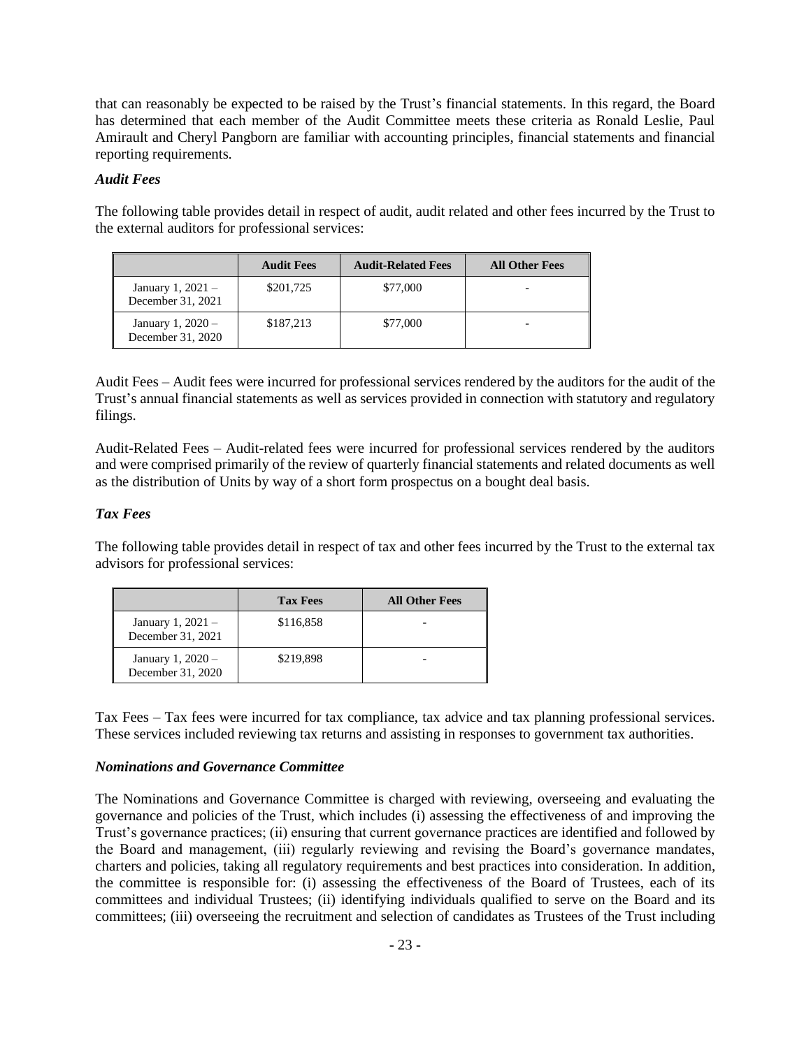that can reasonably be expected to be raised by the Trust's financial statements. In this regard, the Board has determined that each member of the Audit Committee meets these criteria as Ronald Leslie, Paul Amirault and Cheryl Pangborn are familiar with accounting principles, financial statements and financial reporting requirements.

### *Audit Fees*

The following table provides detail in respect of audit, audit related and other fees incurred by the Trust to the external auditors for professional services:

| | Audit Fees | Audit-Related Fees | All Other Fees |
|---|---|---|---|
| January 1, 2021 – December 31, 2021 | $201,725 | $77,000 | - |
| January 1, 2020 – December 31, 2020 | $187,213 | $77,000 | - |

Audit Fees – Audit fees were incurred for professional services rendered by the auditors for the audit of the Trust's annual financial statements as well as services provided in connection with statutory and regulatory filings.

Audit-Related Fees – Audit-related fees were incurred for professional services rendered by the auditors and were comprised primarily of the review of quarterly financial statements and related documents as well as the distribution of Units by way of a short form prospectus on a bought deal basis.

### *Tax Fees*

The following table provides detail in respect of tax and other fees incurred by the Trust to the external tax advisors for professional services:

| | Tax Fees | All Other Fees |
|---|---|---|
| January 1, 2021 – December 31, 2021 | $116,858 | - |
| January 1, 2020 – December 31, 2020 | $219,898 | - |

Tax Fees – Tax fees were incurred for tax compliance, tax advice and tax planning professional services. These services included reviewing tax returns and assisting in responses to government tax authorities.

### *Nominations and Governance Committee*

The Nominations and Governance Committee is charged with reviewing, overseeing and evaluating the governance and policies of the Trust, which includes (i) assessing the effectiveness of and improving the Trust's governance practices; (ii) ensuring that current governance practices are identified and followed by the Board and management, (iii) regularly reviewing and revising the Board's governance mandates, charters and policies, taking all regulatory requirements and best practices into consideration. In addition, the committee is responsible for: (i) assessing the effectiveness of the Board of Trustees, each of its committees and individual Trustees; (ii) identifying individuals qualified to serve on the Board and its committees; (iii) overseeing the recruitment and selection of candidates as Trustees of the Trust including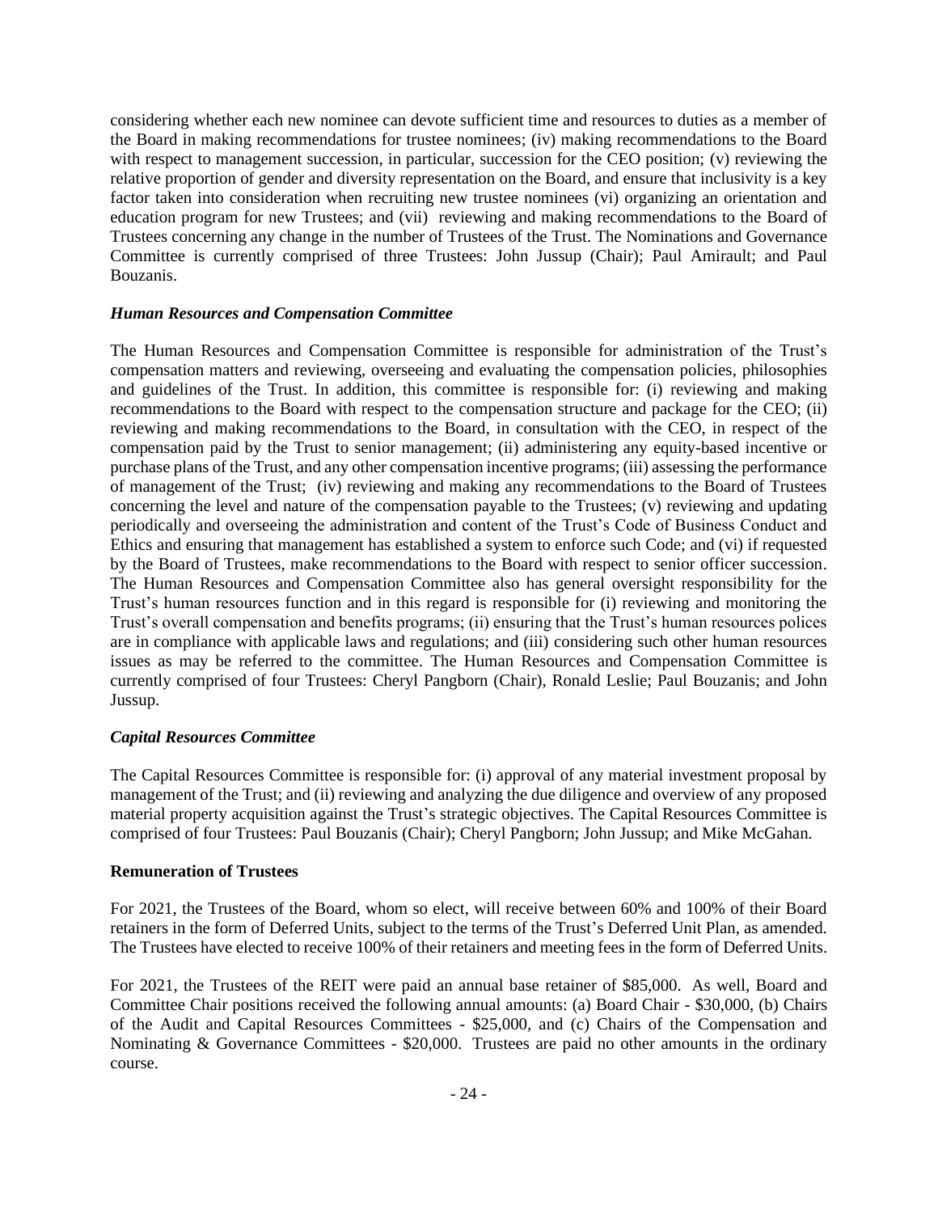considering whether each new nominee can devote sufficient time and resources to duties as a member of the Board in making recommendations for trustee nominees; (iv) making recommendations to the Board with respect to management succession, in particular, succession for the CEO position; (v) reviewing the relative proportion of gender and diversity representation on the Board, and ensure that inclusivity is a key factor taken into consideration when recruiting new trustee nominees (vi) organizing an orientation and education program for new Trustees; and (vii) reviewing and making recommendations to the Board of Trustees concerning any change in the number of Trustees of the Trust. The Nominations and Governance Committee is currently comprised of three Trustees: John Jussup (Chair); Paul Amirault; and Paul Bouzanis.

### *Human Resources and Compensation Committee*

The Human Resources and Compensation Committee is responsible for administration of the Trust's compensation matters and reviewing, overseeing and evaluating the compensation policies, philosophies and guidelines of the Trust. In addition, this committee is responsible for: (i) reviewing and making recommendations to the Board with respect to the compensation structure and package for the CEO; (ii) reviewing and making recommendations to the Board, in consultation with the CEO, in respect of the compensation paid by the Trust to senior management; (ii) administering any equity-based incentive or purchase plans of the Trust, and any other compensation incentive programs; (iii) assessing the performance of management of the Trust; (iv) reviewing and making any recommendations to the Board of Trustees concerning the level and nature of the compensation payable to the Trustees; (v) reviewing and updating periodically and overseeing the administration and content of the Trust's Code of Business Conduct and Ethics and ensuring that management has established a system to enforce such Code; and (vi) if requested by the Board of Trustees, make recommendations to the Board with respect to senior officer succession. The Human Resources and Compensation Committee also has general oversight responsibility for the Trust's human resources function and in this regard is responsible for (i) reviewing and monitoring the Trust's overall compensation and benefits programs; (ii) ensuring that the Trust's human resources polices are in compliance with applicable laws and regulations; and (iii) considering such other human resources issues as may be referred to the committee. The Human Resources and Compensation Committee is currently comprised of four Trustees: Cheryl Pangborn (Chair), Ronald Leslie; Paul Bouzanis; and John Jussup.

### *Capital Resources Committee*

The Capital Resources Committee is responsible for: (i) approval of any material investment proposal by management of the Trust; and (ii) reviewing and analyzing the due diligence and overview of any proposed material property acquisition against the Trust's strategic objectives. The Capital Resources Committee is comprised of four Trustees: Paul Bouzanis (Chair); Cheryl Pangborn; John Jussup; and Mike McGahan.

## **Remuneration of Trustees**

For 2021, the Trustees of the Board, whom so elect, will receive between 60% and 100% of their Board retainers in the form of Deferred Units, subject to the terms of the Trust's Deferred Unit Plan, as amended. The Trustees have elected to receive 100% of their retainers and meeting fees in the form of Deferred Units.

For 2021, the Trustees of the REIT were paid an annual base retainer of \$85,000. As well, Board and Committee Chair positions received the following annual amounts: (a) Board Chair - \$30,000, (b) Chairs of the Audit and Capital Resources Committees - \$25,000, and (c) Chairs of the Compensation and Nominating & Governance Committees - \$20,000. Trustees are paid no other amounts in the ordinary course.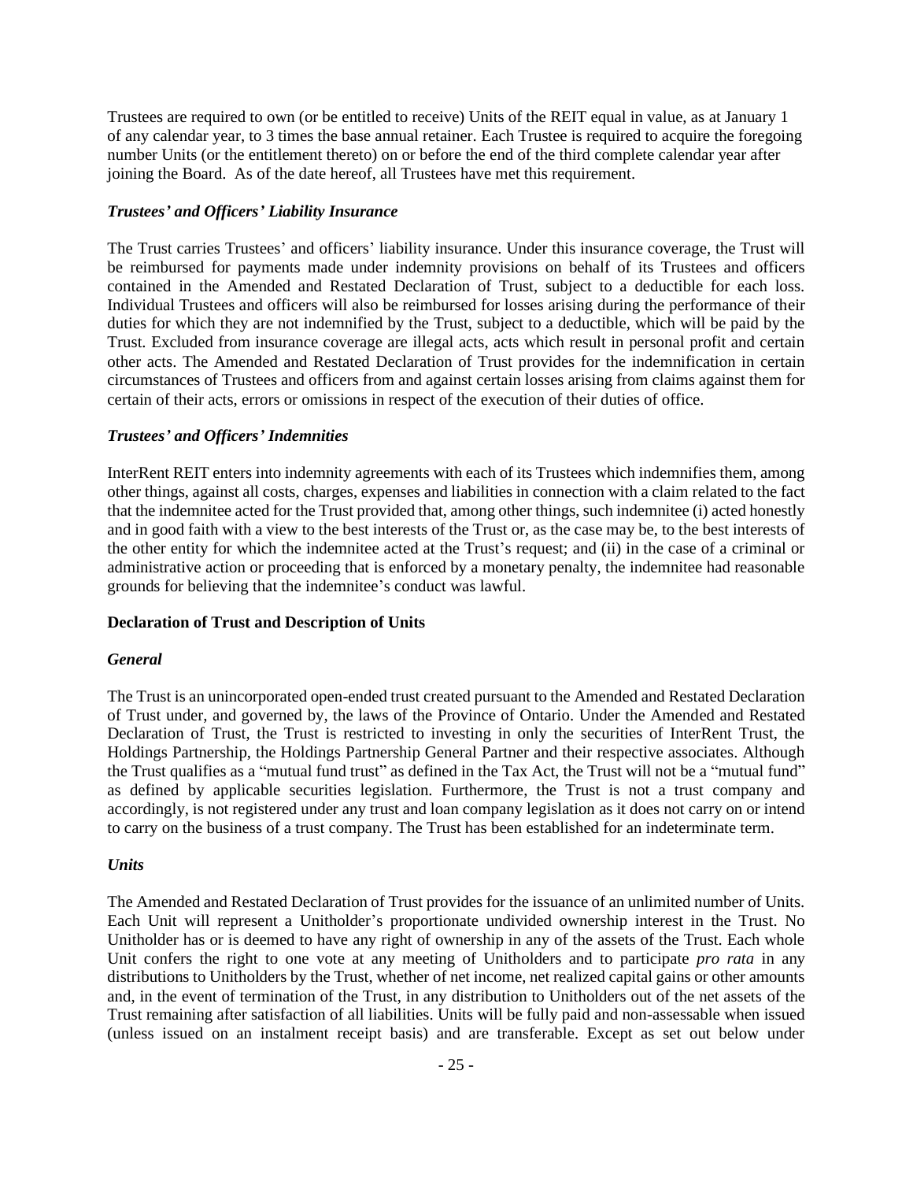Trustees are required to own (or be entitled to receive) Units of the REIT equal in value, as at January 1 of any calendar year, to 3 times the base annual retainer. Each Trustee is required to acquire the foregoing number Units (or the entitlement thereto) on or before the end of the third complete calendar year after joining the Board. As of the date hereof, all Trustees have met this requirement.

### *Trustees' and Officers' Liability Insurance*

The Trust carries Trustees' and officers' liability insurance. Under this insurance coverage, the Trust will be reimbursed for payments made under indemnity provisions on behalf of its Trustees and officers contained in the Amended and Restated Declaration of Trust, subject to a deductible for each loss. Individual Trustees and officers will also be reimbursed for losses arising during the performance of their duties for which they are not indemnified by the Trust, subject to a deductible, which will be paid by the Trust. Excluded from insurance coverage are illegal acts, acts which result in personal profit and certain other acts. The Amended and Restated Declaration of Trust provides for the indemnification in certain circumstances of Trustees and officers from and against certain losses arising from claims against them for certain of their acts, errors or omissions in respect of the execution of their duties of office.

### *Trustees' and Officers' Indemnities*

InterRent REIT enters into indemnity agreements with each of its Trustees which indemnifies them, among other things, against all costs, charges, expenses and liabilities in connection with a claim related to the fact that the indemnitee acted for the Trust provided that, among other things, such indemnitee (i) acted honestly and in good faith with a view to the best interests of the Trust or, as the case may be, to the best interests of the other entity for which the indemnitee acted at the Trust's request; and (ii) in the case of a criminal or administrative action or proceeding that is enforced by a monetary penalty, the indemnitee had reasonable grounds for believing that the indemnitee's conduct was lawful.

## **Declaration of Trust and Description of Units**

### *General*

The Trust is an unincorporated open-ended trust created pursuant to the Amended and Restated Declaration of Trust under, and governed by, the laws of the Province of Ontario. Under the Amended and Restated Declaration of Trust, the Trust is restricted to investing in only the securities of InterRent Trust, the Holdings Partnership, the Holdings Partnership General Partner and their respective associates. Although the Trust qualifies as a "mutual fund trust" as defined in the Tax Act, the Trust will not be a "mutual fund" as defined by applicable securities legislation. Furthermore, the Trust is not a trust company and accordingly, is not registered under any trust and loan company legislation as it does not carry on or intend to carry on the business of a trust company. The Trust has been established for an indeterminate term.

### *Units*

The Amended and Restated Declaration of Trust provides for the issuance of an unlimited number of Units. Each Unit will represent a Unitholder's proportionate undivided ownership interest in the Trust. No Unitholder has or is deemed to have any right of ownership in any of the assets of the Trust. Each whole Unit confers the right to one vote at any meeting of Unitholders and to participate *pro rata* in any distributions to Unitholders by the Trust, whether of net income, net realized capital gains or other amounts and, in the event of termination of the Trust, in any distribution to Unitholders out of the net assets of the Trust remaining after satisfaction of all liabilities. Units will be fully paid and non-assessable when issued (unless issued on an instalment receipt basis) and are transferable. Except as set out below under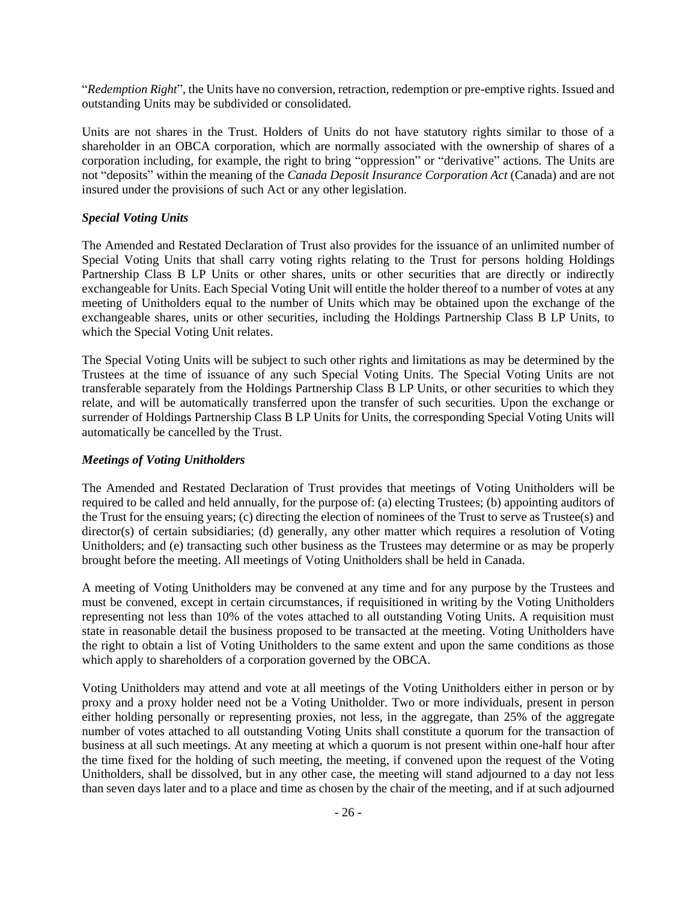"*Redemption Right*", the Units have no conversion, retraction, redemption or pre-emptive rights. Issued and outstanding Units may be subdivided or consolidated.

Units are not shares in the Trust. Holders of Units do not have statutory rights similar to those of a shareholder in an OBCA corporation, which are normally associated with the ownership of shares of a corporation including, for example, the right to bring "oppression" or "derivative" actions. The Units are not "deposits" within the meaning of the *Canada Deposit Insurance Corporation Act* (Canada) and are not insured under the provisions of such Act or any other legislation.

### *Special Voting Units*

The Amended and Restated Declaration of Trust also provides for the issuance of an unlimited number of Special Voting Units that shall carry voting rights relating to the Trust for persons holding Holdings Partnership Class B LP Units or other shares, units or other securities that are directly or indirectly exchangeable for Units. Each Special Voting Unit will entitle the holder thereof to a number of votes at any meeting of Unitholders equal to the number of Units which may be obtained upon the exchange of the exchangeable shares, units or other securities, including the Holdings Partnership Class B LP Units, to which the Special Voting Unit relates.

The Special Voting Units will be subject to such other rights and limitations as may be determined by the Trustees at the time of issuance of any such Special Voting Units. The Special Voting Units are not transferable separately from the Holdings Partnership Class B LP Units, or other securities to which they relate, and will be automatically transferred upon the transfer of such securities. Upon the exchange or surrender of Holdings Partnership Class B LP Units for Units, the corresponding Special Voting Units will automatically be cancelled by the Trust.

### *Meetings of Voting Unitholders*

The Amended and Restated Declaration of Trust provides that meetings of Voting Unitholders will be required to be called and held annually, for the purpose of: (a) electing Trustees; (b) appointing auditors of the Trust for the ensuing years; (c) directing the election of nominees of the Trust to serve as Trustee(s) and director(s) of certain subsidiaries; (d) generally, any other matter which requires a resolution of Voting Unitholders; and (e) transacting such other business as the Trustees may determine or as may be properly brought before the meeting. All meetings of Voting Unitholders shall be held in Canada.

A meeting of Voting Unitholders may be convened at any time and for any purpose by the Trustees and must be convened, except in certain circumstances, if requisitioned in writing by the Voting Unitholders representing not less than 10% of the votes attached to all outstanding Voting Units. A requisition must state in reasonable detail the business proposed to be transacted at the meeting. Voting Unitholders have the right to obtain a list of Voting Unitholders to the same extent and upon the same conditions as those which apply to shareholders of a corporation governed by the OBCA.

Voting Unitholders may attend and vote at all meetings of the Voting Unitholders either in person or by proxy and a proxy holder need not be a Voting Unitholder. Two or more individuals, present in person either holding personally or representing proxies, not less, in the aggregate, than 25% of the aggregate number of votes attached to all outstanding Voting Units shall constitute a quorum for the transaction of business at all such meetings. At any meeting at which a quorum is not present within one-half hour after the time fixed for the holding of such meeting, the meeting, if convened upon the request of the Voting Unitholders, shall be dissolved, but in any other case, the meeting will stand adjourned to a day not less than seven days later and to a place and time as chosen by the chair of the meeting, and if at such adjourned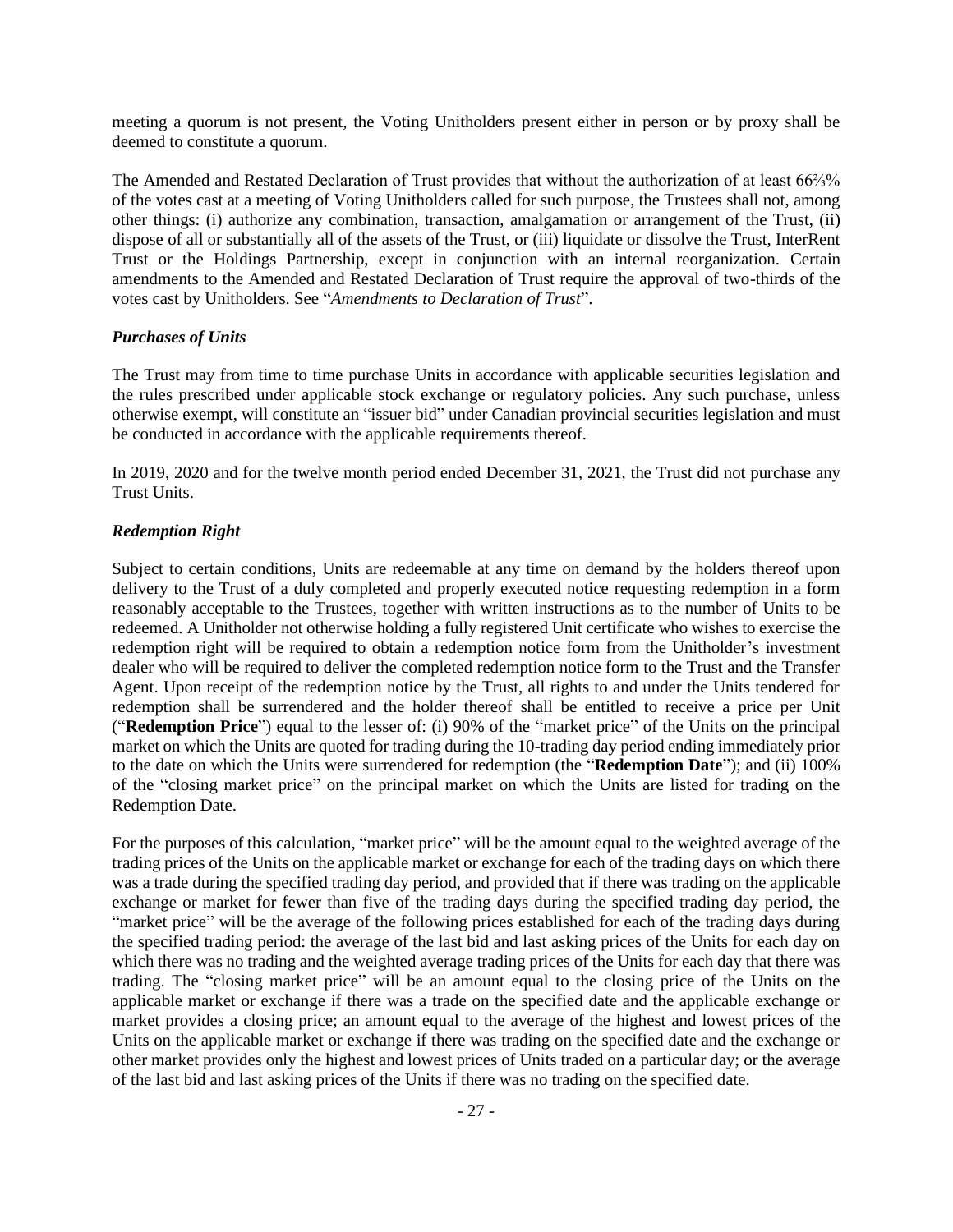meeting a quorum is not present, the Voting Unitholders present either in person or by proxy shall be deemed to constitute a quorum.

The Amended and Restated Declaration of Trust provides that without the authorization of at least 66⅔% of the votes cast at a meeting of Voting Unitholders called for such purpose, the Trustees shall not, among other things: (i) authorize any combination, transaction, amalgamation or arrangement of the Trust, (ii) dispose of all or substantially all of the assets of the Trust, or (iii) liquidate or dissolve the Trust, InterRent Trust or the Holdings Partnership, except in conjunction with an internal reorganization. Certain amendments to the Amended and Restated Declaration of Trust require the approval of two-thirds of the votes cast by Unitholders. See "*Amendments to Declaration of Trust*".

### *Purchases of Units*

The Trust may from time to time purchase Units in accordance with applicable securities legislation and the rules prescribed under applicable stock exchange or regulatory policies. Any such purchase, unless otherwise exempt, will constitute an "issuer bid" under Canadian provincial securities legislation and must be conducted in accordance with the applicable requirements thereof.

In 2019, 2020 and for the twelve month period ended December 31, 2021, the Trust did not purchase any Trust Units.

### *Redemption Right*

Subject to certain conditions, Units are redeemable at any time on demand by the holders thereof upon delivery to the Trust of a duly completed and properly executed notice requesting redemption in a form reasonably acceptable to the Trustees, together with written instructions as to the number of Units to be redeemed. A Unitholder not otherwise holding a fully registered Unit certificate who wishes to exercise the redemption right will be required to obtain a redemption notice form from the Unitholder's investment dealer who will be required to deliver the completed redemption notice form to the Trust and the Transfer Agent. Upon receipt of the redemption notice by the Trust, all rights to and under the Units tendered for redemption shall be surrendered and the holder thereof shall be entitled to receive a price per Unit ("**Redemption Price**") equal to the lesser of: (i) 90% of the "market price" of the Units on the principal market on which the Units are quoted for trading during the 10-trading day period ending immediately prior to the date on which the Units were surrendered for redemption (the "**Redemption Date**"); and (ii) 100% of the "closing market price" on the principal market on which the Units are listed for trading on the Redemption Date.

For the purposes of this calculation, "market price" will be the amount equal to the weighted average of the trading prices of the Units on the applicable market or exchange for each of the trading days on which there was a trade during the specified trading day period, and provided that if there was trading on the applicable exchange or market for fewer than five of the trading days during the specified trading day period, the "market price" will be the average of the following prices established for each of the trading days during the specified trading period: the average of the last bid and last asking prices of the Units for each day on which there was no trading and the weighted average trading prices of the Units for each day that there was trading. The "closing market price" will be an amount equal to the closing price of the Units on the applicable market or exchange if there was a trade on the specified date and the applicable exchange or market provides a closing price; an amount equal to the average of the highest and lowest prices of the Units on the applicable market or exchange if there was trading on the specified date and the exchange or other market provides only the highest and lowest prices of Units traded on a particular day; or the average of the last bid and last asking prices of the Units if there was no trading on the specified date.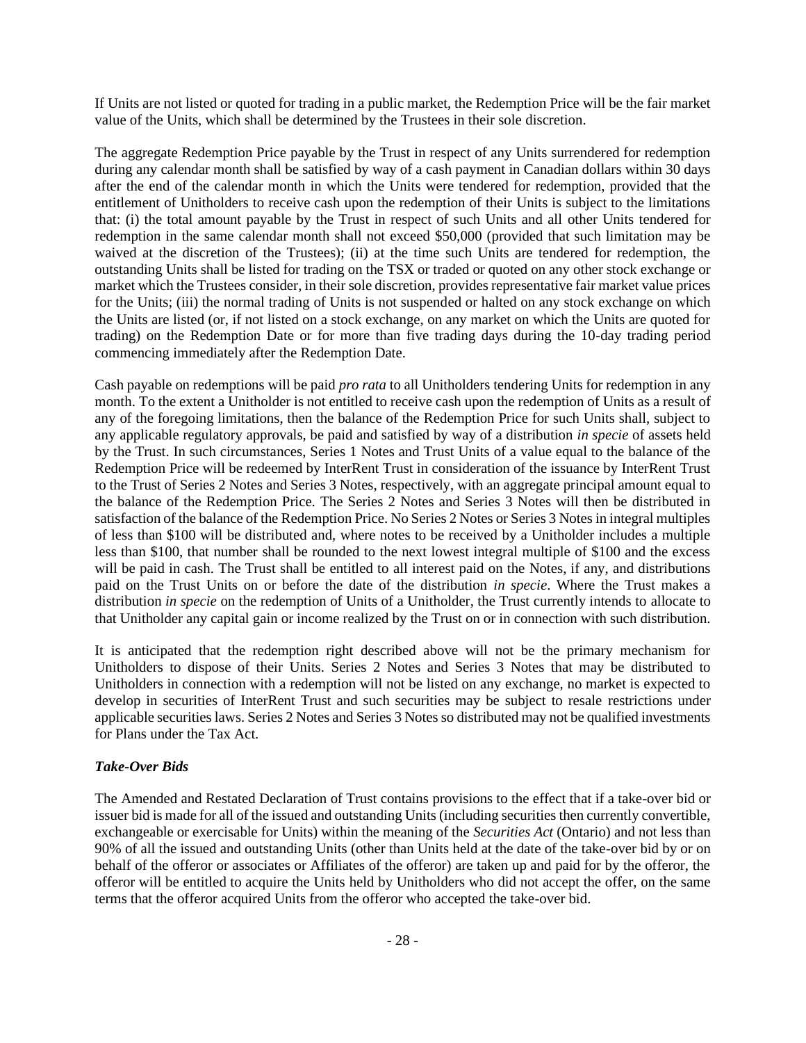If Units are not listed or quoted for trading in a public market, the Redemption Price will be the fair market value of the Units, which shall be determined by the Trustees in their sole discretion.

The aggregate Redemption Price payable by the Trust in respect of any Units surrendered for redemption during any calendar month shall be satisfied by way of a cash payment in Canadian dollars within 30 days after the end of the calendar month in which the Units were tendered for redemption, provided that the entitlement of Unitholders to receive cash upon the redemption of their Units is subject to the limitations that: (i) the total amount payable by the Trust in respect of such Units and all other Units tendered for redemption in the same calendar month shall not exceed $50,000 (provided that such limitation may be waived at the discretion of the Trustees); (ii) at the time such Units are tendered for redemption, the outstanding Units shall be listed for trading on the TSX or traded or quoted on any other stock exchange or market which the Trustees consider, in their sole discretion, provides representative fair market value prices for the Units; (iii) the normal trading of Units is not suspended or halted on any stock exchange on which the Units are listed (or, if not listed on a stock exchange, on any market on which the Units are quoted for trading) on the Redemption Date or for more than five trading days during the 10-day trading period commencing immediately after the Redemption Date.

Cash payable on redemptions will be paid *pro rata* to all Unitholders tendering Units for redemption in any month. To the extent a Unitholder is not entitled to receive cash upon the redemption of Units as a result of any of the foregoing limitations, then the balance of the Redemption Price for such Units shall, subject to any applicable regulatory approvals, be paid and satisfied by way of a distribution *in specie* of assets held by the Trust. In such circumstances, Series 1 Notes and Trust Units of a value equal to the balance of the Redemption Price will be redeemed by InterRent Trust in consideration of the issuance by InterRent Trust to the Trust of Series 2 Notes and Series 3 Notes, respectively, with an aggregate principal amount equal to the balance of the Redemption Price. The Series 2 Notes and Series 3 Notes will then be distributed in satisfaction of the balance of the Redemption Price. No Series 2 Notes or Series 3 Notes in integral multiples of less than $100 will be distributed and, where notes to be received by a Unitholder includes a multiple less than $100, that number shall be rounded to the next lowest integral multiple of $100 and the excess will be paid in cash. The Trust shall be entitled to all interest paid on the Notes, if any, and distributions paid on the Trust Units on or before the date of the distribution *in specie*. Where the Trust makes a distribution *in specie* on the redemption of Units of a Unitholder, the Trust currently intends to allocate to that Unitholder any capital gain or income realized by the Trust on or in connection with such distribution.

It is anticipated that the redemption right described above will not be the primary mechanism for Unitholders to dispose of their Units. Series 2 Notes and Series 3 Notes that may be distributed to Unitholders in connection with a redemption will not be listed on any exchange, no market is expected to develop in securities of InterRent Trust and such securities may be subject to resale restrictions under applicable securities laws. Series 2 Notes and Series 3 Notes so distributed may not be qualified investments for Plans under the Tax Act.

### *Take-Over Bids*

The Amended and Restated Declaration of Trust contains provisions to the effect that if a take-over bid or issuer bid is made for all of the issued and outstanding Units (including securities then currently convertible, exchangeable or exercisable for Units) within the meaning of the *Securities Act* (Ontario) and not less than 90% of all the issued and outstanding Units (other than Units held at the date of the take-over bid by or on behalf of the offeror or associates or Affiliates of the offeror) are taken up and paid for by the offeror, the offeror will be entitled to acquire the Units held by Unitholders who did not accept the offer, on the same terms that the offeror acquired Units from the offeror who accepted the take-over bid.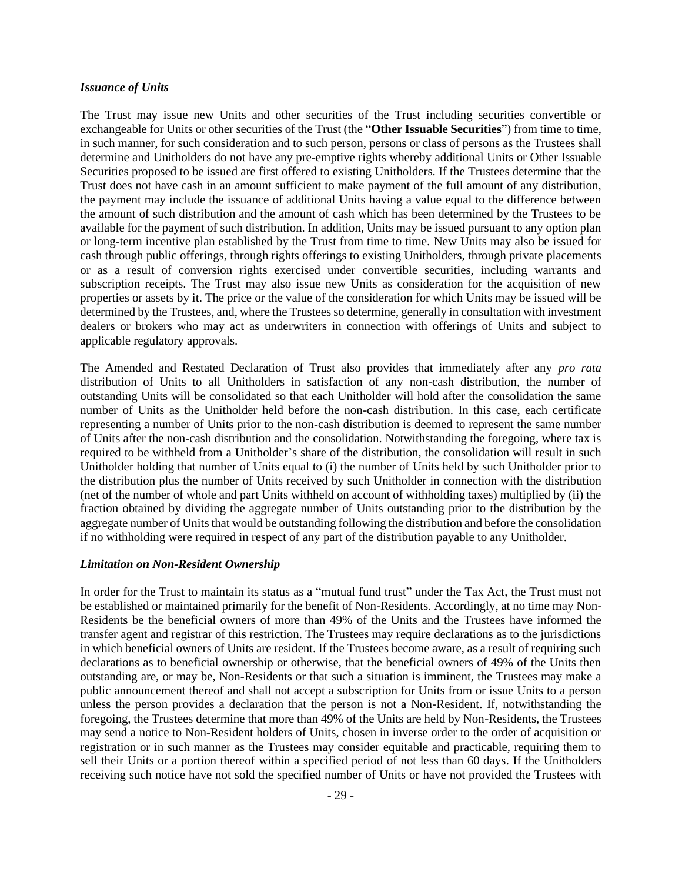### *Issuance of Units*

The Trust may issue new Units and other securities of the Trust including securities convertible or exchangeable for Units or other securities of the Trust (the "**Other Issuable Securities**") from time to time, in such manner, for such consideration and to such person, persons or class of persons as the Trustees shall determine and Unitholders do not have any pre-emptive rights whereby additional Units or Other Issuable Securities proposed to be issued are first offered to existing Unitholders. If the Trustees determine that the Trust does not have cash in an amount sufficient to make payment of the full amount of any distribution, the payment may include the issuance of additional Units having a value equal to the difference between the amount of such distribution and the amount of cash which has been determined by the Trustees to be available for the payment of such distribution. In addition, Units may be issued pursuant to any option plan or long-term incentive plan established by the Trust from time to time. New Units may also be issued for cash through public offerings, through rights offerings to existing Unitholders, through private placements or as a result of conversion rights exercised under convertible securities, including warrants and subscription receipts. The Trust may also issue new Units as consideration for the acquisition of new properties or assets by it. The price or the value of the consideration for which Units may be issued will be determined by the Trustees, and, where the Trustees so determine, generally in consultation with investment dealers or brokers who may act as underwriters in connection with offerings of Units and subject to applicable regulatory approvals.

The Amended and Restated Declaration of Trust also provides that immediately after any *pro rata* distribution of Units to all Unitholders in satisfaction of any non-cash distribution, the number of outstanding Units will be consolidated so that each Unitholder will hold after the consolidation the same number of Units as the Unitholder held before the non-cash distribution. In this case, each certificate representing a number of Units prior to the non-cash distribution is deemed to represent the same number of Units after the non-cash distribution and the consolidation. Notwithstanding the foregoing, where tax is required to be withheld from a Unitholder's share of the distribution, the consolidation will result in such Unitholder holding that number of Units equal to (i) the number of Units held by such Unitholder prior to the distribution plus the number of Units received by such Unitholder in connection with the distribution (net of the number of whole and part Units withheld on account of withholding taxes) multiplied by (ii) the fraction obtained by dividing the aggregate number of Units outstanding prior to the distribution by the aggregate number of Units that would be outstanding following the distribution and before the consolidation if no withholding were required in respect of any part of the distribution payable to any Unitholder.

### *Limitation on Non-Resident Ownership*

In order for the Trust to maintain its status as a "mutual fund trust" under the Tax Act, the Trust must not be established or maintained primarily for the benefit of Non-Residents. Accordingly, at no time may Non-Residents be the beneficial owners of more than 49% of the Units and the Trustees have informed the transfer agent and registrar of this restriction. The Trustees may require declarations as to the jurisdictions in which beneficial owners of Units are resident. If the Trustees become aware, as a result of requiring such declarations as to beneficial ownership or otherwise, that the beneficial owners of 49% of the Units then outstanding are, or may be, Non-Residents or that such a situation is imminent, the Trustees may make a public announcement thereof and shall not accept a subscription for Units from or issue Units to a person unless the person provides a declaration that the person is not a Non-Resident. If, notwithstanding the foregoing, the Trustees determine that more than 49% of the Units are held by Non-Residents, the Trustees may send a notice to Non-Resident holders of Units, chosen in inverse order to the order of acquisition or registration or in such manner as the Trustees may consider equitable and practicable, requiring them to sell their Units or a portion thereof within a specified period of not less than 60 days. If the Unitholders receiving such notice have not sold the specified number of Units or have not provided the Trustees with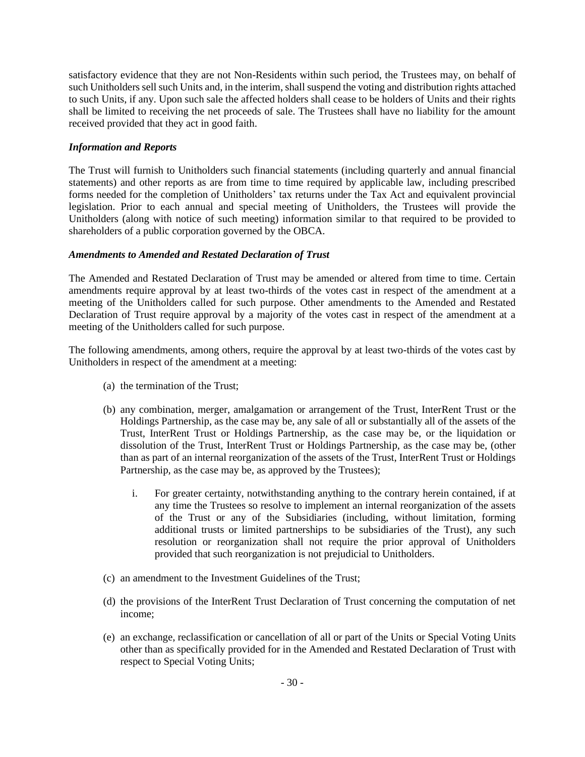satisfactory evidence that they are not Non-Residents within such period, the Trustees may, on behalf of such Unitholders sell such Units and, in the interim, shall suspend the voting and distribution rights attached to such Units, if any. Upon such sale the affected holders shall cease to be holders of Units and their rights shall be limited to receiving the net proceeds of sale. The Trustees shall have no liability for the amount received provided that they act in good faith.

***Information and Reports***

The Trust will furnish to Unitholders such financial statements (including quarterly and annual financial statements) and other reports as are from time to time required by applicable law, including prescribed forms needed for the completion of Unitholders' tax returns under the Tax Act and equivalent provincial legislation. Prior to each annual and special meeting of Unitholders, the Trustees will provide the Unitholders (along with notice of such meeting) information similar to that required to be provided to shareholders of a public corporation governed by the OBCA.

***Amendments to Amended and Restated Declaration of Trust***

The Amended and Restated Declaration of Trust may be amended or altered from time to time. Certain amendments require approval by at least two-thirds of the votes cast in respect of the amendment at a meeting of the Unitholders called for such purpose. Other amendments to the Amended and Restated Declaration of Trust require approval by a majority of the votes cast in respect of the amendment at a meeting of the Unitholders called for such purpose.

The following amendments, among others, require the approval by at least two-thirds of the votes cast by Unitholders in respect of the amendment at a meeting:

(a) the termination of the Trust;

(b) any combination, merger, amalgamation or arrangement of the Trust, InterRent Trust or the Holdings Partnership, as the case may be, any sale of all or substantially all of the assets of the Trust, InterRent Trust or Holdings Partnership, as the case may be, or the liquidation or dissolution of the Trust, InterRent Trust or Holdings Partnership, as the case may be, (other than as part of an internal reorganization of the assets of the Trust, InterRent Trust or Holdings Partnership, as the case may be, as approved by the Trustees);

   i. For greater certainty, notwithstanding anything to the contrary herein contained, if at any time the Trustees so resolve to implement an internal reorganization of the assets of the Trust or any of the Subsidiaries (including, without limitation, forming additional trusts or limited partnerships to be subsidiaries of the Trust), any such resolution or reorganization shall not require the prior approval of Unitholders provided that such reorganization is not prejudicial to Unitholders.

(c) an amendment to the Investment Guidelines of the Trust;

(d) the provisions of the InterRent Trust Declaration of Trust concerning the computation of net income;

(e) an exchange, reclassification or cancellation of all or part of the Units or Special Voting Units other than as specifically provided for in the Amended and Restated Declaration of Trust with respect to Special Voting Units;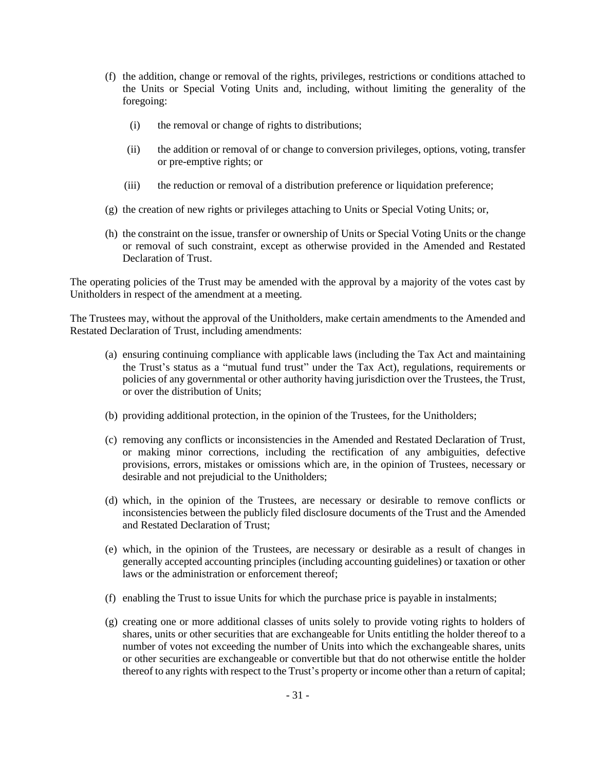(f) the addition, change or removal of the rights, privileges, restrictions or conditions attached to the Units or Special Voting Units and, including, without limiting the generality of the foregoing:

   (i) the removal or change of rights to distributions;

   (ii) the addition or removal of or change to conversion privileges, options, voting, transfer or pre-emptive rights; or

   (iii) the reduction or removal of a distribution preference or liquidation preference;

(g) the creation of new rights or privileges attaching to Units or Special Voting Units; or,

(h) the constraint on the issue, transfer or ownership of Units or Special Voting Units or the change or removal of such constraint, except as otherwise provided in the Amended and Restated Declaration of Trust.

The operating policies of the Trust may be amended with the approval by a majority of the votes cast by Unitholders in respect of the amendment at a meeting.

The Trustees may, without the approval of the Unitholders, make certain amendments to the Amended and Restated Declaration of Trust, including amendments:

(a) ensuring continuing compliance with applicable laws (including the Tax Act and maintaining the Trust's status as a "mutual fund trust" under the Tax Act), regulations, requirements or policies of any governmental or other authority having jurisdiction over the Trustees, the Trust, or over the distribution of Units;

(b) providing additional protection, in the opinion of the Trustees, for the Unitholders;

(c) removing any conflicts or inconsistencies in the Amended and Restated Declaration of Trust, or making minor corrections, including the rectification of any ambiguities, defective provisions, errors, mistakes or omissions which are, in the opinion of Trustees, necessary or desirable and not prejudicial to the Unitholders;

(d) which, in the opinion of the Trustees, are necessary or desirable to remove conflicts or inconsistencies between the publicly filed disclosure documents of the Trust and the Amended and Restated Declaration of Trust;

(e) which, in the opinion of the Trustees, are necessary or desirable as a result of changes in generally accepted accounting principles (including accounting guidelines) or taxation or other laws or the administration or enforcement thereof;

(f) enabling the Trust to issue Units for which the purchase price is payable in instalments;

(g) creating one or more additional classes of units solely to provide voting rights to holders of shares, units or other securities that are exchangeable for Units entitling the holder thereof to a number of votes not exceeding the number of Units into which the exchangeable shares, units or other securities are exchangeable or convertible but that do not otherwise entitle the holder thereof to any rights with respect to the Trust's property or income other than a return of capital;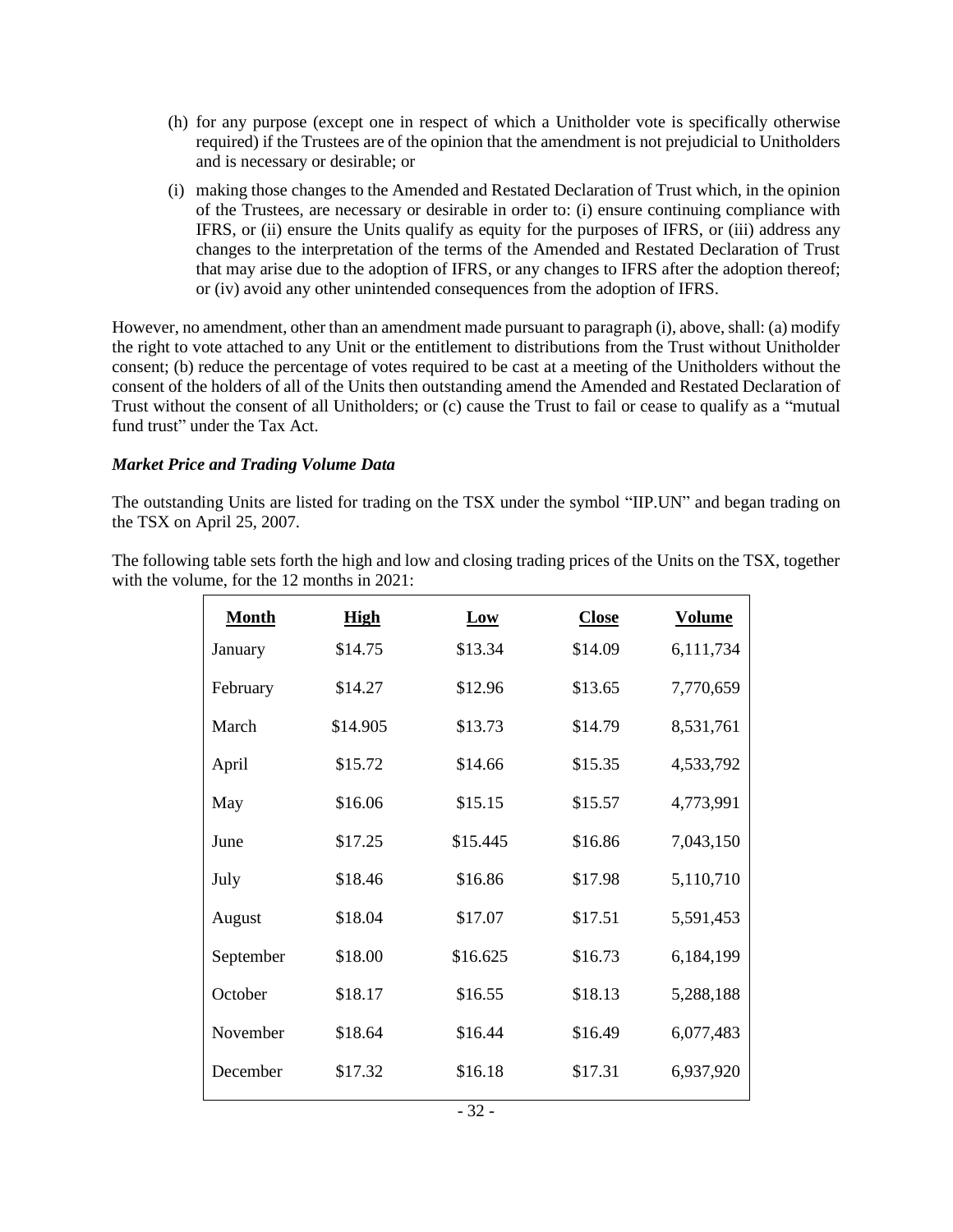(h) for any purpose (except one in respect of which a Unitholder vote is specifically otherwise required) if the Trustees are of the opinion that the amendment is not prejudicial to Unitholders and is necessary or desirable; or

(i) making those changes to the Amended and Restated Declaration of Trust which, in the opinion of the Trustees, are necessary or desirable in order to: (i) ensure continuing compliance with IFRS, or (ii) ensure the Units qualify as equity for the purposes of IFRS, or (iii) address any changes to the interpretation of the terms of the Amended and Restated Declaration of Trust that may arise due to the adoption of IFRS, or any changes to IFRS after the adoption thereof; or (iv) avoid any other unintended consequences from the adoption of IFRS.

However, no amendment, other than an amendment made pursuant to paragraph (i), above, shall: (a) modify the right to vote attached to any Unit or the entitlement to distributions from the Trust without Unitholder consent; (b) reduce the percentage of votes required to be cast at a meeting of the Unitholders without the consent of the holders of all of the Units then outstanding amend the Amended and Restated Declaration of Trust without the consent of all Unitholders; or (c) cause the Trust to fail or cease to qualify as a "mutual fund trust" under the Tax Act.

***Market Price and Trading Volume Data***

The outstanding Units are listed for trading on the TSX under the symbol "IIP.UN" and began trading on the TSX on April 25, 2007.

The following table sets forth the high and low and closing trading prices of the Units on the TSX, together with the volume, for the 12 months in 2021:

| Month | High | Low | Close | Volume |
|---|---|---|---|---|
| January | $14.75 | $13.34 | $14.09 | 6,111,734 |
| February | $14.27 | $12.96 | $13.65 | 7,770,659 |
| March | $14.905 | $13.73 | $14.79 | 8,531,761 |
| April | $15.72 | $14.66 | $15.35 | 4,533,792 |
| May | $16.06 | $15.15 | $15.57 | 4,773,991 |
| June | $17.25 | $15.445 | $16.86 | 7,043,150 |
| July | $18.46 | $16.86 | $17.98 | 5,110,710 |
| August | $18.04 | $17.07 | $17.51 | 5,591,453 |
| September | $18.00 | $16.625 | $16.73 | 6,184,199 |
| October | $18.17 | $16.55 | $18.13 | 5,288,188 |
| November | $18.64 | $16.44 | $16.49 | 6,077,483 |
| December | $17.32 | $16.18 | $17.31 | 6,937,920 |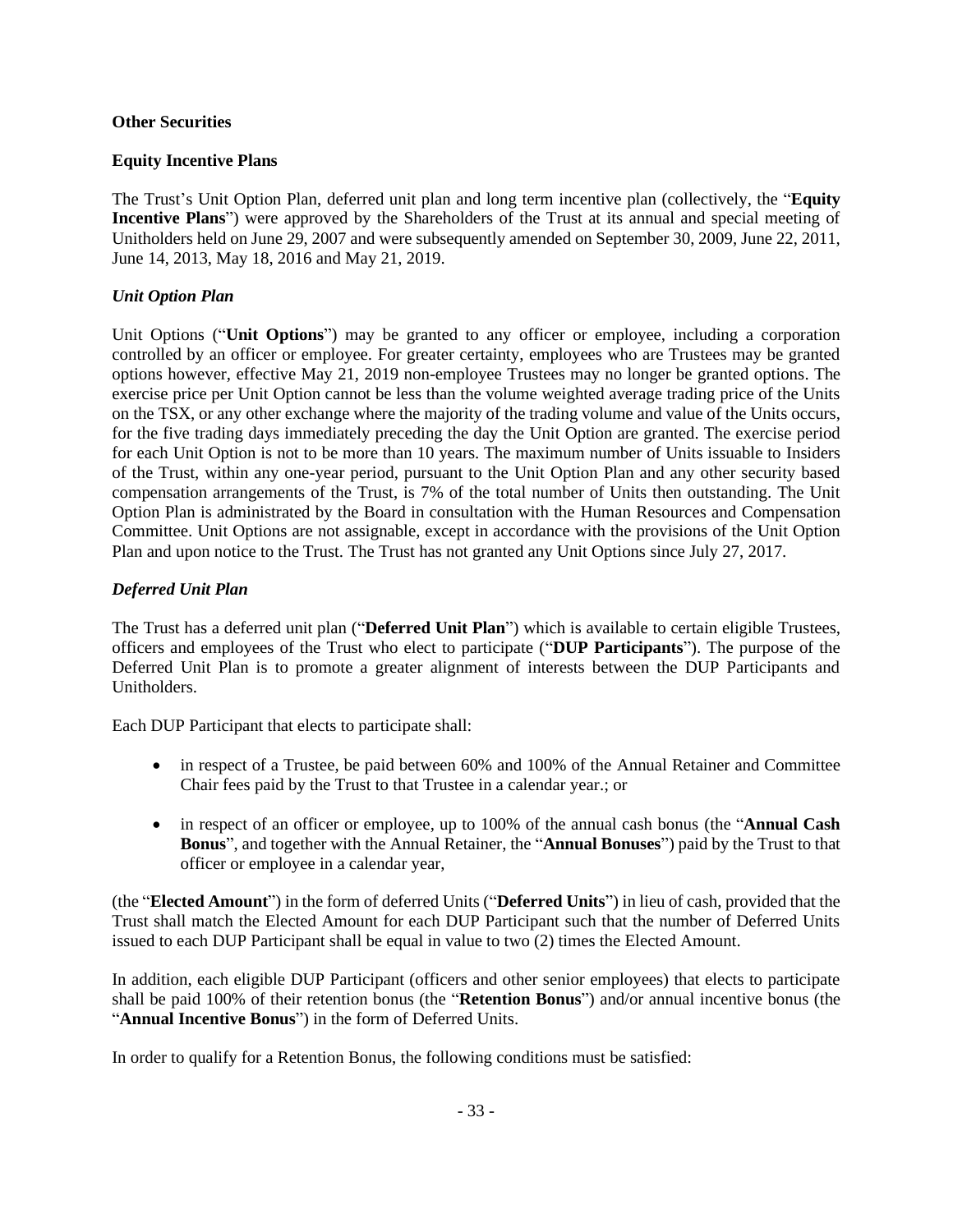**Other Securities**

**Equity Incentive Plans**

The Trust's Unit Option Plan, deferred unit plan and long term incentive plan (collectively, the "**Equity Incentive Plans**") were approved by the Shareholders of the Trust at its annual and special meeting of Unitholders held on June 29, 2007 and were subsequently amended on September 30, 2009, June 22, 2011, June 14, 2013, May 18, 2016 and May 21, 2019.

***Unit Option Plan***

Unit Options ("**Unit Options**") may be granted to any officer or employee, including a corporation controlled by an officer or employee. For greater certainty, employees who are Trustees may be granted options however, effective May 21, 2019 non-employee Trustees may no longer be granted options. The exercise price per Unit Option cannot be less than the volume weighted average trading price of the Units on the TSX, or any other exchange where the majority of the trading volume and value of the Units occurs, for the five trading days immediately preceding the day the Unit Option are granted. The exercise period for each Unit Option is not to be more than 10 years. The maximum number of Units issuable to Insiders of the Trust, within any one-year period, pursuant to the Unit Option Plan and any other security based compensation arrangements of the Trust, is 7% of the total number of Units then outstanding. The Unit Option Plan is administrated by the Board in consultation with the Human Resources and Compensation Committee. Unit Options are not assignable, except in accordance with the provisions of the Unit Option Plan and upon notice to the Trust. The Trust has not granted any Unit Options since July 27, 2017.

***Deferred Unit Plan***

The Trust has a deferred unit plan ("**Deferred Unit Plan**") which is available to certain eligible Trustees, officers and employees of the Trust who elect to participate ("**DUP Participants**"). The purpose of the Deferred Unit Plan is to promote a greater alignment of interests between the DUP Participants and Unitholders.

Each DUP Participant that elects to participate shall:

- in respect of a Trustee, be paid between 60% and 100% of the Annual Retainer and Committee Chair fees paid by the Trust to that Trustee in a calendar year.; or
- in respect of an officer or employee, up to 100% of the annual cash bonus (the "**Annual Cash Bonus**", and together with the Annual Retainer, the "**Annual Bonuses**") paid by the Trust to that officer or employee in a calendar year,

(the "**Elected Amount**") in the form of deferred Units ("**Deferred Units**") in lieu of cash, provided that the Trust shall match the Elected Amount for each DUP Participant such that the number of Deferred Units issued to each DUP Participant shall be equal in value to two (2) times the Elected Amount.

In addition, each eligible DUP Participant (officers and other senior employees) that elects to participate shall be paid 100% of their retention bonus (the "**Retention Bonus**") and/or annual incentive bonus (the "**Annual Incentive Bonus**") in the form of Deferred Units.

In order to qualify for a Retention Bonus, the following conditions must be satisfied: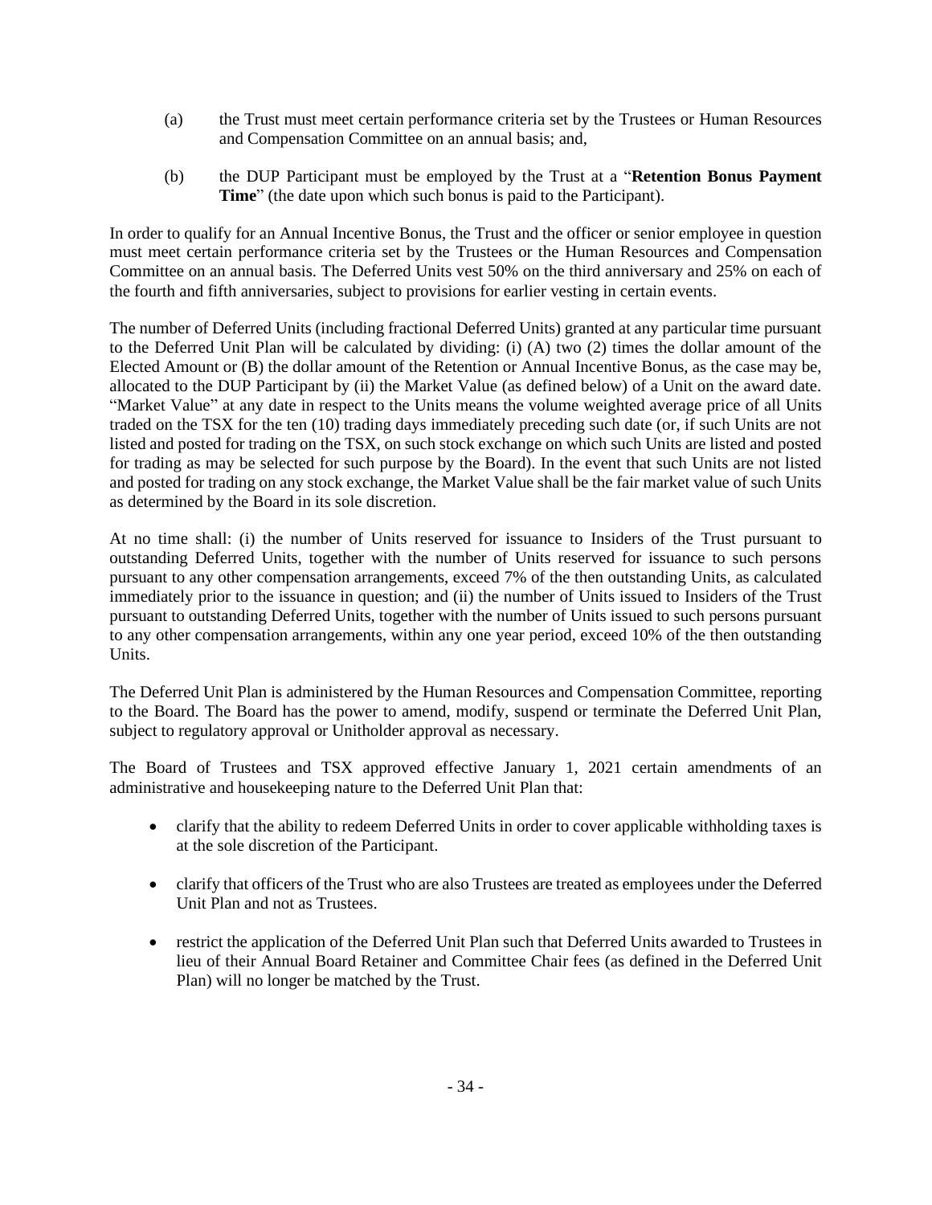(a) the Trust must meet certain performance criteria set by the Trustees or Human Resources and Compensation Committee on an annual basis; and,

(b) the DUP Participant must be employed by the Trust at a "**Retention Bonus Payment Time**" (the date upon which such bonus is paid to the Participant).

In order to qualify for an Annual Incentive Bonus, the Trust and the officer or senior employee in question must meet certain performance criteria set by the Trustees or the Human Resources and Compensation Committee on an annual basis. The Deferred Units vest 50% on the third anniversary and 25% on each of the fourth and fifth anniversaries, subject to provisions for earlier vesting in certain events.

The number of Deferred Units (including fractional Deferred Units) granted at any particular time pursuant to the Deferred Unit Plan will be calculated by dividing: (i) (A) two (2) times the dollar amount of the Elected Amount or (B) the dollar amount of the Retention or Annual Incentive Bonus, as the case may be, allocated to the DUP Participant by (ii) the Market Value (as defined below) of a Unit on the award date. "Market Value" at any date in respect to the Units means the volume weighted average price of all Units traded on the TSX for the ten (10) trading days immediately preceding such date (or, if such Units are not listed and posted for trading on the TSX, on such stock exchange on which such Units are listed and posted for trading as may be selected for such purpose by the Board). In the event that such Units are not listed and posted for trading on any stock exchange, the Market Value shall be the fair market value of such Units as determined by the Board in its sole discretion.

At no time shall: (i) the number of Units reserved for issuance to Insiders of the Trust pursuant to outstanding Deferred Units, together with the number of Units reserved for issuance to such persons pursuant to any other compensation arrangements, exceed 7% of the then outstanding Units, as calculated immediately prior to the issuance in question; and (ii) the number of Units issued to Insiders of the Trust pursuant to outstanding Deferred Units, together with the number of Units issued to such persons pursuant to any other compensation arrangements, within any one year period, exceed 10% of the then outstanding Units.

The Deferred Unit Plan is administered by the Human Resources and Compensation Committee, reporting to the Board. The Board has the power to amend, modify, suspend or terminate the Deferred Unit Plan, subject to regulatory approval or Unitholder approval as necessary.

The Board of Trustees and TSX approved effective January 1, 2021 certain amendments of an administrative and housekeeping nature to the Deferred Unit Plan that:

- clarify that the ability to redeem Deferred Units in order to cover applicable withholding taxes is at the sole discretion of the Participant.
- clarify that officers of the Trust who are also Trustees are treated as employees under the Deferred Unit Plan and not as Trustees.
- restrict the application of the Deferred Unit Plan such that Deferred Units awarded to Trustees in lieu of their Annual Board Retainer and Committee Chair fees (as defined in the Deferred Unit Plan) will no longer be matched by the Trust.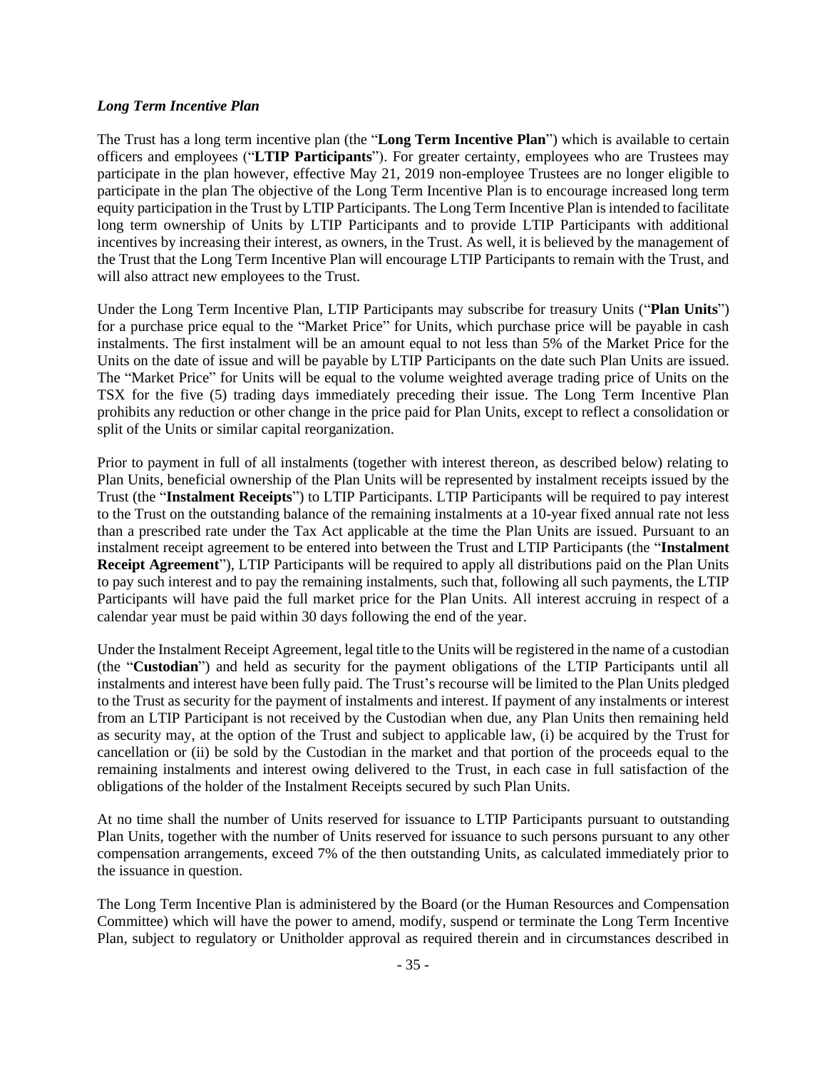***Long Term Incentive Plan***

The Trust has a long term incentive plan (the "**Long Term Incentive Plan**") which is available to certain officers and employees ("**LTIP Participants**"). For greater certainty, employees who are Trustees may participate in the plan however, effective May 21, 2019 non-employee Trustees are no longer eligible to participate in the plan The objective of the Long Term Incentive Plan is to encourage increased long term equity participation in the Trust by LTIP Participants. The Long Term Incentive Plan is intended to facilitate long term ownership of Units by LTIP Participants and to provide LTIP Participants with additional incentives by increasing their interest, as owners, in the Trust. As well, it is believed by the management of the Trust that the Long Term Incentive Plan will encourage LTIP Participants to remain with the Trust, and will also attract new employees to the Trust.

Under the Long Term Incentive Plan, LTIP Participants may subscribe for treasury Units ("**Plan Units**") for a purchase price equal to the "Market Price" for Units, which purchase price will be payable in cash instalments. The first instalment will be an amount equal to not less than 5% of the Market Price for the Units on the date of issue and will be payable by LTIP Participants on the date such Plan Units are issued. The "Market Price" for Units will be equal to the volume weighted average trading price of Units on the TSX for the five (5) trading days immediately preceding their issue. The Long Term Incentive Plan prohibits any reduction or other change in the price paid for Plan Units, except to reflect a consolidation or split of the Units or similar capital reorganization.

Prior to payment in full of all instalments (together with interest thereon, as described below) relating to Plan Units, beneficial ownership of the Plan Units will be represented by instalment receipts issued by the Trust (the "**Instalment Receipts**") to LTIP Participants. LTIP Participants will be required to pay interest to the Trust on the outstanding balance of the remaining instalments at a 10-year fixed annual rate not less than a prescribed rate under the Tax Act applicable at the time the Plan Units are issued. Pursuant to an instalment receipt agreement to be entered into between the Trust and LTIP Participants (the "**Instalment Receipt Agreement**"), LTIP Participants will be required to apply all distributions paid on the Plan Units to pay such interest and to pay the remaining instalments, such that, following all such payments, the LTIP Participants will have paid the full market price for the Plan Units. All interest accruing in respect of a calendar year must be paid within 30 days following the end of the year.

Under the Instalment Receipt Agreement, legal title to the Units will be registered in the name of a custodian (the "**Custodian**") and held as security for the payment obligations of the LTIP Participants until all instalments and interest have been fully paid. The Trust's recourse will be limited to the Plan Units pledged to the Trust as security for the payment of instalments and interest. If payment of any instalments or interest from an LTIP Participant is not received by the Custodian when due, any Plan Units then remaining held as security may, at the option of the Trust and subject to applicable law, (i) be acquired by the Trust for cancellation or (ii) be sold by the Custodian in the market and that portion of the proceeds equal to the remaining instalments and interest owing delivered to the Trust, in each case in full satisfaction of the obligations of the holder of the Instalment Receipts secured by such Plan Units.

At no time shall the number of Units reserved for issuance to LTIP Participants pursuant to outstanding Plan Units, together with the number of Units reserved for issuance to such persons pursuant to any other compensation arrangements, exceed 7% of the then outstanding Units, as calculated immediately prior to the issuance in question.

The Long Term Incentive Plan is administered by the Board (or the Human Resources and Compensation Committee) which will have the power to amend, modify, suspend or terminate the Long Term Incentive Plan, subject to regulatory or Unitholder approval as required therein and in circumstances described in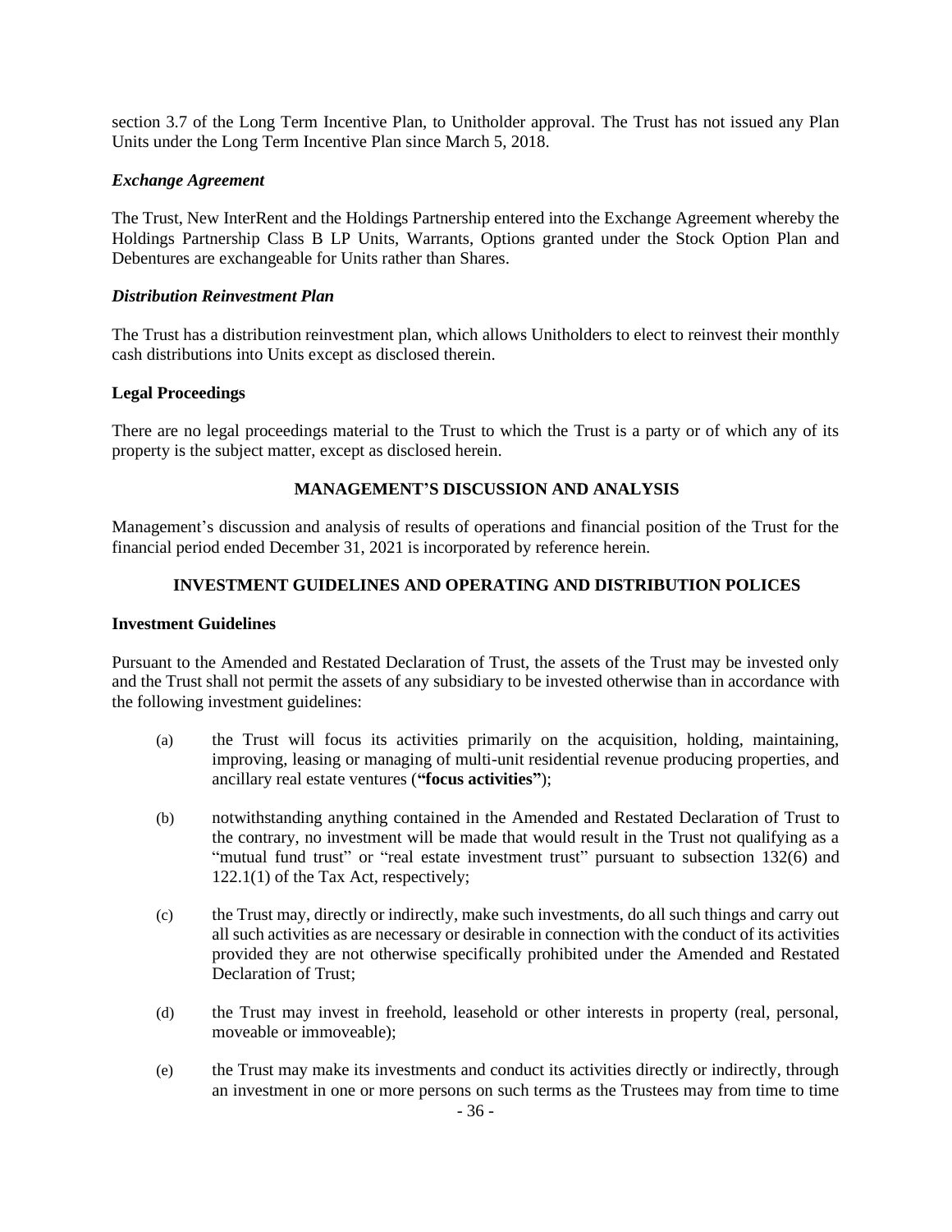section 3.7 of the Long Term Incentive Plan, to Unitholder approval. The Trust has not issued any Plan Units under the Long Term Incentive Plan since March 5, 2018.

#### *Exchange Agreement*

The Trust, New InterRent and the Holdings Partnership entered into the Exchange Agreement whereby the Holdings Partnership Class B LP Units, Warrants, Options granted under the Stock Option Plan and Debentures are exchangeable for Units rather than Shares.

#### *Distribution Reinvestment Plan*

The Trust has a distribution reinvestment plan, which allows Unitholders to elect to reinvest their monthly cash distributions into Units except as disclosed therein.

### Legal Proceedings

There are no legal proceedings material to the Trust to which the Trust is a party or of which any of its property is the subject matter, except as disclosed herein.

## MANAGEMENT'S DISCUSSION AND ANALYSIS

Management's discussion and analysis of results of operations and financial position of the Trust for the financial period ended December 31, 2021 is incorporated by reference herein.

## INVESTMENT GUIDELINES AND OPERATING AND DISTRIBUTION POLICES

### Investment Guidelines

Pursuant to the Amended and Restated Declaration of Trust, the assets of the Trust may be invested only and the Trust shall not permit the assets of any subsidiary to be invested otherwise than in accordance with the following investment guidelines:

(a) the Trust will focus its activities primarily on the acquisition, holding, maintaining, improving, leasing or managing of multi-unit residential revenue producing properties, and ancillary real estate ventures (**"focus activities"**);

(b) notwithstanding anything contained in the Amended and Restated Declaration of Trust to the contrary, no investment will be made that would result in the Trust not qualifying as a "mutual fund trust" or "real estate investment trust" pursuant to subsection 132(6) and 122.1(1) of the Tax Act, respectively;

(c) the Trust may, directly or indirectly, make such investments, do all such things and carry out all such activities as are necessary or desirable in connection with the conduct of its activities provided they are not otherwise specifically prohibited under the Amended and Restated Declaration of Trust;

(d) the Trust may invest in freehold, leasehold or other interests in property (real, personal, moveable or immoveable);

(e) the Trust may make its investments and conduct its activities directly or indirectly, through an investment in one or more persons on such terms as the Trustees may from time to time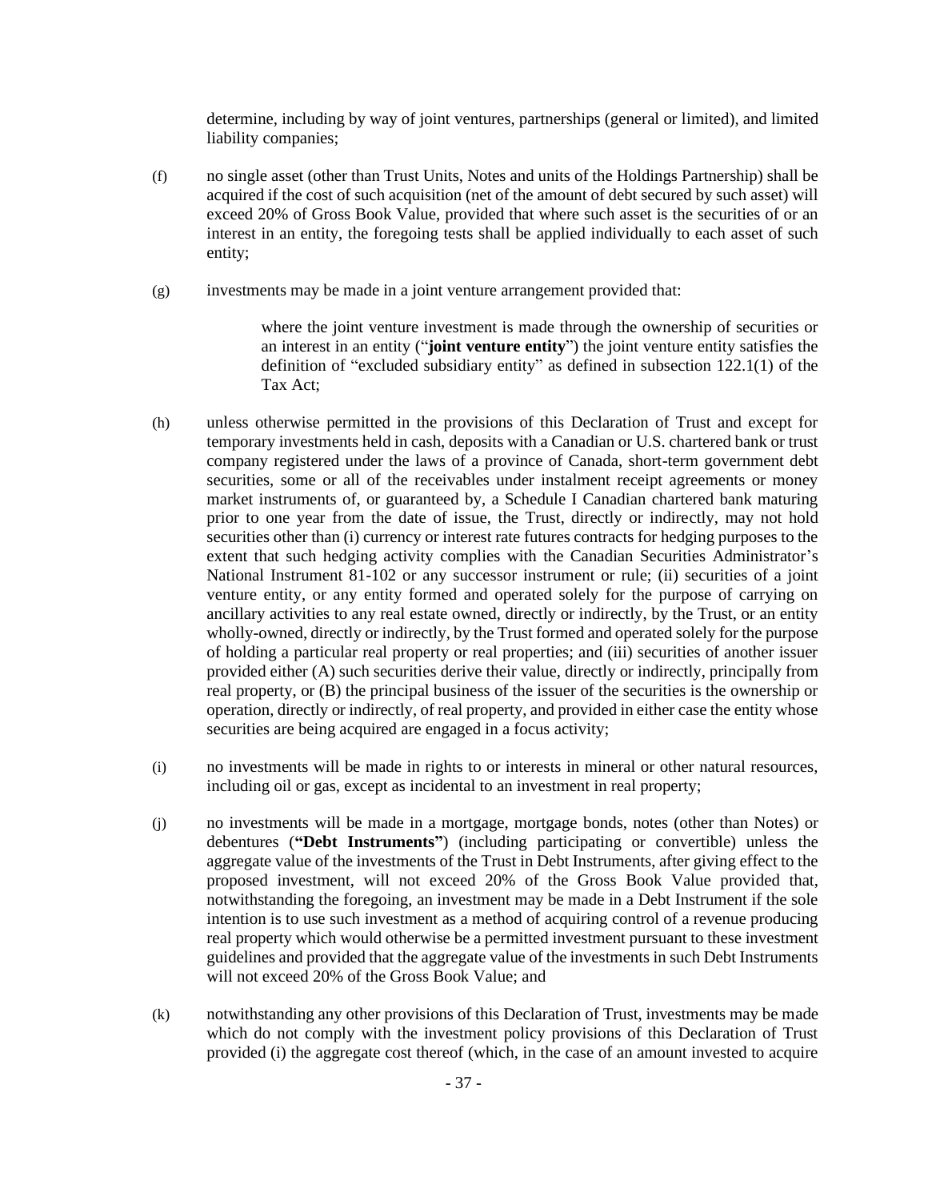determine, including by way of joint ventures, partnerships (general or limited), and limited liability companies;

(f) no single asset (other than Trust Units, Notes and units of the Holdings Partnership) shall be acquired if the cost of such acquisition (net of the amount of debt secured by such asset) will exceed 20% of Gross Book Value, provided that where such asset is the securities of or an interest in an entity, the foregoing tests shall be applied individually to each asset of such entity;

(g) investments may be made in a joint venture arrangement provided that:

> where the joint venture investment is made through the ownership of securities or an interest in an entity ("**joint venture entity**") the joint venture entity satisfies the definition of "excluded subsidiary entity" as defined in subsection 122.1(1) of the Tax Act;

(h) unless otherwise permitted in the provisions of this Declaration of Trust and except for temporary investments held in cash, deposits with a Canadian or U.S. chartered bank or trust company registered under the laws of a province of Canada, short-term government debt securities, some or all of the receivables under instalment receipt agreements or money market instruments of, or guaranteed by, a Schedule I Canadian chartered bank maturing prior to one year from the date of issue, the Trust, directly or indirectly, may not hold securities other than (i) currency or interest rate futures contracts for hedging purposes to the extent that such hedging activity complies with the Canadian Securities Administrator's National Instrument 81-102 or any successor instrument or rule; (ii) securities of a joint venture entity, or any entity formed and operated solely for the purpose of carrying on ancillary activities to any real estate owned, directly or indirectly, by the Trust, or an entity wholly-owned, directly or indirectly, by the Trust formed and operated solely for the purpose of holding a particular real property or real properties; and (iii) securities of another issuer provided either (A) such securities derive their value, directly or indirectly, principally from real property, or (B) the principal business of the issuer of the securities is the ownership or operation, directly or indirectly, of real property, and provided in either case the entity whose securities are being acquired are engaged in a focus activity;

(i) no investments will be made in rights to or interests in mineral or other natural resources, including oil or gas, except as incidental to an investment in real property;

(j) no investments will be made in a mortgage, mortgage bonds, notes (other than Notes) or debentures (**"Debt Instruments"**) (including participating or convertible) unless the aggregate value of the investments of the Trust in Debt Instruments, after giving effect to the proposed investment, will not exceed 20% of the Gross Book Value provided that, notwithstanding the foregoing, an investment may be made in a Debt Instrument if the sole intention is to use such investment as a method of acquiring control of a revenue producing real property which would otherwise be a permitted investment pursuant to these investment guidelines and provided that the aggregate value of the investments in such Debt Instruments will not exceed 20% of the Gross Book Value; and

(k) notwithstanding any other provisions of this Declaration of Trust, investments may be made which do not comply with the investment policy provisions of this Declaration of Trust provided (i) the aggregate cost thereof (which, in the case of an amount invested to acquire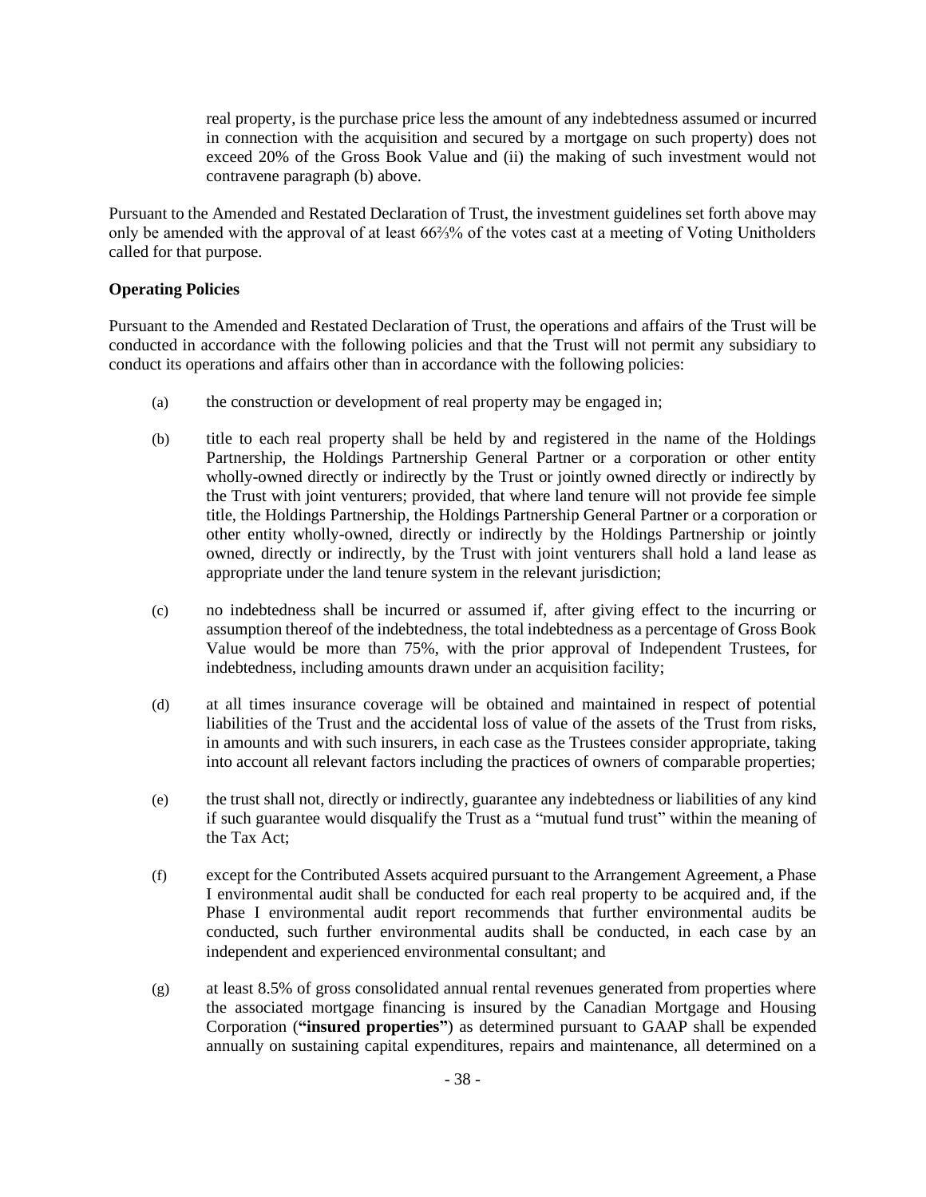real property, is the purchase price less the amount of any indebtedness assumed or incurred in connection with the acquisition and secured by a mortgage on such property) does not exceed 20% of the Gross Book Value and (ii) the making of such investment would not contravene paragraph (b) above.

Pursuant to the Amended and Restated Declaration of Trust, the investment guidelines set forth above may only be amended with the approval of at least 66⅔% of the votes cast at a meeting of Voting Unitholders called for that purpose.

**Operating Policies**

Pursuant to the Amended and Restated Declaration of Trust, the operations and affairs of the Trust will be conducted in accordance with the following policies and that the Trust will not permit any subsidiary to conduct its operations and affairs other than in accordance with the following policies:

(a) the construction or development of real property may be engaged in;

(b) title to each real property shall be held by and registered in the name of the Holdings Partnership, the Holdings Partnership General Partner or a corporation or other entity wholly-owned directly or indirectly by the Trust or jointly owned directly or indirectly by the Trust with joint venturers; provided, that where land tenure will not provide fee simple title, the Holdings Partnership, the Holdings Partnership General Partner or a corporation or other entity wholly-owned, directly or indirectly by the Holdings Partnership or jointly owned, directly or indirectly, by the Trust with joint venturers shall hold a land lease as appropriate under the land tenure system in the relevant jurisdiction;

(c) no indebtedness shall be incurred or assumed if, after giving effect to the incurring or assumption thereof of the indebtedness, the total indebtedness as a percentage of Gross Book Value would be more than 75%, with the prior approval of Independent Trustees, for indebtedness, including amounts drawn under an acquisition facility;

(d) at all times insurance coverage will be obtained and maintained in respect of potential liabilities of the Trust and the accidental loss of value of the assets of the Trust from risks, in amounts and with such insurers, in each case as the Trustees consider appropriate, taking into account all relevant factors including the practices of owners of comparable properties;

(e) the trust shall not, directly or indirectly, guarantee any indebtedness or liabilities of any kind if such guarantee would disqualify the Trust as a "mutual fund trust" within the meaning of the Tax Act;

(f) except for the Contributed Assets acquired pursuant to the Arrangement Agreement, a Phase I environmental audit shall be conducted for each real property to be acquired and, if the Phase I environmental audit report recommends that further environmental audits be conducted, such further environmental audits shall be conducted, in each case by an independent and experienced environmental consultant; and

(g) at least 8.5% of gross consolidated annual rental revenues generated from properties where the associated mortgage financing is insured by the Canadian Mortgage and Housing Corporation (**"insured properties"**) as determined pursuant to GAAP shall be expended annually on sustaining capital expenditures, repairs and maintenance, all determined on a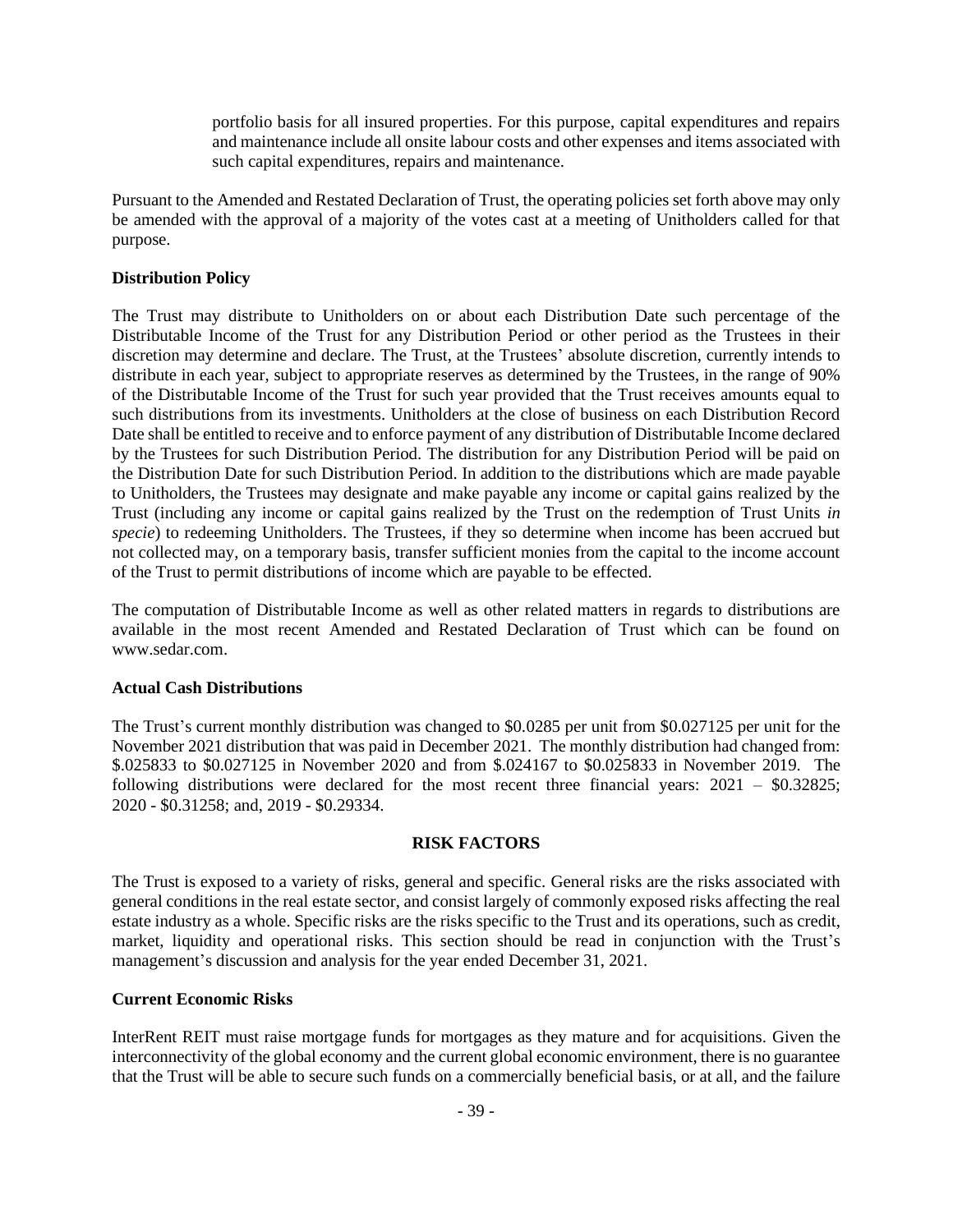portfolio basis for all insured properties. For this purpose, capital expenditures and repairs and maintenance include all onsite labour costs and other expenses and items associated with such capital expenditures, repairs and maintenance.

Pursuant to the Amended and Restated Declaration of Trust, the operating policies set forth above may only be amended with the approval of a majority of the votes cast at a meeting of Unitholders called for that purpose.

**Distribution Policy**

The Trust may distribute to Unitholders on or about each Distribution Date such percentage of the Distributable Income of the Trust for any Distribution Period or other period as the Trustees in their discretion may determine and declare. The Trust, at the Trustees' absolute discretion, currently intends to distribute in each year, subject to appropriate reserves as determined by the Trustees, in the range of 90% of the Distributable Income of the Trust for such year provided that the Trust receives amounts equal to such distributions from its investments. Unitholders at the close of business on each Distribution Record Date shall be entitled to receive and to enforce payment of any distribution of Distributable Income declared by the Trustees for such Distribution Period. The distribution for any Distribution Period will be paid on the Distribution Date for such Distribution Period. In addition to the distributions which are made payable to Unitholders, the Trustees may designate and make payable any income or capital gains realized by the Trust (including any income or capital gains realized by the Trust on the redemption of Trust Units *in specie*) to redeeming Unitholders. The Trustees, if they so determine when income has been accrued but not collected may, on a temporary basis, transfer sufficient monies from the capital to the income account of the Trust to permit distributions of income which are payable to be effected.

The computation of Distributable Income as well as other related matters in regards to distributions are available in the most recent Amended and Restated Declaration of Trust which can be found on www.sedar.com.

**Actual Cash Distributions**

The Trust's current monthly distribution was changed to $0.0285 per unit from $0.027125 per unit for the November 2021 distribution that was paid in December 2021. The monthly distribution had changed from: $.025833 to $0.027125 in November 2020 and from $.024167 to $0.025833 in November 2019. The following distributions were declared for the most recent three financial years: 2021 – $0.32825; 2020 - $0.31258; and, 2019 - $0.29334.

## RISK FACTORS

The Trust is exposed to a variety of risks, general and specific. General risks are the risks associated with general conditions in the real estate sector, and consist largely of commonly exposed risks affecting the real estate industry as a whole. Specific risks are the risks specific to the Trust and its operations, such as credit, market, liquidity and operational risks. This section should be read in conjunction with the Trust's management's discussion and analysis for the year ended December 31, 2021.

**Current Economic Risks**

InterRent REIT must raise mortgage funds for mortgages as they mature and for acquisitions. Given the interconnectivity of the global economy and the current global economic environment, there is no guarantee that the Trust will be able to secure such funds on a commercially beneficial basis, or at all, and the failure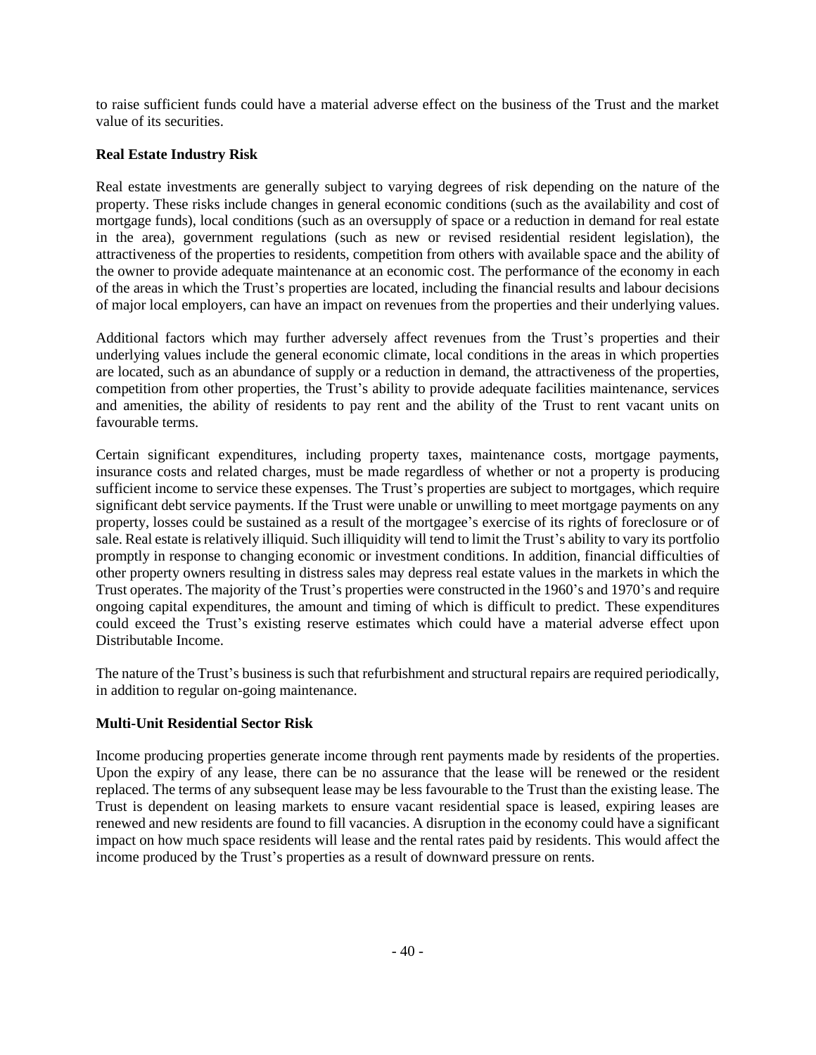to raise sufficient funds could have a material adverse effect on the business of the Trust and the market value of its securities.

**Real Estate Industry Risk**

Real estate investments are generally subject to varying degrees of risk depending on the nature of the property. These risks include changes in general economic conditions (such as the availability and cost of mortgage funds), local conditions (such as an oversupply of space or a reduction in demand for real estate in the area), government regulations (such as new or revised residential resident legislation), the attractiveness of the properties to residents, competition from others with available space and the ability of the owner to provide adequate maintenance at an economic cost. The performance of the economy in each of the areas in which the Trust's properties are located, including the financial results and labour decisions of major local employers, can have an impact on revenues from the properties and their underlying values.

Additional factors which may further adversely affect revenues from the Trust's properties and their underlying values include the general economic climate, local conditions in the areas in which properties are located, such as an abundance of supply or a reduction in demand, the attractiveness of the properties, competition from other properties, the Trust's ability to provide adequate facilities maintenance, services and amenities, the ability of residents to pay rent and the ability of the Trust to rent vacant units on favourable terms.

Certain significant expenditures, including property taxes, maintenance costs, mortgage payments, insurance costs and related charges, must be made regardless of whether or not a property is producing sufficient income to service these expenses. The Trust's properties are subject to mortgages, which require significant debt service payments. If the Trust were unable or unwilling to meet mortgage payments on any property, losses could be sustained as a result of the mortgagee's exercise of its rights of foreclosure or of sale. Real estate is relatively illiquid. Such illiquidity will tend to limit the Trust's ability to vary its portfolio promptly in response to changing economic or investment conditions. In addition, financial difficulties of other property owners resulting in distress sales may depress real estate values in the markets in which the Trust operates. The majority of the Trust's properties were constructed in the 1960's and 1970's and require ongoing capital expenditures, the amount and timing of which is difficult to predict. These expenditures could exceed the Trust's existing reserve estimates which could have a material adverse effect upon Distributable Income.

The nature of the Trust's business is such that refurbishment and structural repairs are required periodically, in addition to regular on-going maintenance.

**Multi-Unit Residential Sector Risk**

Income producing properties generate income through rent payments made by residents of the properties. Upon the expiry of any lease, there can be no assurance that the lease will be renewed or the resident replaced. The terms of any subsequent lease may be less favourable to the Trust than the existing lease. The Trust is dependent on leasing markets to ensure vacant residential space is leased, expiring leases are renewed and new residents are found to fill vacancies. A disruption in the economy could have a significant impact on how much space residents will lease and the rental rates paid by residents. This would affect the income produced by the Trust's properties as a result of downward pressure on rents.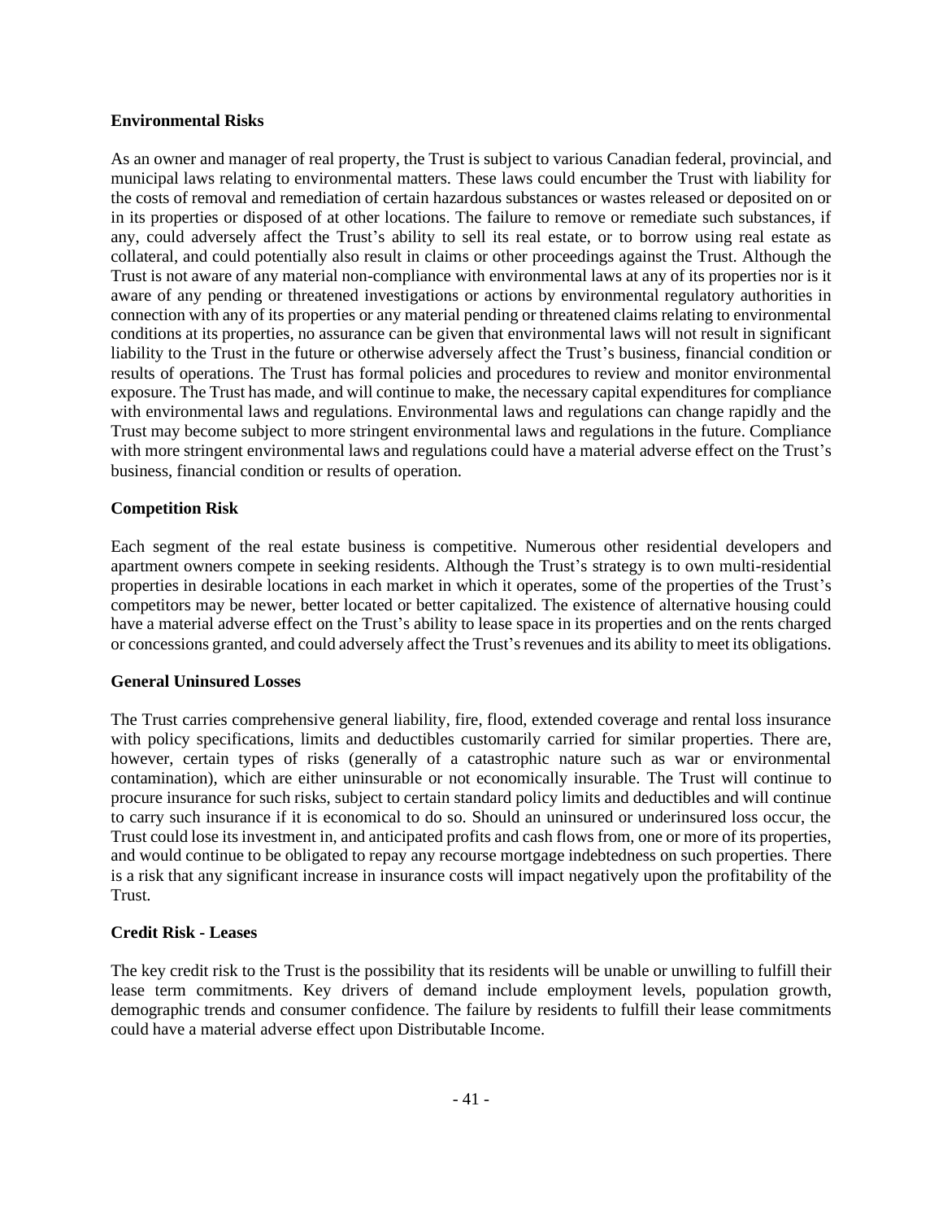**Environmental Risks**

As an owner and manager of real property, the Trust is subject to various Canadian federal, provincial, and municipal laws relating to environmental matters. These laws could encumber the Trust with liability for the costs of removal and remediation of certain hazardous substances or wastes released or deposited on or in its properties or disposed of at other locations. The failure to remove or remediate such substances, if any, could adversely affect the Trust's ability to sell its real estate, or to borrow using real estate as collateral, and could potentially also result in claims or other proceedings against the Trust. Although the Trust is not aware of any material non-compliance with environmental laws at any of its properties nor is it aware of any pending or threatened investigations or actions by environmental regulatory authorities in connection with any of its properties or any material pending or threatened claims relating to environmental conditions at its properties, no assurance can be given that environmental laws will not result in significant liability to the Trust in the future or otherwise adversely affect the Trust's business, financial condition or results of operations. The Trust has formal policies and procedures to review and monitor environmental exposure. The Trust has made, and will continue to make, the necessary capital expenditures for compliance with environmental laws and regulations. Environmental laws and regulations can change rapidly and the Trust may become subject to more stringent environmental laws and regulations in the future. Compliance with more stringent environmental laws and regulations could have a material adverse effect on the Trust's business, financial condition or results of operation.

**Competition Risk**

Each segment of the real estate business is competitive. Numerous other residential developers and apartment owners compete in seeking residents. Although the Trust's strategy is to own multi-residential properties in desirable locations in each market in which it operates, some of the properties of the Trust's competitors may be newer, better located or better capitalized. The existence of alternative housing could have a material adverse effect on the Trust's ability to lease space in its properties and on the rents charged or concessions granted, and could adversely affect the Trust's revenues and its ability to meet its obligations.

**General Uninsured Losses**

The Trust carries comprehensive general liability, fire, flood, extended coverage and rental loss insurance with policy specifications, limits and deductibles customarily carried for similar properties. There are, however, certain types of risks (generally of a catastrophic nature such as war or environmental contamination), which are either uninsurable or not economically insurable. The Trust will continue to procure insurance for such risks, subject to certain standard policy limits and deductibles and will continue to carry such insurance if it is economical to do so. Should an uninsured or underinsured loss occur, the Trust could lose its investment in, and anticipated profits and cash flows from, one or more of its properties, and would continue to be obligated to repay any recourse mortgage indebtedness on such properties. There is a risk that any significant increase in insurance costs will impact negatively upon the profitability of the Trust.

**Credit Risk - Leases**

The key credit risk to the Trust is the possibility that its residents will be unable or unwilling to fulfill their lease term commitments. Key drivers of demand include employment levels, population growth, demographic trends and consumer confidence. The failure by residents to fulfill their lease commitments could have a material adverse effect upon Distributable Income.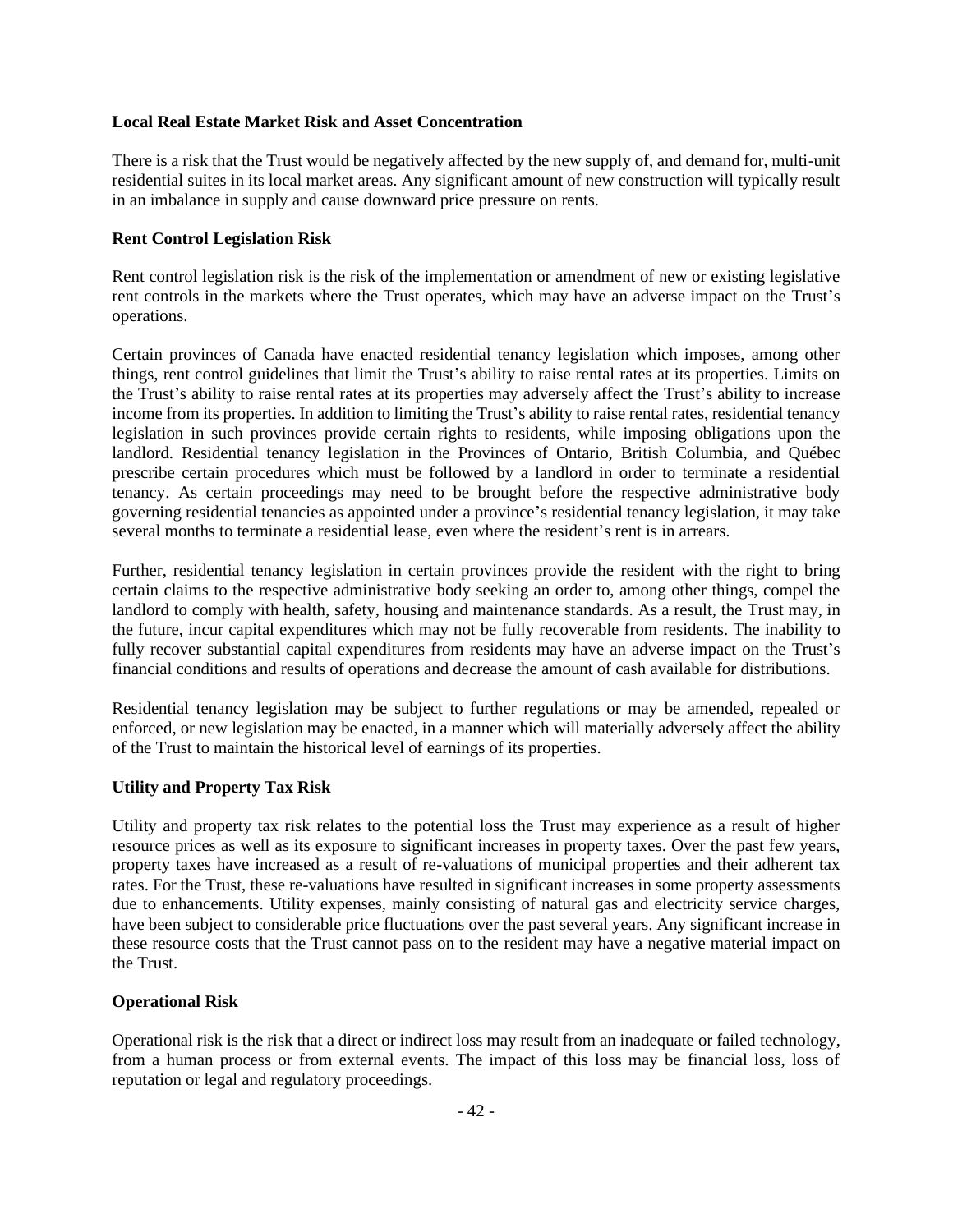**Local Real Estate Market Risk and Asset Concentration**

There is a risk that the Trust would be negatively affected by the new supply of, and demand for, multi-unit residential suites in its local market areas. Any significant amount of new construction will typically result in an imbalance in supply and cause downward price pressure on rents.

**Rent Control Legislation Risk**

Rent control legislation risk is the risk of the implementation or amendment of new or existing legislative rent controls in the markets where the Trust operates, which may have an adverse impact on the Trust's operations.

Certain provinces of Canada have enacted residential tenancy legislation which imposes, among other things, rent control guidelines that limit the Trust's ability to raise rental rates at its properties. Limits on the Trust's ability to raise rental rates at its properties may adversely affect the Trust's ability to increase income from its properties. In addition to limiting the Trust's ability to raise rental rates, residential tenancy legislation in such provinces provide certain rights to residents, while imposing obligations upon the landlord. Residential tenancy legislation in the Provinces of Ontario, British Columbia, and Québec prescribe certain procedures which must be followed by a landlord in order to terminate a residential tenancy. As certain proceedings may need to be brought before the respective administrative body governing residential tenancies as appointed under a province's residential tenancy legislation, it may take several months to terminate a residential lease, even where the resident's rent is in arrears.

Further, residential tenancy legislation in certain provinces provide the resident with the right to bring certain claims to the respective administrative body seeking an order to, among other things, compel the landlord to comply with health, safety, housing and maintenance standards. As a result, the Trust may, in the future, incur capital expenditures which may not be fully recoverable from residents. The inability to fully recover substantial capital expenditures from residents may have an adverse impact on the Trust's financial conditions and results of operations and decrease the amount of cash available for distributions.

Residential tenancy legislation may be subject to further regulations or may be amended, repealed or enforced, or new legislation may be enacted, in a manner which will materially adversely affect the ability of the Trust to maintain the historical level of earnings of its properties.

**Utility and Property Tax Risk**

Utility and property tax risk relates to the potential loss the Trust may experience as a result of higher resource prices as well as its exposure to significant increases in property taxes. Over the past few years, property taxes have increased as a result of re-valuations of municipal properties and their adherent tax rates. For the Trust, these re-valuations have resulted in significant increases in some property assessments due to enhancements. Utility expenses, mainly consisting of natural gas and electricity service charges, have been subject to considerable price fluctuations over the past several years. Any significant increase in these resource costs that the Trust cannot pass on to the resident may have a negative material impact on the Trust.

**Operational Risk**

Operational risk is the risk that a direct or indirect loss may result from an inadequate or failed technology, from a human process or from external events. The impact of this loss may be financial loss, loss of reputation or legal and regulatory proceedings.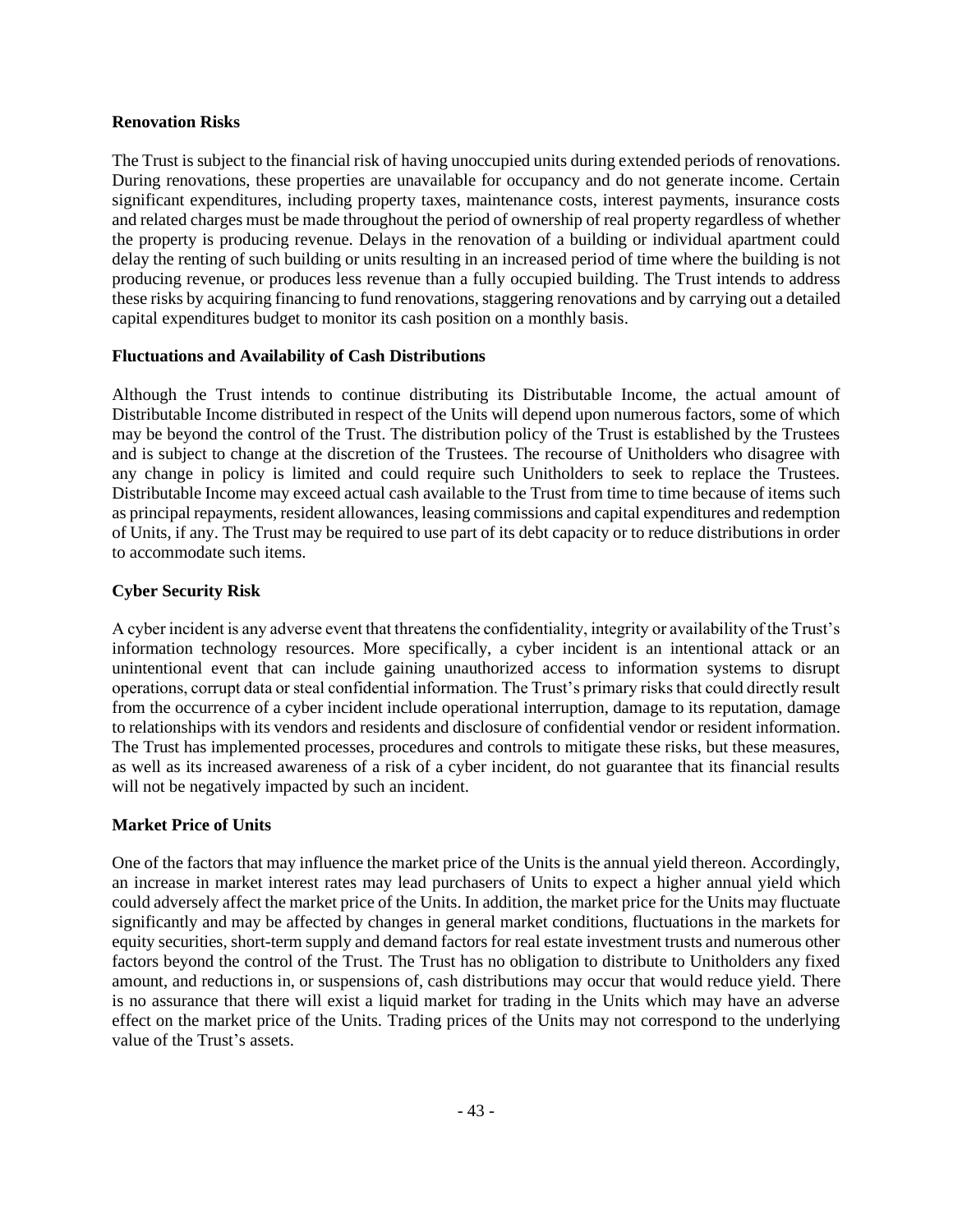**Renovation Risks**

The Trust is subject to the financial risk of having unoccupied units during extended periods of renovations. During renovations, these properties are unavailable for occupancy and do not generate income. Certain significant expenditures, including property taxes, maintenance costs, interest payments, insurance costs and related charges must be made throughout the period of ownership of real property regardless of whether the property is producing revenue. Delays in the renovation of a building or individual apartment could delay the renting of such building or units resulting in an increased period of time where the building is not producing revenue, or produces less revenue than a fully occupied building. The Trust intends to address these risks by acquiring financing to fund renovations, staggering renovations and by carrying out a detailed capital expenditures budget to monitor its cash position on a monthly basis.

**Fluctuations and Availability of Cash Distributions**

Although the Trust intends to continue distributing its Distributable Income, the actual amount of Distributable Income distributed in respect of the Units will depend upon numerous factors, some of which may be beyond the control of the Trust. The distribution policy of the Trust is established by the Trustees and is subject to change at the discretion of the Trustees. The recourse of Unitholders who disagree with any change in policy is limited and could require such Unitholders to seek to replace the Trustees. Distributable Income may exceed actual cash available to the Trust from time to time because of items such as principal repayments, resident allowances, leasing commissions and capital expenditures and redemption of Units, if any. The Trust may be required to use part of its debt capacity or to reduce distributions in order to accommodate such items.

**Cyber Security Risk**

A cyber incident is any adverse event that threatens the confidentiality, integrity or availability of the Trust's information technology resources. More specifically, a cyber incident is an intentional attack or an unintentional event that can include gaining unauthorized access to information systems to disrupt operations, corrupt data or steal confidential information. The Trust's primary risks that could directly result from the occurrence of a cyber incident include operational interruption, damage to its reputation, damage to relationships with its vendors and residents and disclosure of confidential vendor or resident information. The Trust has implemented processes, procedures and controls to mitigate these risks, but these measures, as well as its increased awareness of a risk of a cyber incident, do not guarantee that its financial results will not be negatively impacted by such an incident.

**Market Price of Units**

One of the factors that may influence the market price of the Units is the annual yield thereon. Accordingly, an increase in market interest rates may lead purchasers of Units to expect a higher annual yield which could adversely affect the market price of the Units. In addition, the market price for the Units may fluctuate significantly and may be affected by changes in general market conditions, fluctuations in the markets for equity securities, short-term supply and demand factors for real estate investment trusts and numerous other factors beyond the control of the Trust. The Trust has no obligation to distribute to Unitholders any fixed amount, and reductions in, or suspensions of, cash distributions may occur that would reduce yield. There is no assurance that there will exist a liquid market for trading in the Units which may have an adverse effect on the market price of the Units. Trading prices of the Units may not correspond to the underlying value of the Trust's assets.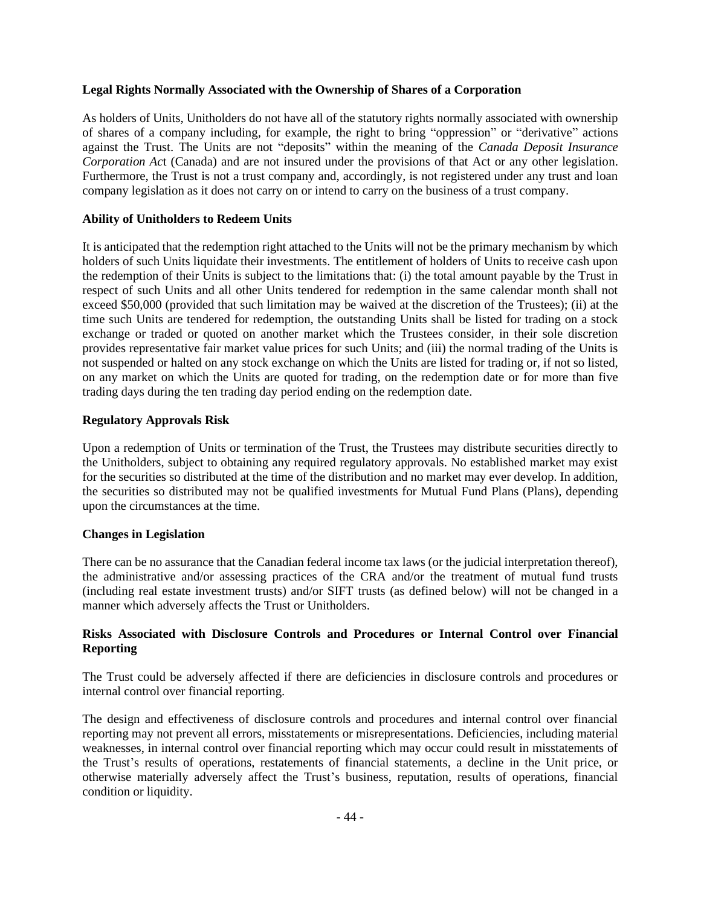**Legal Rights Normally Associated with the Ownership of Shares of a Corporation**

As holders of Units, Unitholders do not have all of the statutory rights normally associated with ownership of shares of a company including, for example, the right to bring "oppression" or "derivative" actions against the Trust. The Units are not "deposits" within the meaning of the *Canada Deposit Insurance Corporation Act* (Canada) and are not insured under the provisions of that Act or any other legislation. Furthermore, the Trust is not a trust company and, accordingly, is not registered under any trust and loan company legislation as it does not carry on or intend to carry on the business of a trust company.

**Ability of Unitholders to Redeem Units**

It is anticipated that the redemption right attached to the Units will not be the primary mechanism by which holders of such Units liquidate their investments. The entitlement of holders of Units to receive cash upon the redemption of their Units is subject to the limitations that: (i) the total amount payable by the Trust in respect of such Units and all other Units tendered for redemption in the same calendar month shall not exceed $50,000 (provided that such limitation may be waived at the discretion of the Trustees); (ii) at the time such Units are tendered for redemption, the outstanding Units shall be listed for trading on a stock exchange or traded or quoted on another market which the Trustees consider, in their sole discretion provides representative fair market value prices for such Units; and (iii) the normal trading of the Units is not suspended or halted on any stock exchange on which the Units are listed for trading or, if not so listed, on any market on which the Units are quoted for trading, on the redemption date or for more than five trading days during the ten trading day period ending on the redemption date.

**Regulatory Approvals Risk**

Upon a redemption of Units or termination of the Trust, the Trustees may distribute securities directly to the Unitholders, subject to obtaining any required regulatory approvals. No established market may exist for the securities so distributed at the time of the distribution and no market may ever develop. In addition, the securities so distributed may not be qualified investments for Mutual Fund Plans (Plans), depending upon the circumstances at the time.

**Changes in Legislation**

There can be no assurance that the Canadian federal income tax laws (or the judicial interpretation thereof), the administrative and/or assessing practices of the CRA and/or the treatment of mutual fund trusts (including real estate investment trusts) and/or SIFT trusts (as defined below) will not be changed in a manner which adversely affects the Trust or Unitholders.

**Risks Associated with Disclosure Controls and Procedures or Internal Control over Financial Reporting**

The Trust could be adversely affected if there are deficiencies in disclosure controls and procedures or internal control over financial reporting.

The design and effectiveness of disclosure controls and procedures and internal control over financial reporting may not prevent all errors, misstatements or misrepresentations. Deficiencies, including material weaknesses, in internal control over financial reporting which may occur could result in misstatements of the Trust's results of operations, restatements of financial statements, a decline in the Unit price, or otherwise materially adversely affect the Trust's business, reputation, results of operations, financial condition or liquidity.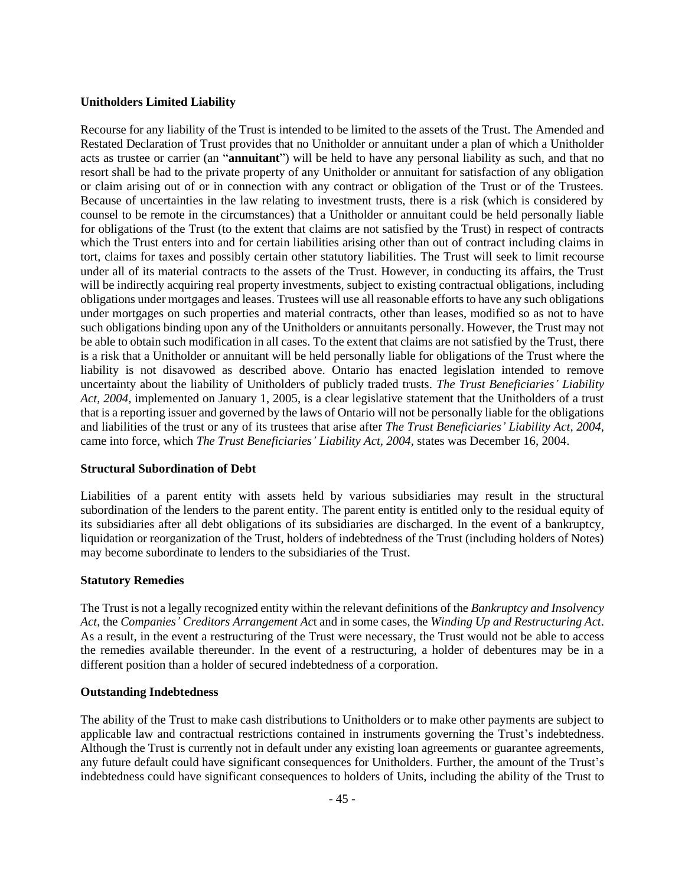**Unitholders Limited Liability**

Recourse for any liability of the Trust is intended to be limited to the assets of the Trust. The Amended and Restated Declaration of Trust provides that no Unitholder or annuitant under a plan of which a Unitholder acts as trustee or carrier (an "**annuitant**") will be held to have any personal liability as such, and that no resort shall be had to the private property of any Unitholder or annuitant for satisfaction of any obligation or claim arising out of or in connection with any contract or obligation of the Trust or of the Trustees. Because of uncertainties in the law relating to investment trusts, there is a risk (which is considered by counsel to be remote in the circumstances) that a Unitholder or annuitant could be held personally liable for obligations of the Trust (to the extent that claims are not satisfied by the Trust) in respect of contracts which the Trust enters into and for certain liabilities arising other than out of contract including claims in tort, claims for taxes and possibly certain other statutory liabilities. The Trust will seek to limit recourse under all of its material contracts to the assets of the Trust. However, in conducting its affairs, the Trust will be indirectly acquiring real property investments, subject to existing contractual obligations, including obligations under mortgages and leases. Trustees will use all reasonable efforts to have any such obligations under mortgages on such properties and material contracts, other than leases, modified so as not to have such obligations binding upon any of the Unitholders or annuitants personally. However, the Trust may not be able to obtain such modification in all cases. To the extent that claims are not satisfied by the Trust, there is a risk that a Unitholder or annuitant will be held personally liable for obligations of the Trust where the liability is not disavowed as described above. Ontario has enacted legislation intended to remove uncertainty about the liability of Unitholders of publicly traded trusts. *The Trust Beneficiaries' Liability Act, 2004*, implemented on January 1, 2005, is a clear legislative statement that the Unitholders of a trust that is a reporting issuer and governed by the laws of Ontario will not be personally liable for the obligations and liabilities of the trust or any of its trustees that arise after *The Trust Beneficiaries' Liability Act, 2004*, came into force, which *The Trust Beneficiaries' Liability Act, 2004*, states was December 16, 2004.

**Structural Subordination of Debt**

Liabilities of a parent entity with assets held by various subsidiaries may result in the structural subordination of the lenders to the parent entity. The parent entity is entitled only to the residual equity of its subsidiaries after all debt obligations of its subsidiaries are discharged. In the event of a bankruptcy, liquidation or reorganization of the Trust, holders of indebtedness of the Trust (including holders of Notes) may become subordinate to lenders to the subsidiaries of the Trust.

**Statutory Remedies**

The Trust is not a legally recognized entity within the relevant definitions of the *Bankruptcy and Insolvency Act*, the *Companies' Creditors Arrangement Act* and in some cases, the *Winding Up and Restructuring Act*. As a result, in the event a restructuring of the Trust were necessary, the Trust would not be able to access the remedies available thereunder. In the event of a restructuring, a holder of debentures may be in a different position than a holder of secured indebtedness of a corporation.

**Outstanding Indebtedness**

The ability of the Trust to make cash distributions to Unitholders or to make other payments are subject to applicable law and contractual restrictions contained in instruments governing the Trust's indebtedness. Although the Trust is currently not in default under any existing loan agreements or guarantee agreements, any future default could have significant consequences for Unitholders. Further, the amount of the Trust's indebtedness could have significant consequences to holders of Units, including the ability of the Trust to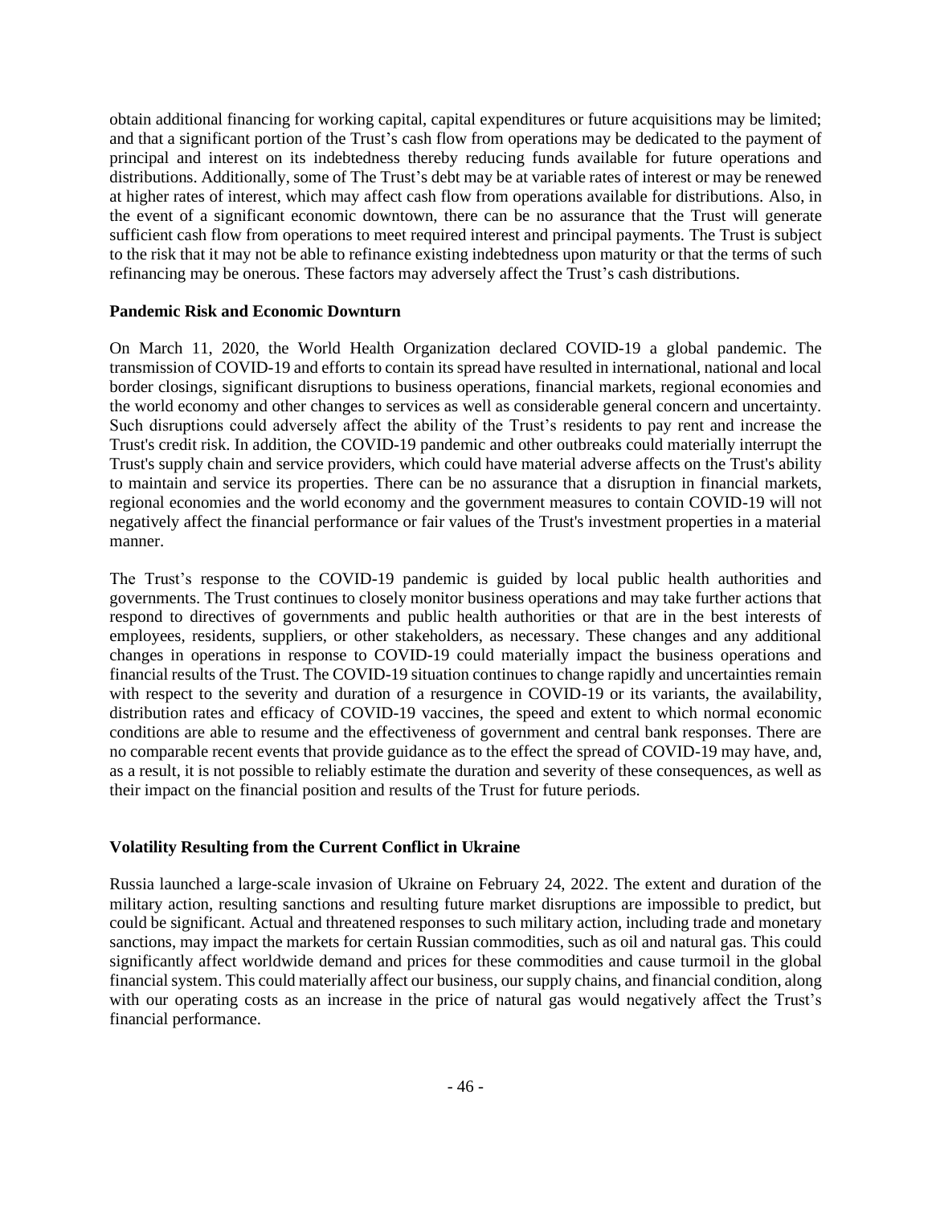obtain additional financing for working capital, capital expenditures or future acquisitions may be limited; and that a significant portion of the Trust's cash flow from operations may be dedicated to the payment of principal and interest on its indebtedness thereby reducing funds available for future operations and distributions. Additionally, some of The Trust's debt may be at variable rates of interest or may be renewed at higher rates of interest, which may affect cash flow from operations available for distributions. Also, in the event of a significant economic downtown, there can be no assurance that the Trust will generate sufficient cash flow from operations to meet required interest and principal payments. The Trust is subject to the risk that it may not be able to refinance existing indebtedness upon maturity or that the terms of such refinancing may be onerous. These factors may adversely affect the Trust's cash distributions.

**Pandemic Risk and Economic Downturn**

On March 11, 2020, the World Health Organization declared COVID-19 a global pandemic. The transmission of COVID-19 and efforts to contain its spread have resulted in international, national and local border closings, significant disruptions to business operations, financial markets, regional economies and the world economy and other changes to services as well as considerable general concern and uncertainty. Such disruptions could adversely affect the ability of the Trust's residents to pay rent and increase the Trust's credit risk. In addition, the COVID-19 pandemic and other outbreaks could materially interrupt the Trust's supply chain and service providers, which could have material adverse affects on the Trust's ability to maintain and service its properties. There can be no assurance that a disruption in financial markets, regional economies and the world economy and the government measures to contain COVID-19 will not negatively affect the financial performance or fair values of the Trust's investment properties in a material manner.

The Trust's response to the COVID-19 pandemic is guided by local public health authorities and governments. The Trust continues to closely monitor business operations and may take further actions that respond to directives of governments and public health authorities or that are in the best interests of employees, residents, suppliers, or other stakeholders, as necessary. These changes and any additional changes in operations in response to COVID-19 could materially impact the business operations and financial results of the Trust. The COVID-19 situation continues to change rapidly and uncertainties remain with respect to the severity and duration of a resurgence in COVID-19 or its variants, the availability, distribution rates and efficacy of COVID-19 vaccines, the speed and extent to which normal economic conditions are able to resume and the effectiveness of government and central bank responses. There are no comparable recent events that provide guidance as to the effect the spread of COVID-19 may have, and, as a result, it is not possible to reliably estimate the duration and severity of these consequences, as well as their impact on the financial position and results of the Trust for future periods.

**Volatility Resulting from the Current Conflict in Ukraine**

Russia launched a large-scale invasion of Ukraine on February 24, 2022. The extent and duration of the military action, resulting sanctions and resulting future market disruptions are impossible to predict, but could be significant. Actual and threatened responses to such military action, including trade and monetary sanctions, may impact the markets for certain Russian commodities, such as oil and natural gas. This could significantly affect worldwide demand and prices for these commodities and cause turmoil in the global financial system. This could materially affect our business, our supply chains, and financial condition, along with our operating costs as an increase in the price of natural gas would negatively affect the Trust's financial performance.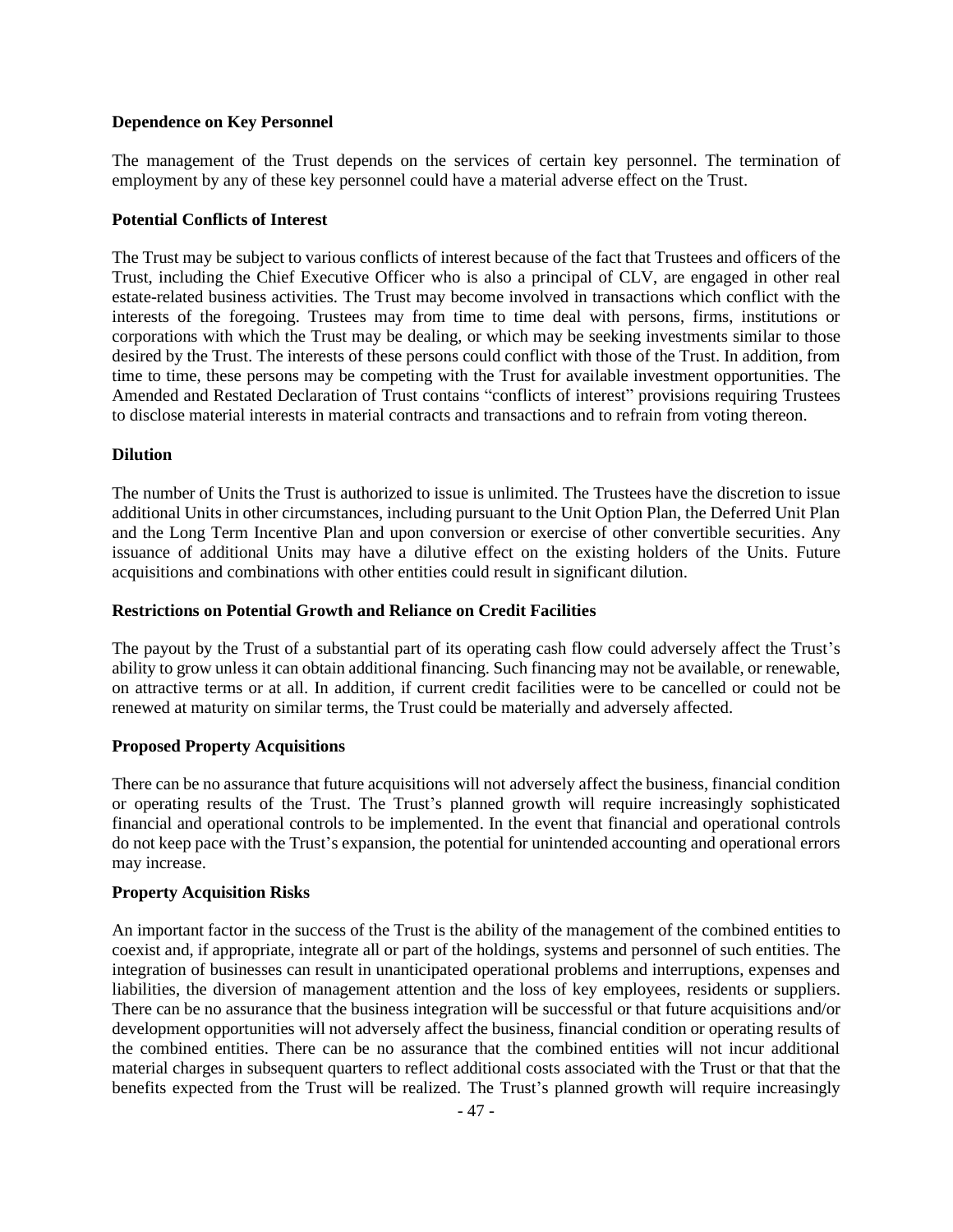**Dependence on Key Personnel**

The management of the Trust depends on the services of certain key personnel. The termination of employment by any of these key personnel could have a material adverse effect on the Trust.

**Potential Conflicts of Interest**

The Trust may be subject to various conflicts of interest because of the fact that Trustees and officers of the Trust, including the Chief Executive Officer who is also a principal of CLV, are engaged in other real estate-related business activities. The Trust may become involved in transactions which conflict with the interests of the foregoing. Trustees may from time to time deal with persons, firms, institutions or corporations with which the Trust may be dealing, or which may be seeking investments similar to those desired by the Trust. The interests of these persons could conflict with those of the Trust. In addition, from time to time, these persons may be competing with the Trust for available investment opportunities. The Amended and Restated Declaration of Trust contains "conflicts of interest" provisions requiring Trustees to disclose material interests in material contracts and transactions and to refrain from voting thereon.

**Dilution**

The number of Units the Trust is authorized to issue is unlimited. The Trustees have the discretion to issue additional Units in other circumstances, including pursuant to the Unit Option Plan, the Deferred Unit Plan and the Long Term Incentive Plan and upon conversion or exercise of other convertible securities. Any issuance of additional Units may have a dilutive effect on the existing holders of the Units. Future acquisitions and combinations with other entities could result in significant dilution.

**Restrictions on Potential Growth and Reliance on Credit Facilities**

The payout by the Trust of a substantial part of its operating cash flow could adversely affect the Trust's ability to grow unless it can obtain additional financing. Such financing may not be available, or renewable, on attractive terms or at all. In addition, if current credit facilities were to be cancelled or could not be renewed at maturity on similar terms, the Trust could be materially and adversely affected.

**Proposed Property Acquisitions**

There can be no assurance that future acquisitions will not adversely affect the business, financial condition or operating results of the Trust. The Trust's planned growth will require increasingly sophisticated financial and operational controls to be implemented. In the event that financial and operational controls do not keep pace with the Trust's expansion, the potential for unintended accounting and operational errors may increase.

**Property Acquisition Risks**

An important factor in the success of the Trust is the ability of the management of the combined entities to coexist and, if appropriate, integrate all or part of the holdings, systems and personnel of such entities. The integration of businesses can result in unanticipated operational problems and interruptions, expenses and liabilities, the diversion of management attention and the loss of key employees, residents or suppliers. There can be no assurance that the business integration will be successful or that future acquisitions and/or development opportunities will not adversely affect the business, financial condition or operating results of the combined entities. There can be no assurance that the combined entities will not incur additional material charges in subsequent quarters to reflect additional costs associated with the Trust or that that the benefits expected from the Trust will be realized. The Trust's planned growth will require increasingly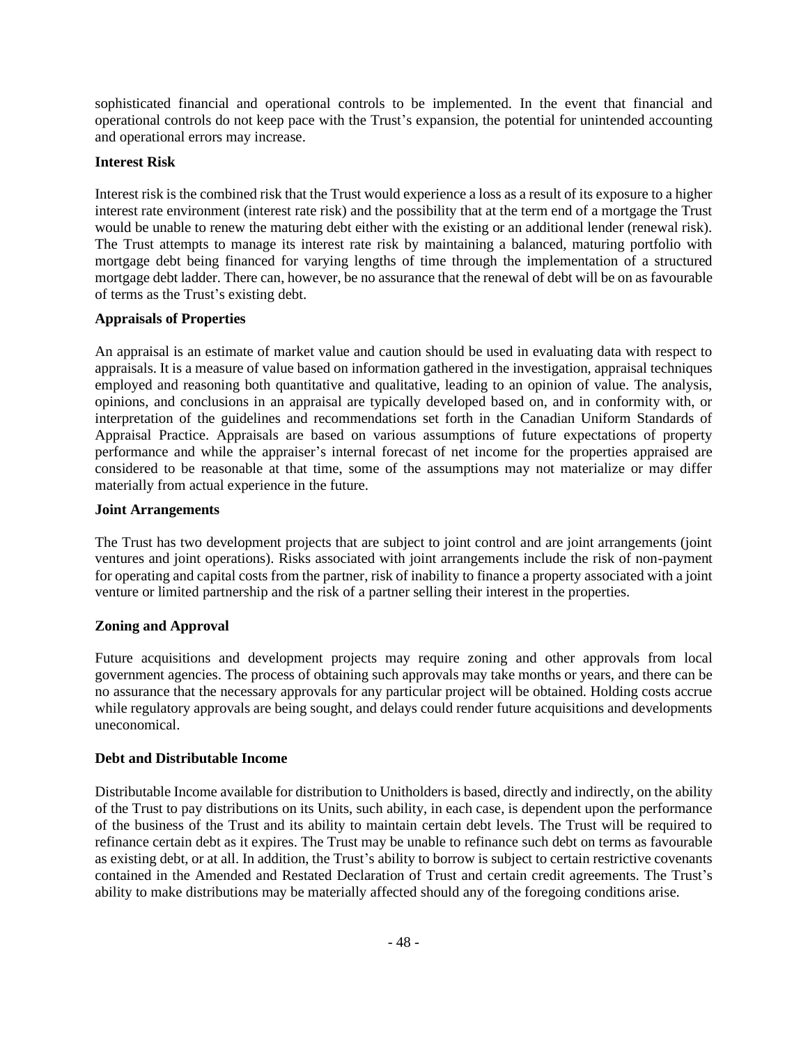sophisticated financial and operational controls to be implemented. In the event that financial and operational controls do not keep pace with the Trust's expansion, the potential for unintended accounting and operational errors may increase.

**Interest Risk**

Interest risk is the combined risk that the Trust would experience a loss as a result of its exposure to a higher interest rate environment (interest rate risk) and the possibility that at the term end of a mortgage the Trust would be unable to renew the maturing debt either with the existing or an additional lender (renewal risk). The Trust attempts to manage its interest rate risk by maintaining a balanced, maturing portfolio with mortgage debt being financed for varying lengths of time through the implementation of a structured mortgage debt ladder. There can, however, be no assurance that the renewal of debt will be on as favourable of terms as the Trust's existing debt.

**Appraisals of Properties**

An appraisal is an estimate of market value and caution should be used in evaluating data with respect to appraisals. It is a measure of value based on information gathered in the investigation, appraisal techniques employed and reasoning both quantitative and qualitative, leading to an opinion of value. The analysis, opinions, and conclusions in an appraisal are typically developed based on, and in conformity with, or interpretation of the guidelines and recommendations set forth in the Canadian Uniform Standards of Appraisal Practice. Appraisals are based on various assumptions of future expectations of property performance and while the appraiser's internal forecast of net income for the properties appraised are considered to be reasonable at that time, some of the assumptions may not materialize or may differ materially from actual experience in the future.

**Joint Arrangements**

The Trust has two development projects that are subject to joint control and are joint arrangements (joint ventures and joint operations). Risks associated with joint arrangements include the risk of non-payment for operating and capital costs from the partner, risk of inability to finance a property associated with a joint venture or limited partnership and the risk of a partner selling their interest in the properties.

**Zoning and Approval**

Future acquisitions and development projects may require zoning and other approvals from local government agencies. The process of obtaining such approvals may take months or years, and there can be no assurance that the necessary approvals for any particular project will be obtained. Holding costs accrue while regulatory approvals are being sought, and delays could render future acquisitions and developments uneconomical.

**Debt and Distributable Income**

Distributable Income available for distribution to Unitholders is based, directly and indirectly, on the ability of the Trust to pay distributions on its Units, such ability, in each case, is dependent upon the performance of the business of the Trust and its ability to maintain certain debt levels. The Trust will be required to refinance certain debt as it expires. The Trust may be unable to refinance such debt on terms as favourable as existing debt, or at all. In addition, the Trust's ability to borrow is subject to certain restrictive covenants contained in the Amended and Restated Declaration of Trust and certain credit agreements. The Trust's ability to make distributions may be materially affected should any of the foregoing conditions arise.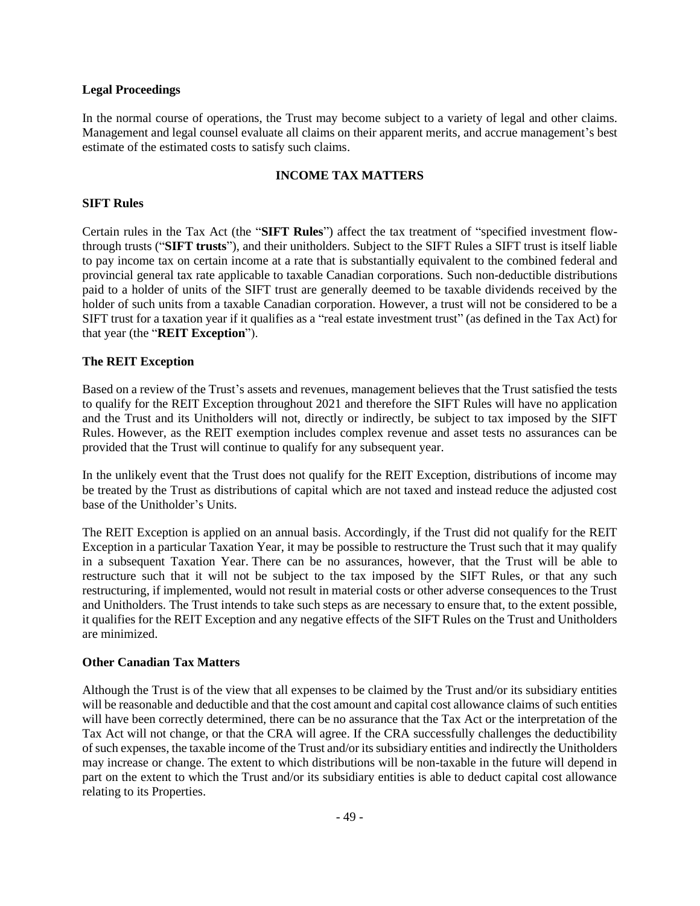### Legal Proceedings

In the normal course of operations, the Trust may become subject to a variety of legal and other claims. Management and legal counsel evaluate all claims on their apparent merits, and accrue management's best estimate of the estimated costs to satisfy such claims.

## INCOME TAX MATTERS

### SIFT Rules

Certain rules in the Tax Act (the "**SIFT Rules**") affect the tax treatment of "specified investment flow-through trusts ("**SIFT trusts**"), and their unitholders. Subject to the SIFT Rules a SIFT trust is itself liable to pay income tax on certain income at a rate that is substantially equivalent to the combined federal and provincial general tax rate applicable to taxable Canadian corporations. Such non-deductible distributions paid to a holder of units of the SIFT trust are generally deemed to be taxable dividends received by the holder of such units from a taxable Canadian corporation. However, a trust will not be considered to be a SIFT trust for a taxation year if it qualifies as a "real estate investment trust" (as defined in the Tax Act) for that year (the "**REIT Exception**").

### The REIT Exception

Based on a review of the Trust's assets and revenues, management believes that the Trust satisfied the tests to qualify for the REIT Exception throughout 2021 and therefore the SIFT Rules will have no application and the Trust and its Unitholders will not, directly or indirectly, be subject to tax imposed by the SIFT Rules. However, as the REIT exemption includes complex revenue and asset tests no assurances can be provided that the Trust will continue to qualify for any subsequent year.

In the unlikely event that the Trust does not qualify for the REIT Exception, distributions of income may be treated by the Trust as distributions of capital which are not taxed and instead reduce the adjusted cost base of the Unitholder's Units.

The REIT Exception is applied on an annual basis. Accordingly, if the Trust did not qualify for the REIT Exception in a particular Taxation Year, it may be possible to restructure the Trust such that it may qualify in a subsequent Taxation Year. There can be no assurances, however, that the Trust will be able to restructure such that it will not be subject to the tax imposed by the SIFT Rules, or that any such restructuring, if implemented, would not result in material costs or other adverse consequences to the Trust and Unitholders. The Trust intends to take such steps as are necessary to ensure that, to the extent possible, it qualifies for the REIT Exception and any negative effects of the SIFT Rules on the Trust and Unitholders are minimized.

### Other Canadian Tax Matters

Although the Trust is of the view that all expenses to be claimed by the Trust and/or its subsidiary entities will be reasonable and deductible and that the cost amount and capital cost allowance claims of such entities will have been correctly determined, there can be no assurance that the Tax Act or the interpretation of the Tax Act will not change, or that the CRA will agree. If the CRA successfully challenges the deductibility of such expenses, the taxable income of the Trust and/or its subsidiary entities and indirectly the Unitholders may increase or change. The extent to which distributions will be non-taxable in the future will depend in part on the extent to which the Trust and/or its subsidiary entities is able to deduct capital cost allowance relating to its Properties.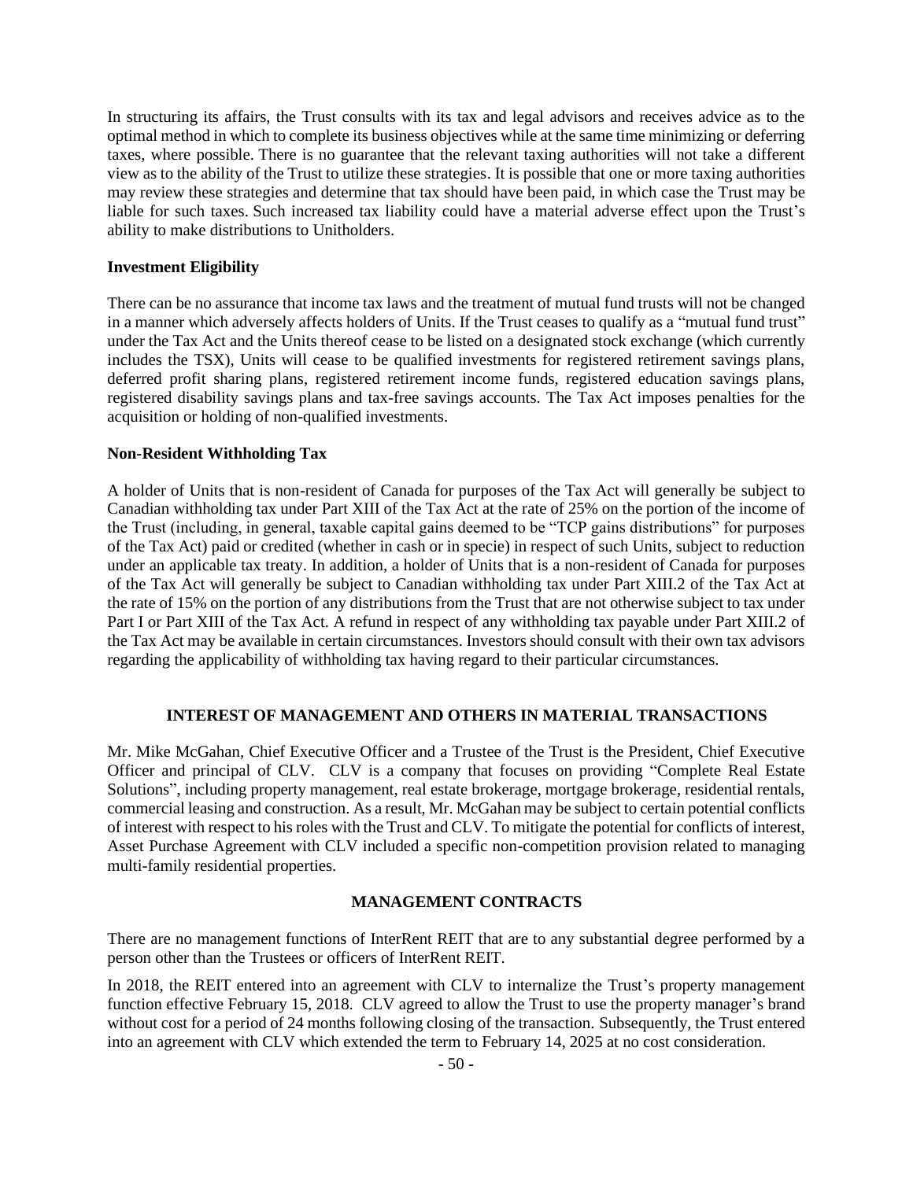In structuring its affairs, the Trust consults with its tax and legal advisors and receives advice as to the optimal method in which to complete its business objectives while at the same time minimizing or deferring taxes, where possible. There is no guarantee that the relevant taxing authorities will not take a different view as to the ability of the Trust to utilize these strategies. It is possible that one or more taxing authorities may review these strategies and determine that tax should have been paid, in which case the Trust may be liable for such taxes. Such increased tax liability could have a material adverse effect upon the Trust's ability to make distributions to Unitholders.

**Investment Eligibility**

There can be no assurance that income tax laws and the treatment of mutual fund trusts will not be changed in a manner which adversely affects holders of Units. If the Trust ceases to qualify as a "mutual fund trust" under the Tax Act and the Units thereof cease to be listed on a designated stock exchange (which currently includes the TSX), Units will cease to be qualified investments for registered retirement savings plans, deferred profit sharing plans, registered retirement income funds, registered education savings plans, registered disability savings plans and tax-free savings accounts. The Tax Act imposes penalties for the acquisition or holding of non-qualified investments.

**Non-Resident Withholding Tax**

A holder of Units that is non-resident of Canada for purposes of the Tax Act will generally be subject to Canadian withholding tax under Part XIII of the Tax Act at the rate of 25% on the portion of the income of the Trust (including, in general, taxable capital gains deemed to be "TCP gains distributions" for purposes of the Tax Act) paid or credited (whether in cash or in specie) in respect of such Units, subject to reduction under an applicable tax treaty. In addition, a holder of Units that is a non-resident of Canada for purposes of the Tax Act will generally be subject to Canadian withholding tax under Part XIII.2 of the Tax Act at the rate of 15% on the portion of any distributions from the Trust that are not otherwise subject to tax under Part I or Part XIII of the Tax Act. A refund in respect of any withholding tax payable under Part XIII.2 of the Tax Act may be available in certain circumstances. Investors should consult with their own tax advisors regarding the applicability of withholding tax having regard to their particular circumstances.

## INTEREST OF MANAGEMENT AND OTHERS IN MATERIAL TRANSACTIONS

Mr. Mike McGahan, Chief Executive Officer and a Trustee of the Trust is the President, Chief Executive Officer and principal of CLV. CLV is a company that focuses on providing "Complete Real Estate Solutions", including property management, real estate brokerage, mortgage brokerage, residential rentals, commercial leasing and construction. As a result, Mr. McGahan may be subject to certain potential conflicts of interest with respect to his roles with the Trust and CLV. To mitigate the potential for conflicts of interest, Asset Purchase Agreement with CLV included a specific non-competition provision related to managing multi-family residential properties.

## MANAGEMENT CONTRACTS

There are no management functions of InterRent REIT that are to any substantial degree performed by a person other than the Trustees or officers of InterRent REIT.

In 2018, the REIT entered into an agreement with CLV to internalize the Trust's property management function effective February 15, 2018. CLV agreed to allow the Trust to use the property manager's brand without cost for a period of 24 months following closing of the transaction. Subsequently, the Trust entered into an agreement with CLV which extended the term to February 14, 2025 at no cost consideration.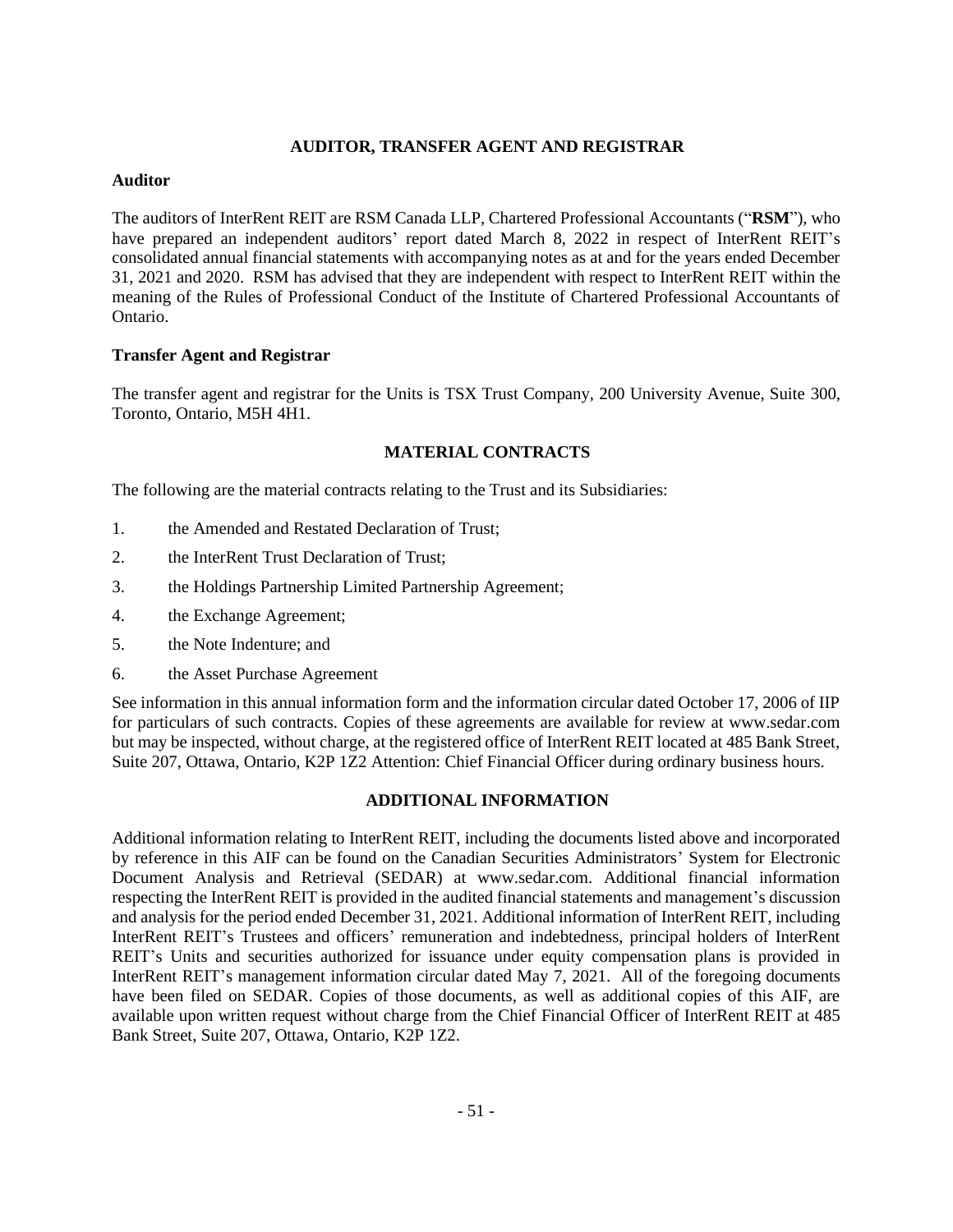## AUDITOR, TRANSFER AGENT AND REGISTRAR

### Auditor

The auditors of InterRent REIT are RSM Canada LLP, Chartered Professional Accountants ("**RSM**"), who have prepared an independent auditors' report dated March 8, 2022 in respect of InterRent REIT's consolidated annual financial statements with accompanying notes as at and for the years ended December 31, 2021 and 2020. RSM has advised that they are independent with respect to InterRent REIT within the meaning of the Rules of Professional Conduct of the Institute of Chartered Professional Accountants of Ontario.

### Transfer Agent and Registrar

The transfer agent and registrar for the Units is TSX Trust Company, 200 University Avenue, Suite 300, Toronto, Ontario, M5H 4H1.

## MATERIAL CONTRACTS

The following are the material contracts relating to the Trust and its Subsidiaries:

1. the Amended and Restated Declaration of Trust;
2. the InterRent Trust Declaration of Trust;
3. the Holdings Partnership Limited Partnership Agreement;
4. the Exchange Agreement;
5. the Note Indenture; and
6. the Asset Purchase Agreement

See information in this annual information form and the information circular dated October 17, 2006 of IIP for particulars of such contracts. Copies of these agreements are available for review at www.sedar.com but may be inspected, without charge, at the registered office of InterRent REIT located at 485 Bank Street, Suite 207, Ottawa, Ontario, K2P 1Z2 Attention: Chief Financial Officer during ordinary business hours.

## ADDITIONAL INFORMATION

Additional information relating to InterRent REIT, including the documents listed above and incorporated by reference in this AIF can be found on the Canadian Securities Administrators' System for Electronic Document Analysis and Retrieval (SEDAR) at www.sedar.com. Additional financial information respecting the InterRent REIT is provided in the audited financial statements and management's discussion and analysis for the period ended December 31, 2021. Additional information of InterRent REIT, including InterRent REIT's Trustees and officers' remuneration and indebtedness, principal holders of InterRent REIT's Units and securities authorized for issuance under equity compensation plans is provided in InterRent REIT's management information circular dated May 7, 2021. All of the foregoing documents have been filed on SEDAR. Copies of those documents, as well as additional copies of this AIF, are available upon written request without charge from the Chief Financial Officer of InterRent REIT at 485 Bank Street, Suite 207, Ottawa, Ontario, K2P 1Z2.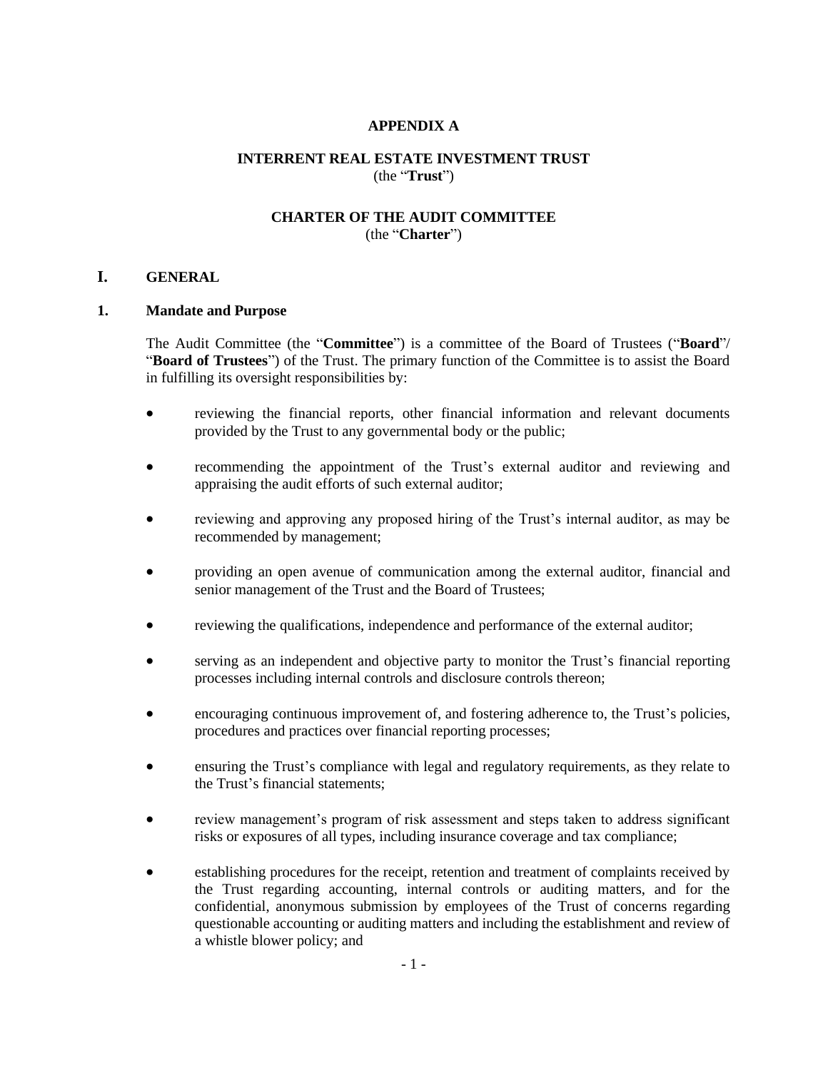**APPENDIX A**

**INTERRENT REAL ESTATE INVESTMENT TRUST**
(the "**Trust**")

**CHARTER OF THE AUDIT COMMITTEE**
(the "**Charter**")

# I. GENERAL

## 1. Mandate and Purpose

The Audit Committee (the "**Committee**") is a committee of the Board of Trustees ("**Board**"/ "**Board of Trustees**") of the Trust. The primary function of the Committee is to assist the Board in fulfilling its oversight responsibilities by:

- reviewing the financial reports, other financial information and relevant documents provided by the Trust to any governmental body or the public;
- recommending the appointment of the Trust's external auditor and reviewing and appraising the audit efforts of such external auditor;
- reviewing and approving any proposed hiring of the Trust's internal auditor, as may be recommended by management;
- providing an open avenue of communication among the external auditor, financial and senior management of the Trust and the Board of Trustees;
- reviewing the qualifications, independence and performance of the external auditor;
- serving as an independent and objective party to monitor the Trust's financial reporting processes including internal controls and disclosure controls thereon;
- encouraging continuous improvement of, and fostering adherence to, the Trust's policies, procedures and practices over financial reporting processes;
- ensuring the Trust's compliance with legal and regulatory requirements, as they relate to the Trust's financial statements;
- review management's program of risk assessment and steps taken to address significant risks or exposures of all types, including insurance coverage and tax compliance;
- establishing procedures for the receipt, retention and treatment of complaints received by the Trust regarding accounting, internal controls or auditing matters, and for the confidential, anonymous submission by employees of the Trust of concerns regarding questionable accounting or auditing matters and including the establishment and review of a whistle blower policy; and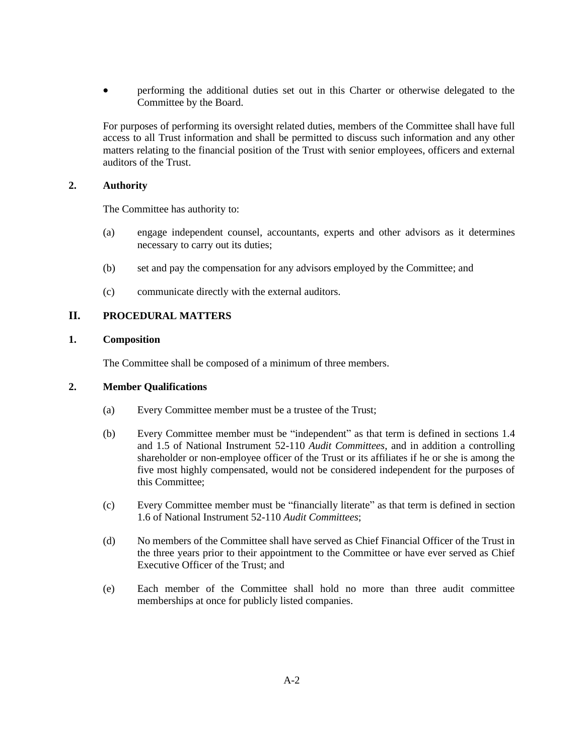- performing the additional duties set out in this Charter or otherwise delegated to the Committee by the Board.

For purposes of performing its oversight related duties, members of the Committee shall have full access to all Trust information and shall be permitted to discuss such information and any other matters relating to the financial position of the Trust with senior employees, officers and external auditors of the Trust.

### 2. Authority

The Committee has authority to:

(a) engage independent counsel, accountants, experts and other advisors as it determines necessary to carry out its duties;

(b) set and pay the compensation for any advisors employed by the Committee; and

(c) communicate directly with the external auditors.

## II. PROCEDURAL MATTERS

### 1. Composition

The Committee shall be composed of a minimum of three members.

### 2. Member Qualifications

(a) Every Committee member must be a trustee of the Trust;

(b) Every Committee member must be "independent" as that term is defined in sections 1.4 and 1.5 of National Instrument 52-110 *Audit Committees*, and in addition a controlling shareholder or non-employee officer of the Trust or its affiliates if he or she is among the five most highly compensated, would not be considered independent for the purposes of this Committee;

(c) Every Committee member must be "financially literate" as that term is defined in section 1.6 of National Instrument 52-110 *Audit Committees*;

(d) No members of the Committee shall have served as Chief Financial Officer of the Trust in the three years prior to their appointment to the Committee or have ever served as Chief Executive Officer of the Trust; and

(e) Each member of the Committee shall hold no more than three audit committee memberships at once for publicly listed companies.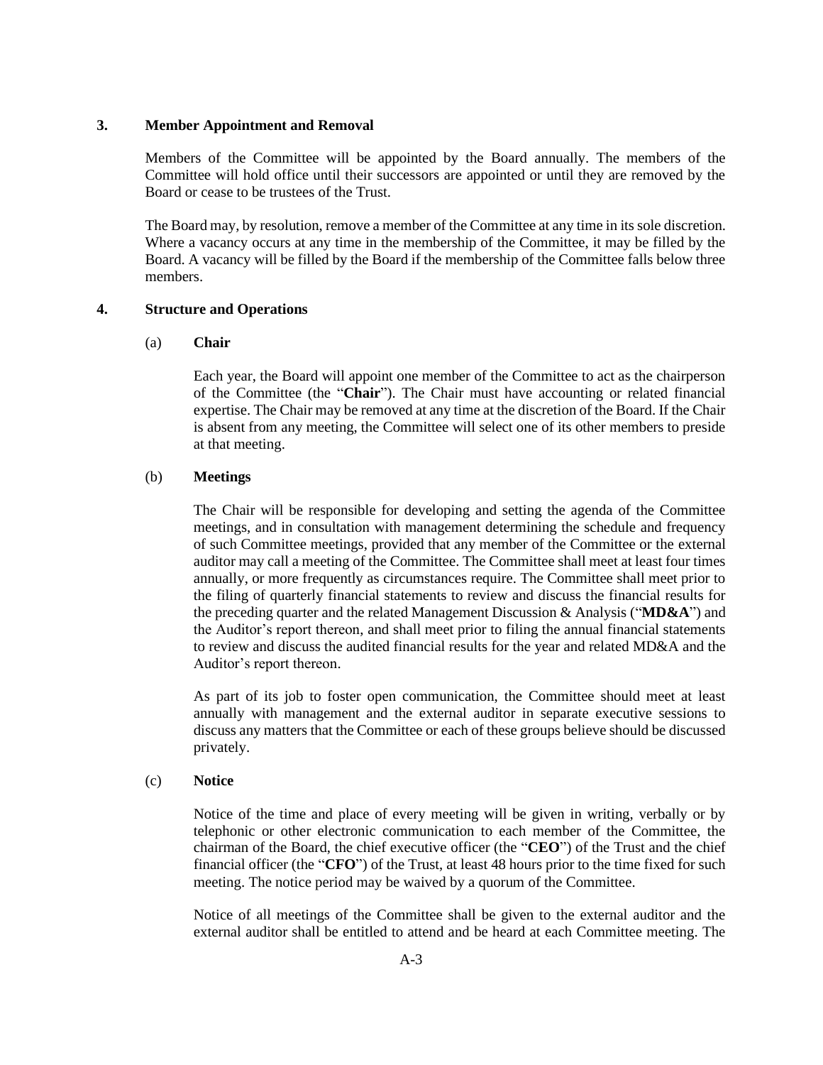## 3. Member Appointment and Removal

Members of the Committee will be appointed by the Board annually. The members of the Committee will hold office until their successors are appointed or until they are removed by the Board or cease to be trustees of the Trust.

The Board may, by resolution, remove a member of the Committee at any time in its sole discretion. Where a vacancy occurs at any time in the membership of the Committee, it may be filled by the Board. A vacancy will be filled by the Board if the membership of the Committee falls below three members.

## 4. Structure and Operations

### (a) Chair

Each year, the Board will appoint one member of the Committee to act as the chairperson of the Committee (the "**Chair**"). The Chair must have accounting or related financial expertise. The Chair may be removed at any time at the discretion of the Board. If the Chair is absent from any meeting, the Committee will select one of its other members to preside at that meeting.

### (b) Meetings

The Chair will be responsible for developing and setting the agenda of the Committee meetings, and in consultation with management determining the schedule and frequency of such Committee meetings, provided that any member of the Committee or the external auditor may call a meeting of the Committee. The Committee shall meet at least four times annually, or more frequently as circumstances require. The Committee shall meet prior to the filing of quarterly financial statements to review and discuss the financial results for the preceding quarter and the related Management Discussion & Analysis ("**MD&A**") and the Auditor's report thereon, and shall meet prior to filing the annual financial statements to review and discuss the audited financial results for the year and related MD&A and the Auditor's report thereon.

As part of its job to foster open communication, the Committee should meet at least annually with management and the external auditor in separate executive sessions to discuss any matters that the Committee or each of these groups believe should be discussed privately.

### (c) Notice

Notice of the time and place of every meeting will be given in writing, verbally or by telephonic or other electronic communication to each member of the Committee, the chairman of the Board, the chief executive officer (the "**CEO**") of the Trust and the chief financial officer (the "**CFO**") of the Trust, at least 48 hours prior to the time fixed for such meeting. The notice period may be waived by a quorum of the Committee.

Notice of all meetings of the Committee shall be given to the external auditor and the external auditor shall be entitled to attend and be heard at each Committee meeting. The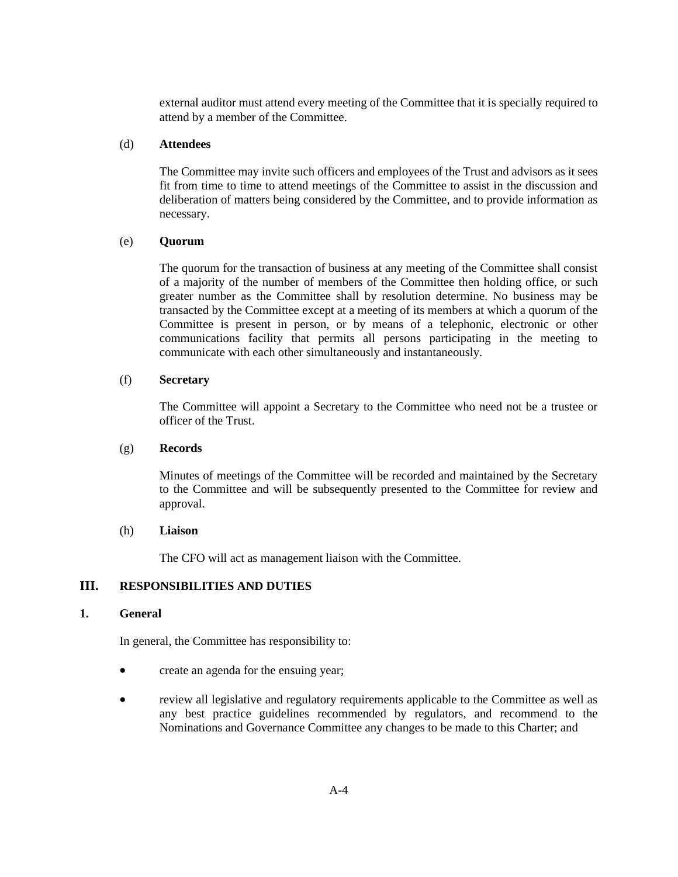external auditor must attend every meeting of the Committee that it is specially required to attend by a member of the Committee.

(d) **Attendees**

The Committee may invite such officers and employees of the Trust and advisors as it sees fit from time to time to attend meetings of the Committee to assist in the discussion and deliberation of matters being considered by the Committee, and to provide information as necessary.

(e) **Quorum**

The quorum for the transaction of business at any meeting of the Committee shall consist of a majority of the number of members of the Committee then holding office, or such greater number as the Committee shall by resolution determine. No business may be transacted by the Committee except at a meeting of its members at which a quorum of the Committee is present in person, or by means of a telephonic, electronic or other communications facility that permits all persons participating in the meeting to communicate with each other simultaneously and instantaneously.

(f) **Secretary**

The Committee will appoint a Secretary to the Committee who need not be a trustee or officer of the Trust.

(g) **Records**

Minutes of meetings of the Committee will be recorded and maintained by the Secretary to the Committee and will be subsequently presented to the Committee for review and approval.

(h) **Liaison**

The CFO will act as management liaison with the Committee.

## III. RESPONSIBILITIES AND DUTIES

### 1. General

In general, the Committee has responsibility to:

- create an agenda for the ensuing year;
- review all legislative and regulatory requirements applicable to the Committee as well as any best practice guidelines recommended by regulators, and recommend to the Nominations and Governance Committee any changes to be made to this Charter; and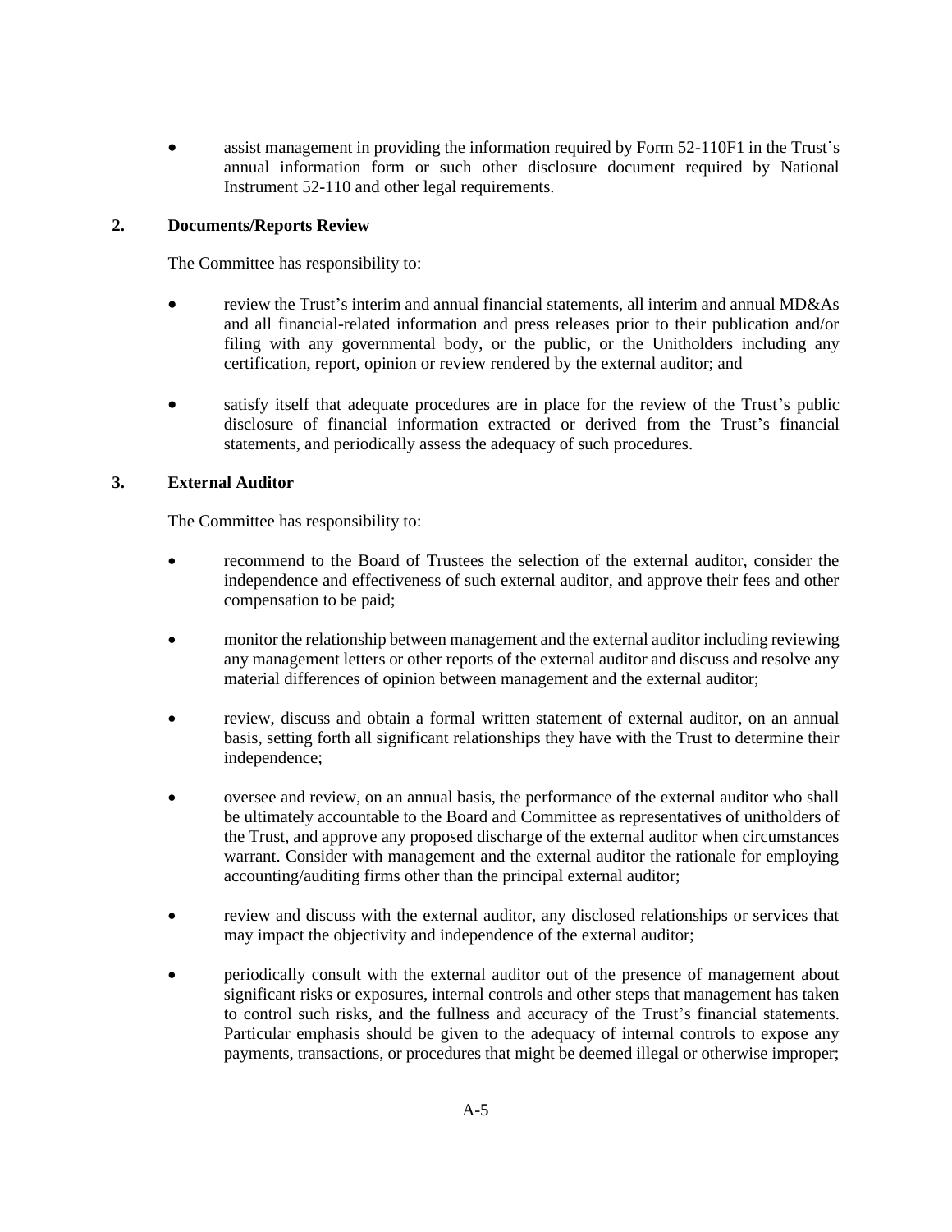- assist management in providing the information required by Form 52-110F1 in the Trust's annual information form or such other disclosure document required by National Instrument 52-110 and other legal requirements.

## 2. Documents/Reports Review

The Committee has responsibility to:

- review the Trust's interim and annual financial statements, all interim and annual MD&As and all financial-related information and press releases prior to their publication and/or filing with any governmental body, or the public, or the Unitholders including any certification, report, opinion or review rendered by the external auditor; and
- satisfy itself that adequate procedures are in place for the review of the Trust's public disclosure of financial information extracted or derived from the Trust's financial statements, and periodically assess the adequacy of such procedures.

## 3. External Auditor

The Committee has responsibility to:

- recommend to the Board of Trustees the selection of the external auditor, consider the independence and effectiveness of such external auditor, and approve their fees and other compensation to be paid;
- monitor the relationship between management and the external auditor including reviewing any management letters or other reports of the external auditor and discuss and resolve any material differences of opinion between management and the external auditor;
- review, discuss and obtain a formal written statement of external auditor, on an annual basis, setting forth all significant relationships they have with the Trust to determine their independence;
- oversee and review, on an annual basis, the performance of the external auditor who shall be ultimately accountable to the Board and Committee as representatives of unitholders of the Trust, and approve any proposed discharge of the external auditor when circumstances warrant. Consider with management and the external auditor the rationale for employing accounting/auditing firms other than the principal external auditor;
- review and discuss with the external auditor, any disclosed relationships or services that may impact the objectivity and independence of the external auditor;
- periodically consult with the external auditor out of the presence of management about significant risks or exposures, internal controls and other steps that management has taken to control such risks, and the fullness and accuracy of the Trust's financial statements. Particular emphasis should be given to the adequacy of internal controls to expose any payments, transactions, or procedures that might be deemed illegal or otherwise improper;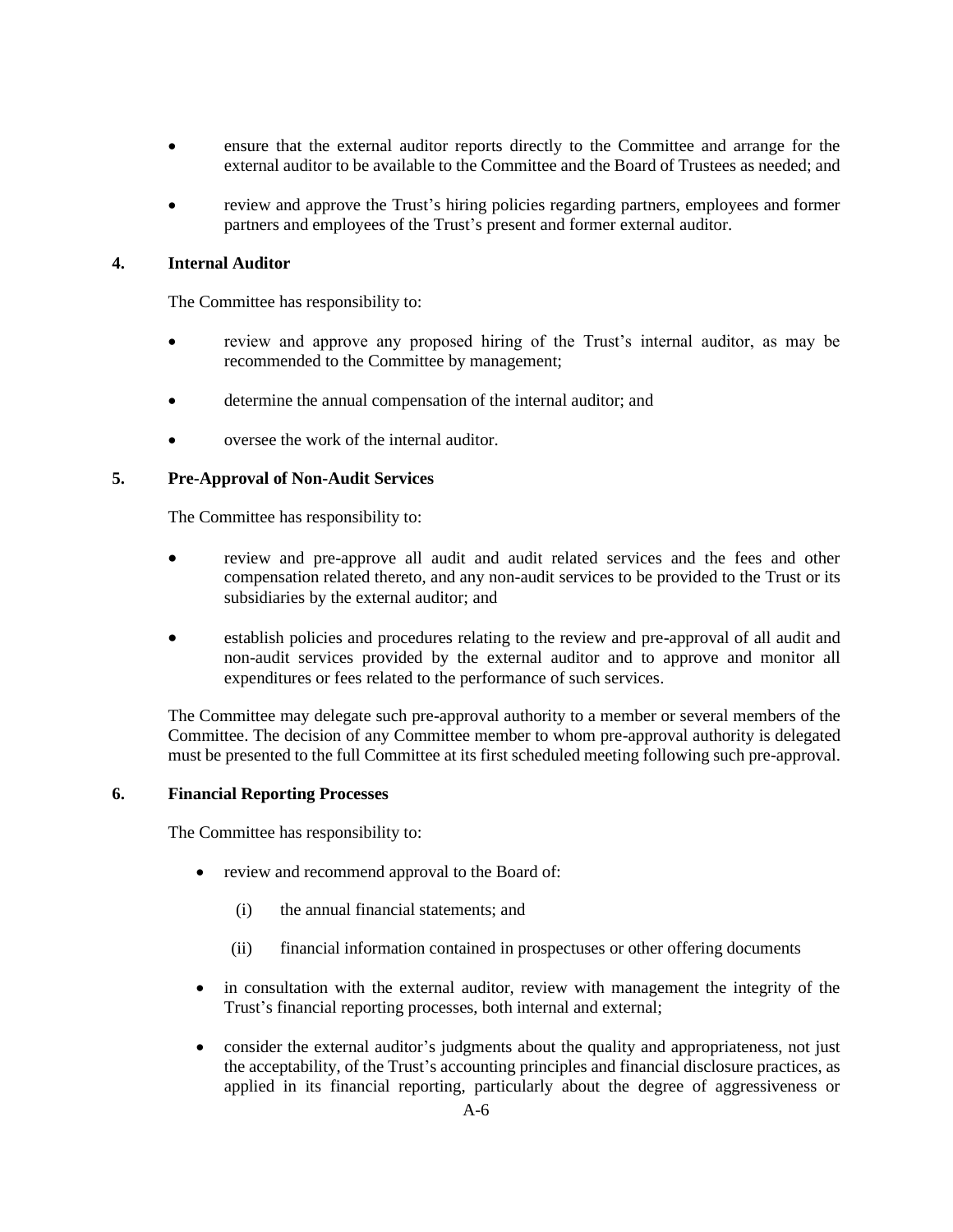- ensure that the external auditor reports directly to the Committee and arrange for the external auditor to be available to the Committee and the Board of Trustees as needed; and
- review and approve the Trust's hiring policies regarding partners, employees and former partners and employees of the Trust's present and former external auditor.

**4. Internal Auditor**

The Committee has responsibility to:

- review and approve any proposed hiring of the Trust's internal auditor, as may be recommended to the Committee by management;
- determine the annual compensation of the internal auditor; and
- oversee the work of the internal auditor.

**5. Pre-Approval of Non-Audit Services**

The Committee has responsibility to:

- review and pre-approve all audit and audit related services and the fees and other compensation related thereto, and any non-audit services to be provided to the Trust or its subsidiaries by the external auditor; and
- establish policies and procedures relating to the review and pre-approval of all audit and non-audit services provided by the external auditor and to approve and monitor all expenditures or fees related to the performance of such services.

The Committee may delegate such pre-approval authority to a member or several members of the Committee. The decision of any Committee member to whom pre-approval authority is delegated must be presented to the full Committee at its first scheduled meeting following such pre-approval.

**6. Financial Reporting Processes**

The Committee has responsibility to:

- review and recommend approval to the Board of:
  - (i) the annual financial statements; and
  - (ii) financial information contained in prospectuses or other offering documents
- in consultation with the external auditor, review with management the integrity of the Trust's financial reporting processes, both internal and external;
- consider the external auditor's judgments about the quality and appropriateness, not just the acceptability, of the Trust's accounting principles and financial disclosure practices, as applied in its financial reporting, particularly about the degree of aggressiveness or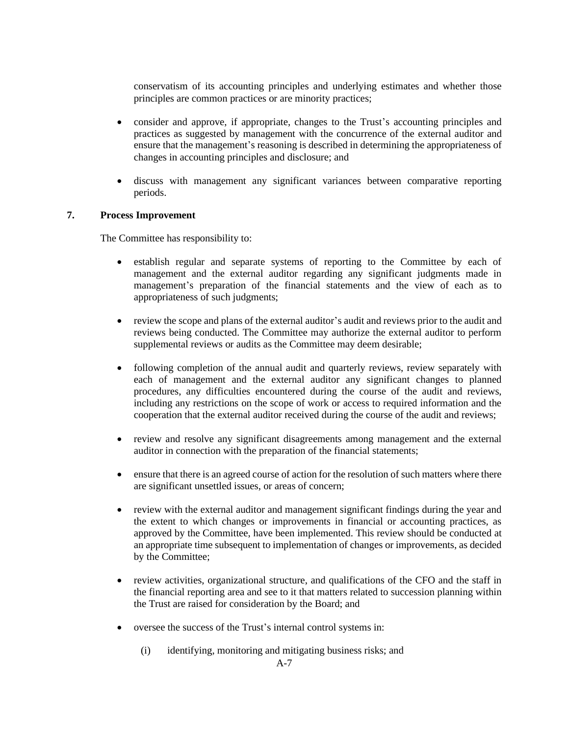conservatism of its accounting principles and underlying estimates and whether those principles are common practices or are minority practices;

- consider and approve, if appropriate, changes to the Trust's accounting principles and practices as suggested by management with the concurrence of the external auditor and ensure that the management's reasoning is described in determining the appropriateness of changes in accounting principles and disclosure; and
- discuss with management any significant variances between comparative reporting periods.

## 7. Process Improvement

The Committee has responsibility to:

- establish regular and separate systems of reporting to the Committee by each of management and the external auditor regarding any significant judgments made in management's preparation of the financial statements and the view of each as to appropriateness of such judgments;
- review the scope and plans of the external auditor's audit and reviews prior to the audit and reviews being conducted. The Committee may authorize the external auditor to perform supplemental reviews or audits as the Committee may deem desirable;
- following completion of the annual audit and quarterly reviews, review separately with each of management and the external auditor any significant changes to planned procedures, any difficulties encountered during the course of the audit and reviews, including any restrictions on the scope of work or access to required information and the cooperation that the external auditor received during the course of the audit and reviews;
- review and resolve any significant disagreements among management and the external auditor in connection with the preparation of the financial statements;
- ensure that there is an agreed course of action for the resolution of such matters where there are significant unsettled issues, or areas of concern;
- review with the external auditor and management significant findings during the year and the extent to which changes or improvements in financial or accounting practices, as approved by the Committee, have been implemented. This review should be conducted at an appropriate time subsequent to implementation of changes or improvements, as decided by the Committee;
- review activities, organizational structure, and qualifications of the CFO and the staff in the financial reporting area and see to it that matters related to succession planning within the Trust are raised for consideration by the Board; and
- oversee the success of the Trust's internal control systems in:
  - (i) identifying, monitoring and mitigating business risks; and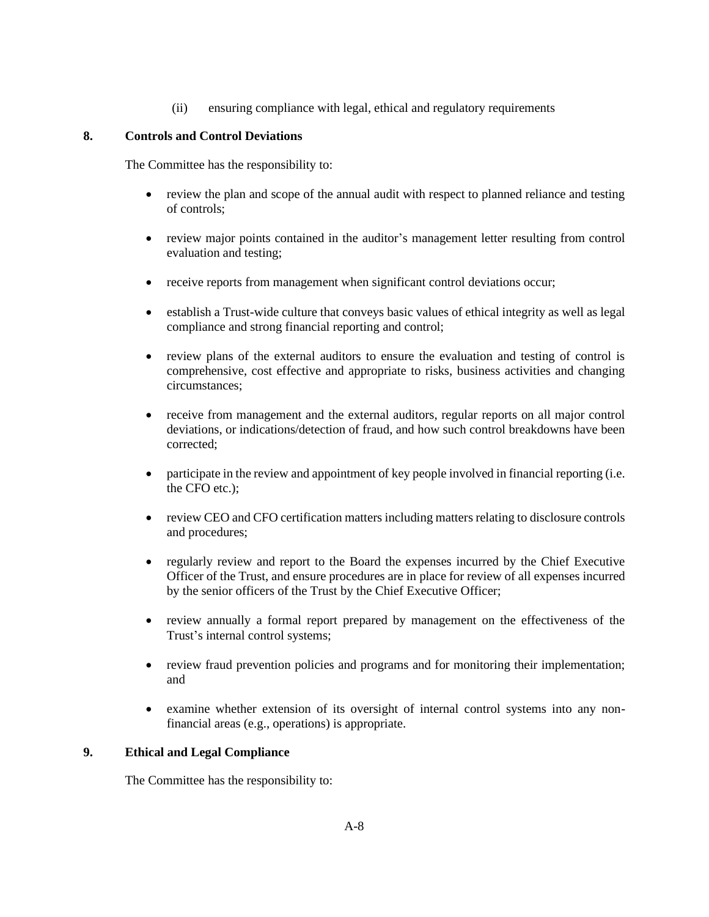(ii) ensuring compliance with legal, ethical and regulatory requirements

**8. Controls and Control Deviations**

The Committee has the responsibility to:

- review the plan and scope of the annual audit with respect to planned reliance and testing of controls;
- review major points contained in the auditor's management letter resulting from control evaluation and testing;
- receive reports from management when significant control deviations occur;
- establish a Trust-wide culture that conveys basic values of ethical integrity as well as legal compliance and strong financial reporting and control;
- review plans of the external auditors to ensure the evaluation and testing of control is comprehensive, cost effective and appropriate to risks, business activities and changing circumstances;
- receive from management and the external auditors, regular reports on all major control deviations, or indications/detection of fraud, and how such control breakdowns have been corrected;
- participate in the review and appointment of key people involved in financial reporting (i.e. the CFO etc.);
- review CEO and CFO certification matters including matters relating to disclosure controls and procedures;
- regularly review and report to the Board the expenses incurred by the Chief Executive Officer of the Trust, and ensure procedures are in place for review of all expenses incurred by the senior officers of the Trust by the Chief Executive Officer;
- review annually a formal report prepared by management on the effectiveness of the Trust's internal control systems;
- review fraud prevention policies and programs and for monitoring their implementation; and
- examine whether extension of its oversight of internal control systems into any non-financial areas (e.g., operations) is appropriate.

**9. Ethical and Legal Compliance**

The Committee has the responsibility to: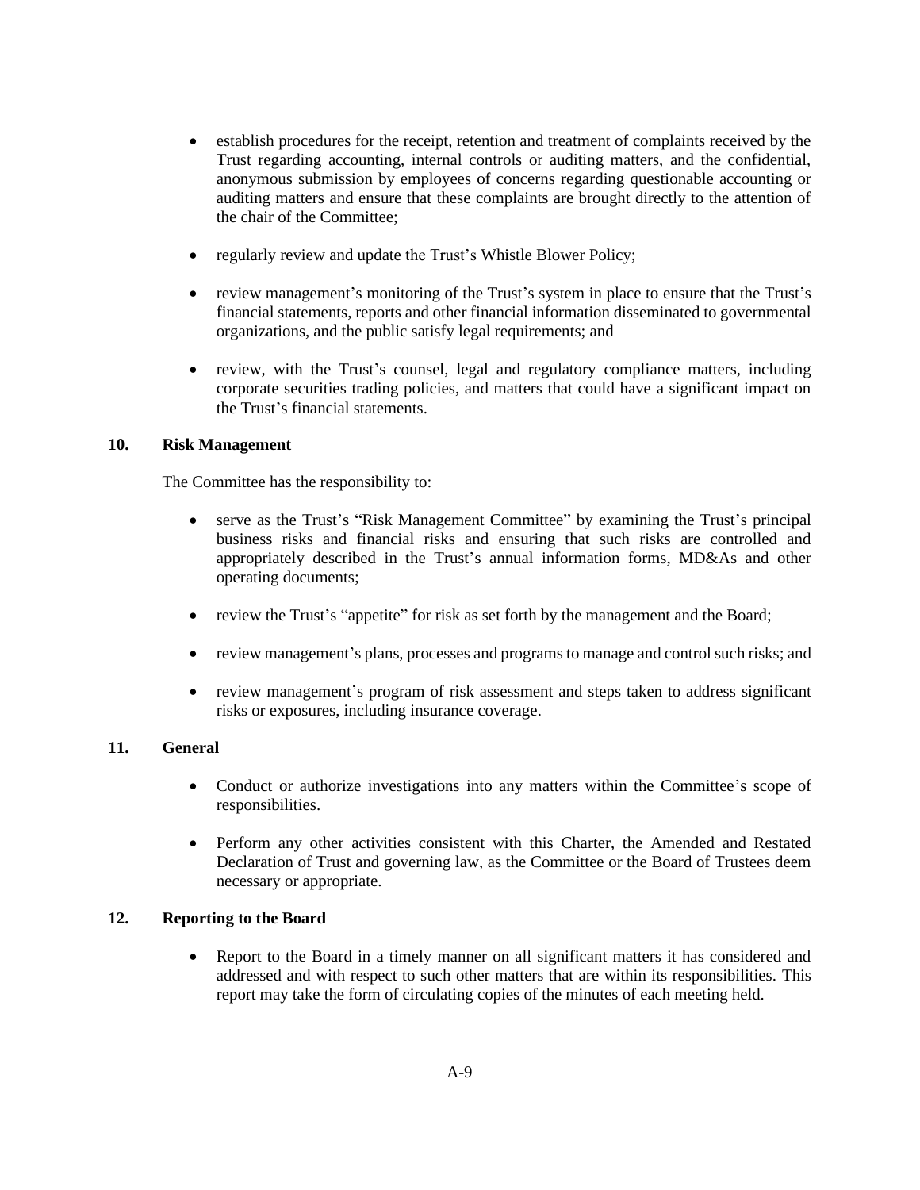- establish procedures for the receipt, retention and treatment of complaints received by the Trust regarding accounting, internal controls or auditing matters, and the confidential, anonymous submission by employees of concerns regarding questionable accounting or auditing matters and ensure that these complaints are brought directly to the attention of the chair of the Committee;

- regularly review and update the Trust's Whistle Blower Policy;

- review management's monitoring of the Trust's system in place to ensure that the Trust's financial statements, reports and other financial information disseminated to governmental organizations, and the public satisfy legal requirements; and

- review, with the Trust's counsel, legal and regulatory compliance matters, including corporate securities trading policies, and matters that could have a significant impact on the Trust's financial statements.

**10. Risk Management**

The Committee has the responsibility to:

- serve as the Trust's "Risk Management Committee" by examining the Trust's principal business risks and financial risks and ensuring that such risks are controlled and appropriately described in the Trust's annual information forms, MD&As and other operating documents;

- review the Trust's "appetite" for risk as set forth by the management and the Board;

- review management's plans, processes and programs to manage and control such risks; and

- review management's program of risk assessment and steps taken to address significant risks or exposures, including insurance coverage.

**11. General**

- Conduct or authorize investigations into any matters within the Committee's scope of responsibilities.

- Perform any other activities consistent with this Charter, the Amended and Restated Declaration of Trust and governing law, as the Committee or the Board of Trustees deem necessary or appropriate.

**12. Reporting to the Board**

- Report to the Board in a timely manner on all significant matters it has considered and addressed and with respect to such other matters that are within its responsibilities. This report may take the form of circulating copies of the minutes of each meeting held.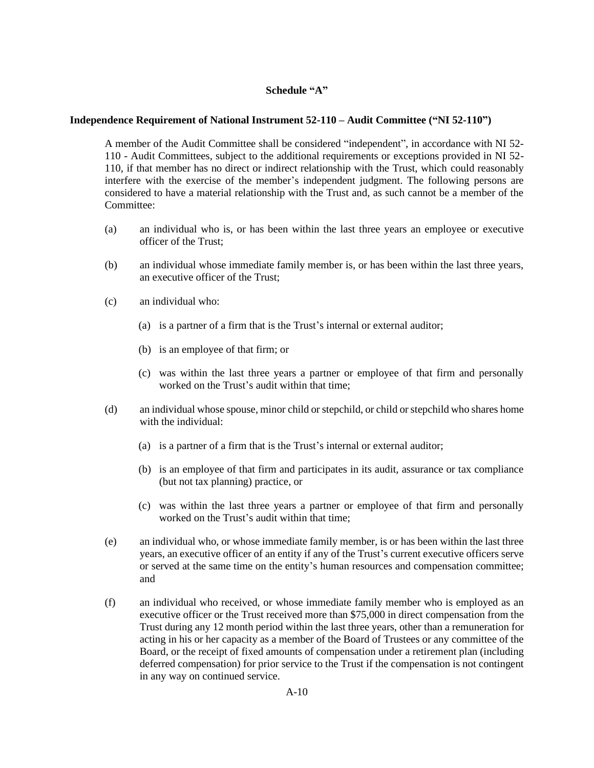**Schedule "A"**

**Independence Requirement of National Instrument 52-110 – Audit Committee ("NI 52-110")**

A member of the Audit Committee shall be considered "independent", in accordance with NI 52-110 - Audit Committees, subject to the additional requirements or exceptions provided in NI 52-110, if that member has no direct or indirect relationship with the Trust, which could reasonably interfere with the exercise of the member's independent judgment. The following persons are considered to have a material relationship with the Trust and, as such cannot be a member of the Committee:

(a) an individual who is, or has been within the last three years an employee or executive officer of the Trust;

(b) an individual whose immediate family member is, or has been within the last three years, an executive officer of the Trust;

(c) an individual who:

   (a) is a partner of a firm that is the Trust's internal or external auditor;

   (b) is an employee of that firm; or

   (c) was within the last three years a partner or employee of that firm and personally worked on the Trust's audit within that time;

(d) an individual whose spouse, minor child or stepchild, or child or stepchild who shares home with the individual:

   (a) is a partner of a firm that is the Trust's internal or external auditor;

   (b) is an employee of that firm and participates in its audit, assurance or tax compliance (but not tax planning) practice, or

   (c) was within the last three years a partner or employee of that firm and personally worked on the Trust's audit within that time;

(e) an individual who, or whose immediate family member, is or has been within the last three years, an executive officer of an entity if any of the Trust's current executive officers serve or served at the same time on the entity's human resources and compensation committee; and

(f) an individual who received, or whose immediate family member who is employed as an executive officer or the Trust received more than $75,000 in direct compensation from the Trust during any 12 month period within the last three years, other than a remuneration for acting in his or her capacity as a member of the Board of Trustees or any committee of the Board, or the receipt of fixed amounts of compensation under a retirement plan (including deferred compensation) for prior service to the Trust if the compensation is not contingent in any way on continued service.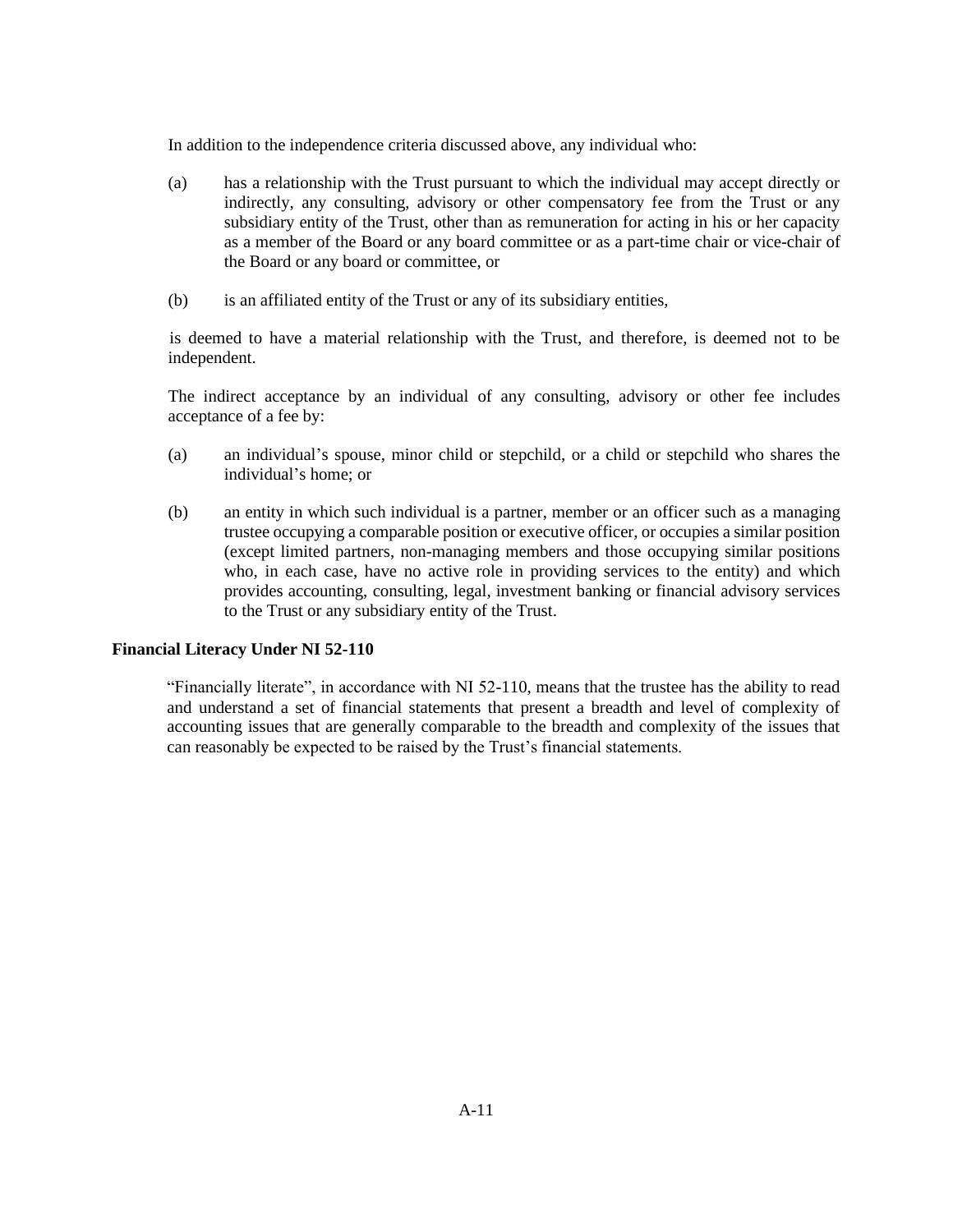In addition to the independence criteria discussed above, any individual who:

(a) has a relationship with the Trust pursuant to which the individual may accept directly or indirectly, any consulting, advisory or other compensatory fee from the Trust or any subsidiary entity of the Trust, other than as remuneration for acting in his or her capacity as a member of the Board or any board committee or as a part-time chair or vice-chair of the Board or any board or committee, or

(b) is an affiliated entity of the Trust or any of its subsidiary entities,

is deemed to have a material relationship with the Trust, and therefore, is deemed not to be independent.

The indirect acceptance by an individual of any consulting, advisory or other fee includes acceptance of a fee by:

(a) an individual's spouse, minor child or stepchild, or a child or stepchild who shares the individual's home; or

(b) an entity in which such individual is a partner, member or an officer such as a managing trustee occupying a comparable position or executive officer, or occupies a similar position (except limited partners, non-managing members and those occupying similar positions who, in each case, have no active role in providing services to the entity) and which provides accounting, consulting, legal, investment banking or financial advisory services to the Trust or any subsidiary entity of the Trust.

**Financial Literacy Under NI 52-110**

"Financially literate", in accordance with NI 52-110, means that the trustee has the ability to read and understand a set of financial statements that present a breadth and level of complexity of accounting issues that are generally comparable to the breadth and complexity of the issues that can reasonably be expected to be raised by the Trust's financial statements.